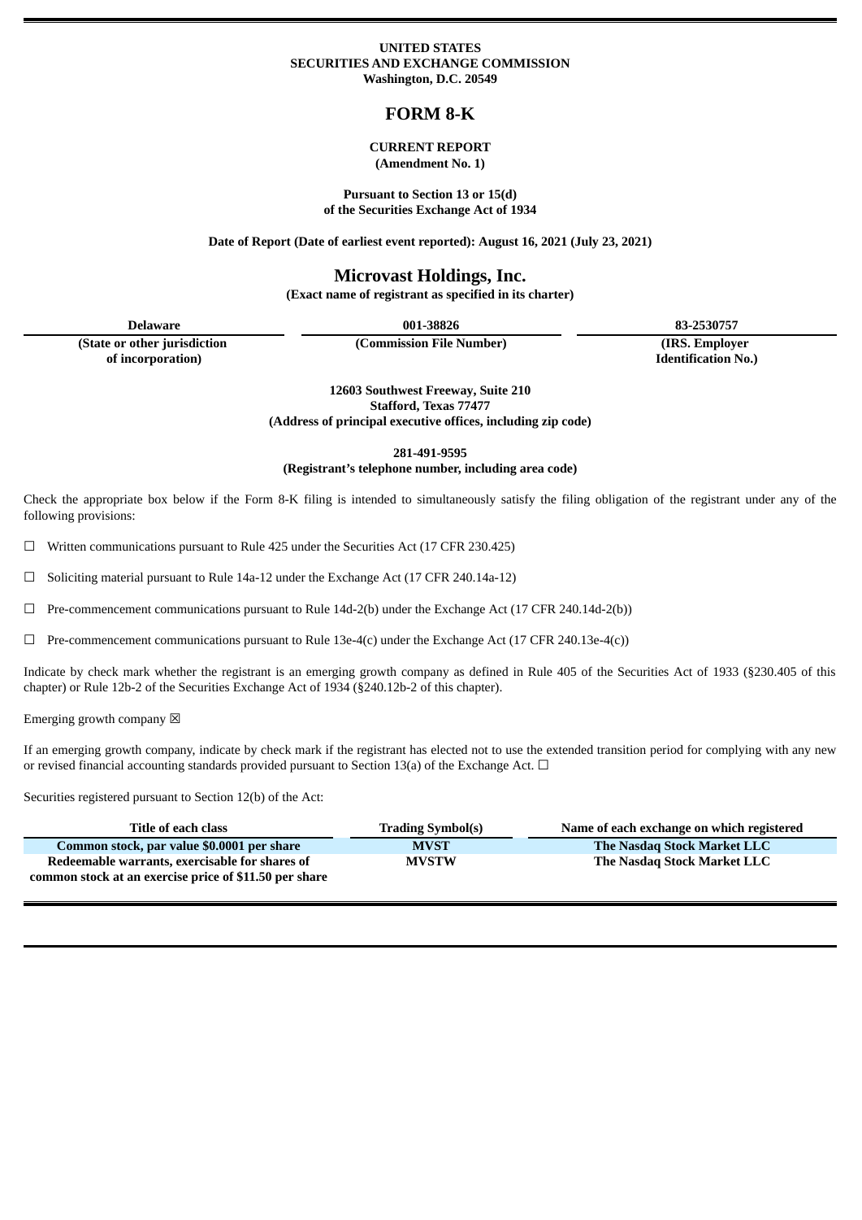**UNITED STATES**
**SECURITIES AND EXCHANGE COMMISSION**
**Washington, D.C. 20549**

# FORM 8-K

**CURRENT REPORT**
**(Amendment No. 1)**

**Pursuant to Section 13 or 15(d)**
**of the Securities Exchange Act of 1934**

**Date of Report (Date of earliest event reported): August 16, 2021 (July 23, 2021)**

## Microvast Holdings, Inc.

**(Exact name of registrant as specified in its charter)**

| Delaware | 001-38826 | 83-2530757 |
|---|---|---|
| (State or other jurisdiction of incorporation) | (Commission File Number) | (IRS. Employer Identification No.) |

**12603 Southwest Freeway, Suite 210**
**Stafford, Texas 77477**
**(Address of principal executive offices, including zip code)**

**281-491-9595**
**(Registrant's telephone number, including area code)**

Check the appropriate box below if the Form 8-K filing is intended to simultaneously satisfy the filing obligation of the registrant under any of the following provisions:

☐ Written communications pursuant to Rule 425 under the Securities Act (17 CFR 230.425)

☐ Soliciting material pursuant to Rule 14a-12 under the Exchange Act (17 CFR 240.14a-12)

☐ Pre-commencement communications pursuant to Rule 14d-2(b) under the Exchange Act (17 CFR 240.14d-2(b))

☐ Pre-commencement communications pursuant to Rule 13e-4(c) under the Exchange Act (17 CFR 240.13e-4(c))

Indicate by check mark whether the registrant is an emerging growth company as defined in Rule 405 of the Securities Act of 1933 (§230.405 of this chapter) or Rule 12b-2 of the Securities Exchange Act of 1934 (§240.12b-2 of this chapter).

Emerging growth company ☒

If an emerging growth company, indicate by check mark if the registrant has elected not to use the extended transition period for complying with any new or revised financial accounting standards provided pursuant to Section 13(a) of the Exchange Act. ☐

Securities registered pursuant to Section 12(b) of the Act:

| Title of each class | Trading Symbol(s) | Name of each exchange on which registered |
|---|---|---|
| **Common stock, par value $0.0001 per share** | **MVST** | **The Nasdaq Stock Market LLC** |
| **Redeemable warrants, exercisable for shares of common stock at an exercise price of $11.50 per share** | **MVSTW** | **The Nasdaq Stock Market LLC** |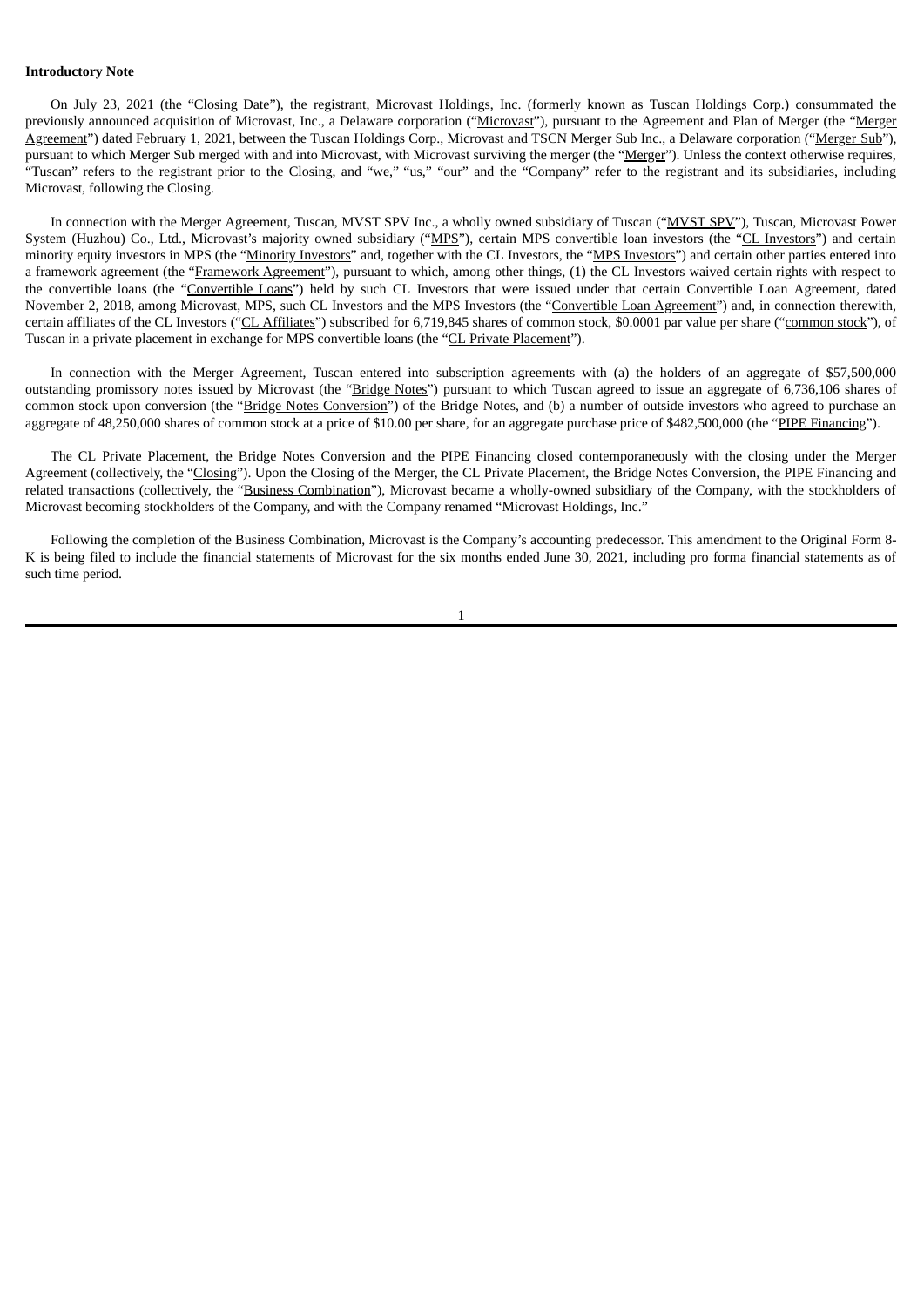**Introductory Note**

On July 23, 2021 (the "Closing Date"), the registrant, Microvast Holdings, Inc. (formerly known as Tuscan Holdings Corp.) consummated the previously announced acquisition of Microvast, Inc., a Delaware corporation ("Microvast"), pursuant to the Agreement and Plan of Merger (the "Merger Agreement") dated February 1, 2021, between the Tuscan Holdings Corp., Microvast and TSCN Merger Sub Inc., a Delaware corporation ("Merger Sub"), pursuant to which Merger Sub merged with and into Microvast, with Microvast surviving the merger (the "Merger"). Unless the context otherwise requires, "Tuscan" refers to the registrant prior to the Closing, and "we," "us," "our" and the "Company" refer to the registrant and its subsidiaries, including Microvast, following the Closing.

In connection with the Merger Agreement, Tuscan, MVST SPV Inc., a wholly owned subsidiary of Tuscan ("MVST SPV"), Tuscan, Microvast Power System (Huzhou) Co., Ltd., Microvast's majority owned subsidiary ("MPS"), certain MPS convertible loan investors (the "CL Investors") and certain minority equity investors in MPS (the "Minority Investors" and, together with the CL Investors, the "MPS Investors") and certain other parties entered into a framework agreement (the "Framework Agreement"), pursuant to which, among other things, (1) the CL Investors waived certain rights with respect to the convertible loans (the "Convertible Loans") held by such CL Investors that were issued under that certain Convertible Loan Agreement, dated November 2, 2018, among Microvast, MPS, such CL Investors and the MPS Investors (the "Convertible Loan Agreement") and, in connection therewith, certain affiliates of the CL Investors ("CL Affiliates") subscribed for 6,719,845 shares of common stock, $0.0001 par value per share ("common stock"), of Tuscan in a private placement in exchange for MPS convertible loans (the "CL Private Placement").

In connection with the Merger Agreement, Tuscan entered into subscription agreements with (a) the holders of an aggregate of $57,500,000 outstanding promissory notes issued by Microvast (the "Bridge Notes") pursuant to which Tuscan agreed to issue an aggregate of 6,736,106 shares of common stock upon conversion (the "Bridge Notes Conversion") of the Bridge Notes, and (b) a number of outside investors who agreed to purchase an aggregate of 48,250,000 shares of common stock at a price of $10.00 per share, for an aggregate purchase price of $482,500,000 (the "PIPE Financing").

The CL Private Placement, the Bridge Notes Conversion and the PIPE Financing closed contemporaneously with the closing under the Merger Agreement (collectively, the "Closing"). Upon the Closing of the Merger, the CL Private Placement, the Bridge Notes Conversion, the PIPE Financing and related transactions (collectively, the "Business Combination"), Microvast became a wholly-owned subsidiary of the Company, with the stockholders of Microvast becoming stockholders of the Company, and with the Company renamed "Microvast Holdings, Inc."

Following the completion of the Business Combination, Microvast is the Company's accounting predecessor. This amendment to the Original Form 8-K is being filed to include the financial statements of Microvast for the six months ended June 30, 2021, including pro forma financial statements as of such time period.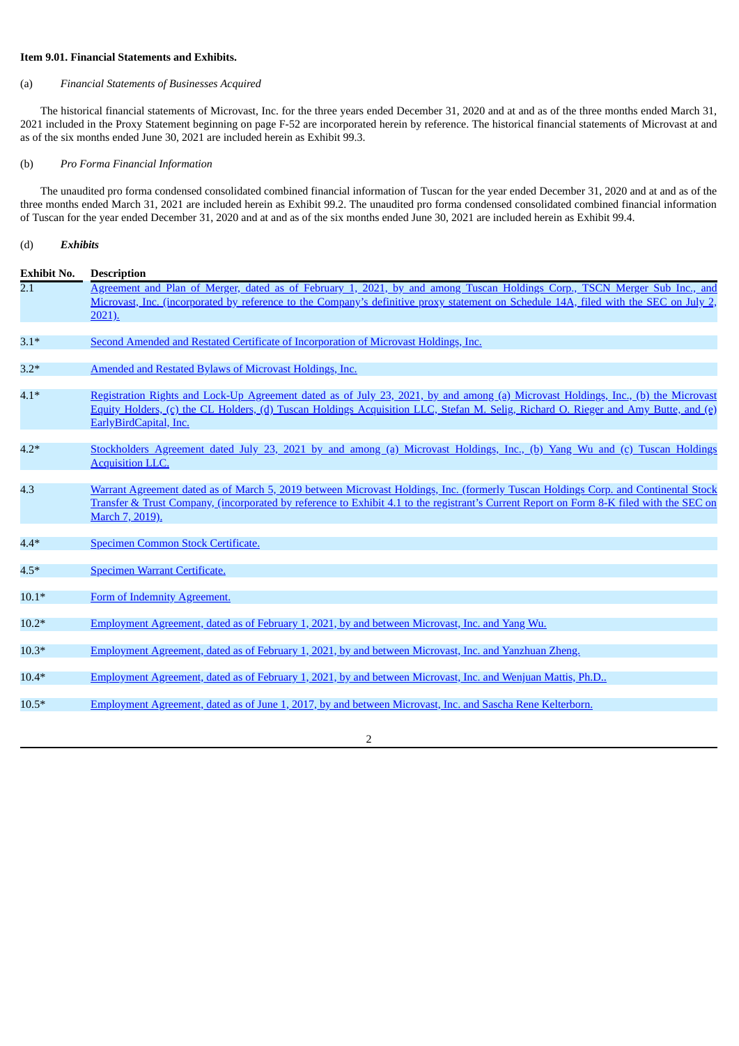**Item 9.01. Financial Statements and Exhibits.**

(a) *Financial Statements of Businesses Acquired*

The historical financial statements of Microvast, Inc. for the three years ended December 31, 2020 and at and as of the three months ended March 31, 2021 included in the Proxy Statement beginning on page F-52 are incorporated herein by reference. The historical financial statements of Microvast at and as of the six months ended June 30, 2021 are included herein as Exhibit 99.3.

(b) *Pro Forma Financial Information*

The unaudited pro forma condensed consolidated combined financial information of Tuscan for the year ended December 31, 2020 and at and as of the three months ended March 31, 2021 are included herein as Exhibit 99.2. The unaudited pro forma condensed consolidated combined financial information of Tuscan for the year ended December 31, 2020 and at and as of the six months ended June 30, 2021 are included herein as Exhibit 99.4.

(d) ***Exhibits***

| Exhibit No. | Description |
|---|---|
| 2.1 | Agreement and Plan of Merger, dated as of February 1, 2021, by and among Tuscan Holdings Corp., TSCN Merger Sub Inc., and Microvast, Inc. (incorporated by reference to the Company's definitive proxy statement on Schedule 14A, filed with the SEC on July 2, 2021). |
| 3.1* | Second Amended and Restated Certificate of Incorporation of Microvast Holdings, Inc. |
| 3.2* | Amended and Restated Bylaws of Microvast Holdings, Inc. |
| 4.1* | Registration Rights and Lock-Up Agreement dated as of July 23, 2021, by and among (a) Microvast Holdings, Inc., (b) the Microvast Equity Holders, (c) the CL Holders, (d) Tuscan Holdings Acquisition LLC, Stefan M. Selig, Richard O. Rieger and Amy Butte, and (e) EarlyBirdCapital, Inc. |
| 4.2* | Stockholders Agreement dated July 23, 2021 by and among (a) Microvast Holdings, Inc., (b) Yang Wu and (c) Tuscan Holdings Acquisition LLC. |
| 4.3 | Warrant Agreement dated as of March 5, 2019 between Microvast Holdings, Inc. (formerly Tuscan Holdings Corp. and Continental Stock Transfer & Trust Company, (incorporated by reference to Exhibit 4.1 to the registrant's Current Report on Form 8-K filed with the SEC on March 7, 2019). |
| 4.4* | Specimen Common Stock Certificate. |
| 4.5* | Specimen Warrant Certificate. |
| 10.1* | Form of Indemnity Agreement. |
| 10.2* | Employment Agreement, dated as of February 1, 2021, by and between Microvast, Inc. and Yang Wu. |
| 10.3* | Employment Agreement, dated as of February 1, 2021, by and between Microvast, Inc. and Yanzhuan Zheng. |
| 10.4* | Employment Agreement, dated as of February 1, 2021, by and between Microvast, Inc. and Wenjuan Mattis, Ph.D.. |
| 10.5* | Employment Agreement, dated as of June 1, 2017, by and between Microvast, Inc. and Sascha Rene Kelterborn. |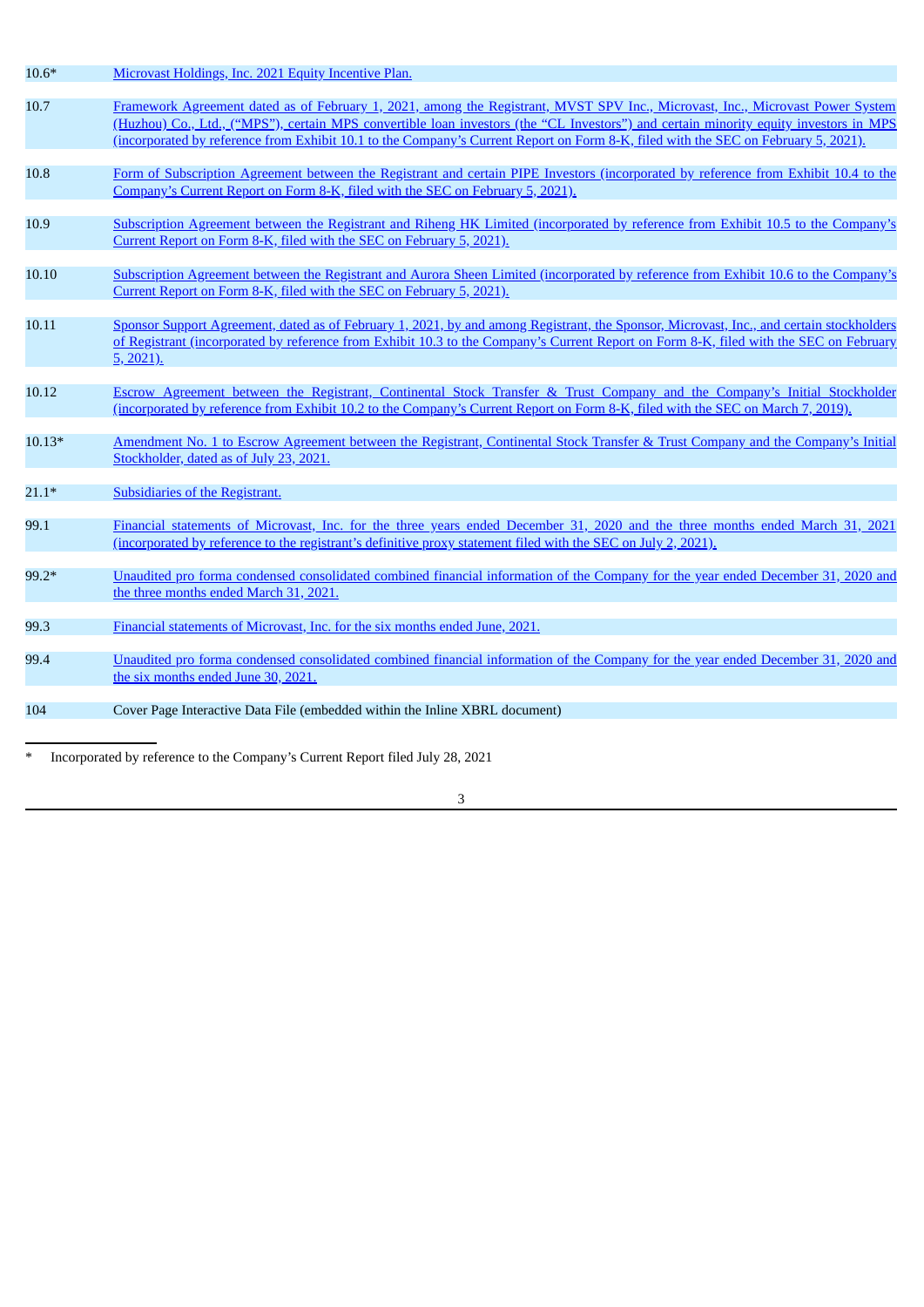| | |
|---|---|
| 10.6* | Microvast Holdings, Inc. 2021 Equity Incentive Plan. |
| 10.7 | Framework Agreement dated as of February 1, 2021, among the Registrant, MVST SPV Inc., Microvast, Inc., Microvast Power System (Huzhou) Co., Ltd., (“MPS”), certain MPS convertible loan investors (the “CL Investors”) and certain minority equity investors in MPS (incorporated by reference from Exhibit 10.1 to the Company’s Current Report on Form 8-K, filed with the SEC on February 5, 2021). |
| 10.8 | Form of Subscription Agreement between the Registrant and certain PIPE Investors (incorporated by reference from Exhibit 10.4 to the Company’s Current Report on Form 8-K, filed with the SEC on February 5, 2021). |
| 10.9 | Subscription Agreement between the Registrant and Riheng HK Limited (incorporated by reference from Exhibit 10.5 to the Company’s Current Report on Form 8-K, filed with the SEC on February 5, 2021). |
| 10.10 | Subscription Agreement between the Registrant and Aurora Sheen Limited (incorporated by reference from Exhibit 10.6 to the Company’s Current Report on Form 8-K, filed with the SEC on February 5, 2021). |
| 10.11 | Sponsor Support Agreement, dated as of February 1, 2021, by and among Registrant, the Sponsor, Microvast, Inc., and certain stockholders of Registrant (incorporated by reference from Exhibit 10.3 to the Company’s Current Report on Form 8-K, filed with the SEC on February 5, 2021). |
| 10.12 | Escrow Agreement between the Registrant, Continental Stock Transfer & Trust Company and the Company’s Initial Stockholder (incorporated by reference from Exhibit 10.2 to the Company’s Current Report on Form 8-K, filed with the SEC on March 7, 2019). |
| 10.13* | Amendment No. 1 to Escrow Agreement between the Registrant, Continental Stock Transfer & Trust Company and the Company’s Initial Stockholder, dated as of July 23, 2021. |
| 21.1* | Subsidiaries of the Registrant. |
| 99.1 | Financial statements of Microvast, Inc. for the three years ended December 31, 2020 and the three months ended March 31, 2021 (incorporated by reference to the registrant’s definitive proxy statement filed with the SEC on July 2, 2021). |
| 99.2* | Unaudited pro forma condensed consolidated combined financial information of the Company for the year ended December 31, 2020 and the three months ended March 31, 2021. |
| 99.3 | Financial statements of Microvast, Inc. for the six months ended June, 2021. |
| 99.4 | Unaudited pro forma condensed consolidated combined financial information of the Company for the year ended December 31, 2020 and the six months ended June 30, 2021. |
| 104 | Cover Page Interactive Data File (embedded within the Inline XBRL document) |

\* Incorporated by reference to the Company’s Current Report filed July 28, 2021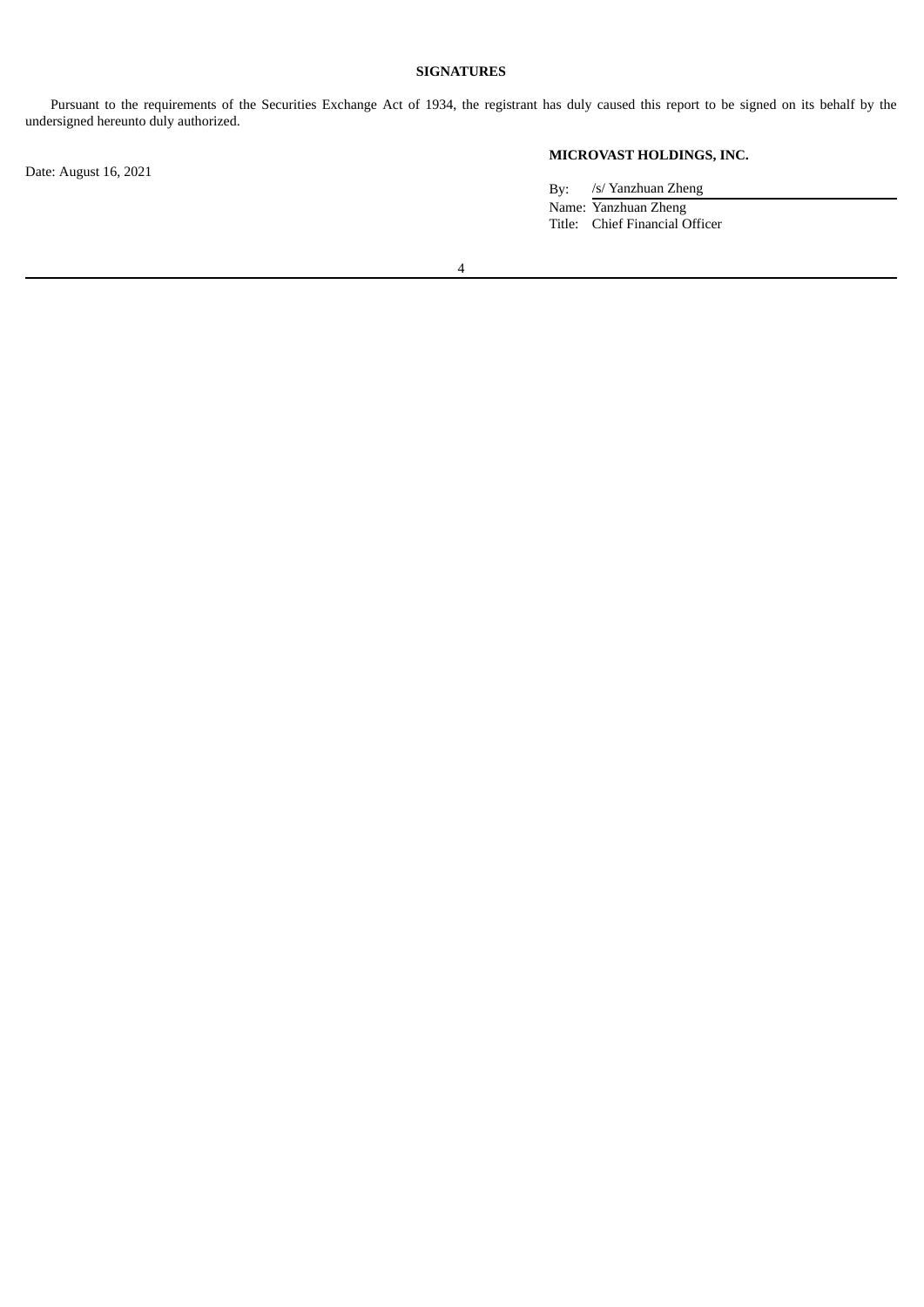## SIGNATURES

Pursuant to the requirements of the Securities Exchange Act of 1934, the registrant has duly caused this report to be signed on its behalf by the undersigned hereunto duly authorized.

Date: August 16, 2021

**MICROVAST HOLDINGS, INC.**

By: /s/ Yanzhuan Zheng

Name: Yanzhuan Zheng

Title: Chief Financial Officer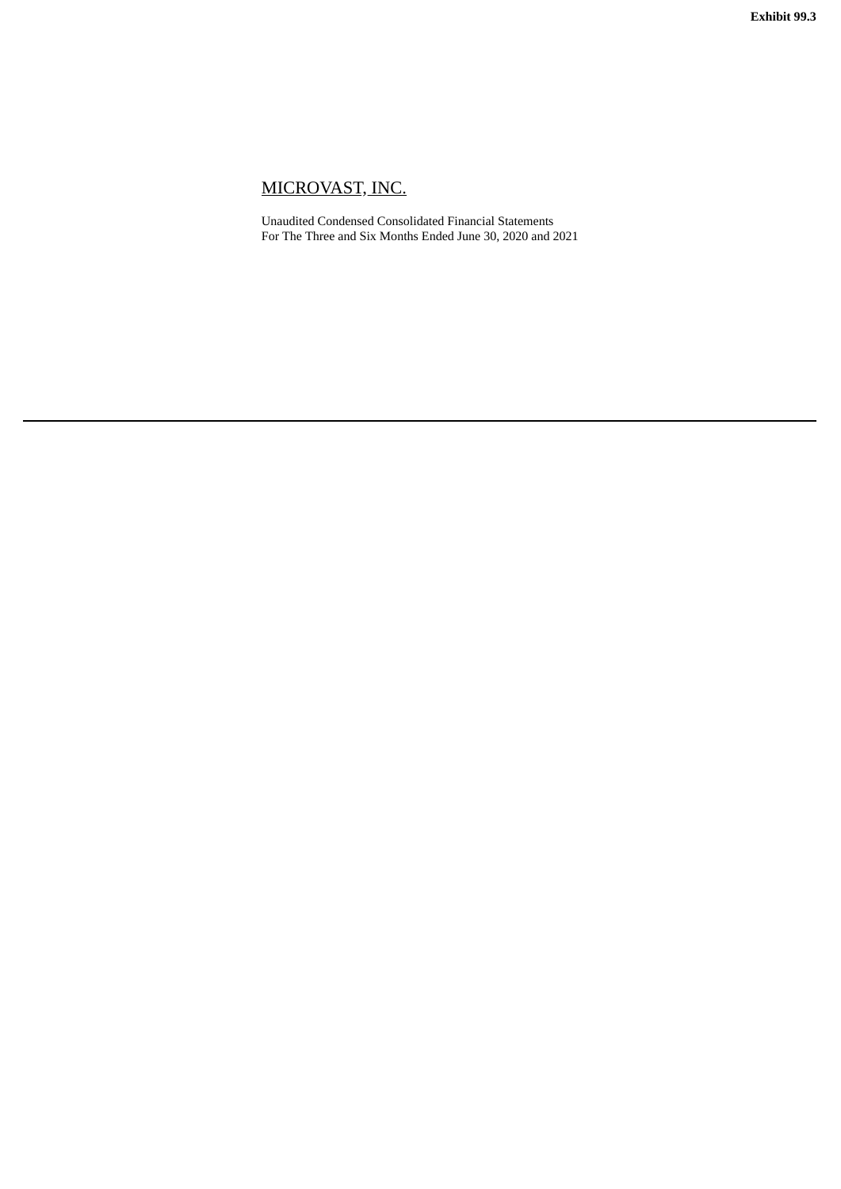**Exhibit 99.3**

# MICROVAST, INC.

Unaudited Condensed Consolidated Financial Statements
For The Three and Six Months Ended June 30, 2020 and 2021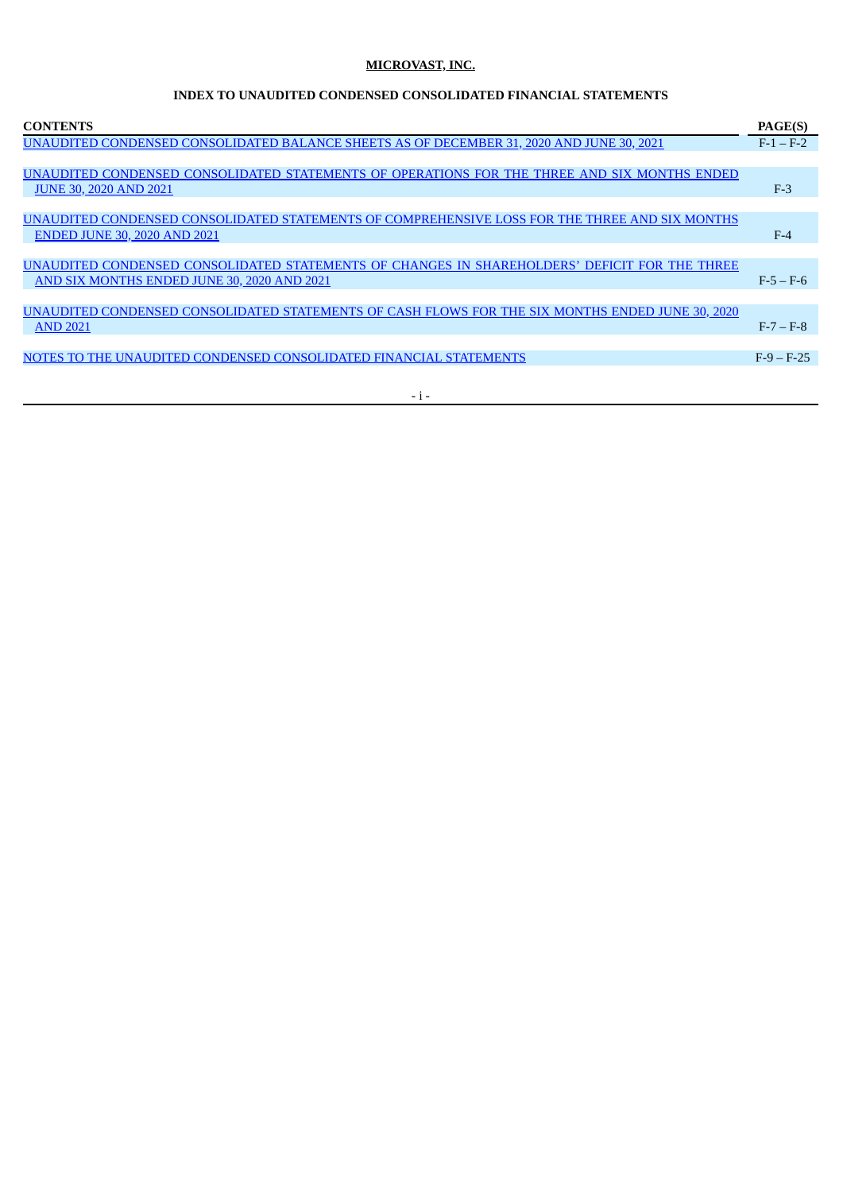**MICROVAST, INC.**

**INDEX TO UNAUDITED CONDENSED CONSOLIDATED FINANCIAL STATEMENTS**

| CONTENTS | PAGE(S) |
|---|---|
| UNAUDITED CONDENSED CONSOLIDATED BALANCE SHEETS AS OF DECEMBER 31, 2020 AND JUNE 30, 2021 | F-1 – F-2 |
| UNAUDITED CONDENSED CONSOLIDATED STATEMENTS OF OPERATIONS FOR THE THREE AND SIX MONTHS ENDED JUNE 30, 2020 AND 2021 | F-3 |
| UNAUDITED CONDENSED CONSOLIDATED STATEMENTS OF COMPREHENSIVE LOSS FOR THE THREE AND SIX MONTHS ENDED JUNE 30, 2020 AND 2021 | F-4 |
| UNAUDITED CONDENSED CONSOLIDATED STATEMENTS OF CHANGES IN SHAREHOLDERS' DEFICIT FOR THE THREE AND SIX MONTHS ENDED JUNE 30, 2020 AND 2021 | F-5 – F-6 |
| UNAUDITED CONDENSED CONSOLIDATED STATEMENTS OF CASH FLOWS FOR THE SIX MONTHS ENDED JUNE 30, 2020 AND 2021 | F-7 – F-8 |
| NOTES TO THE UNAUDITED CONDENSED CONSOLIDATED FINANCIAL STATEMENTS | F-9 – F-25 |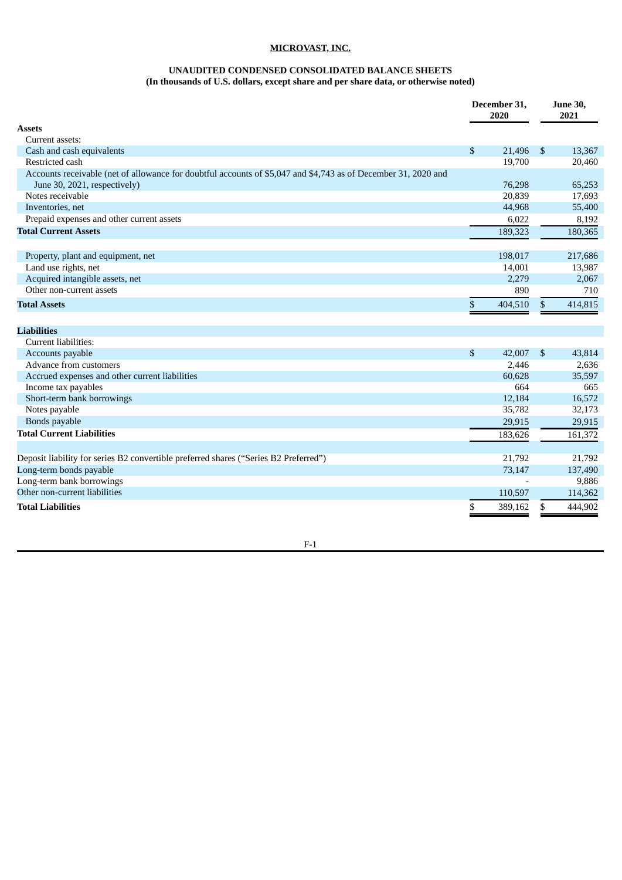**MICROVAST, INC.**

**UNAUDITED CONDENSED CONSOLIDATED BALANCE SHEETS**
**(In thousands of U.S. dollars, except share and per share data, or otherwise noted)**

| | December 31, 2020 | June 30, 2021 |
|---|---|---|
| **Assets** | | |
| Current assets: | | |
| Cash and cash equivalents | $ 21,496 | $ 13,367 |
| Restricted cash | 19,700 | 20,460 |
| Accounts receivable (net of allowance for doubtful accounts of $5,047 and $4,743 as of December 31, 2020 and June 30, 2021, respectively) | 76,298 | 65,253 |
| Notes receivable | 20,839 | 17,693 |
| Inventories, net | 44,968 | 55,400 |
| Prepaid expenses and other current assets | 6,022 | 8,192 |
| **Total Current Assets** | 189,323 | 180,365 |
| | | |
| Property, plant and equipment, net | 198,017 | 217,686 |
| Land use rights, net | 14,001 | 13,987 |
| Acquired intangible assets, net | 2,279 | 2,067 |
| Other non-current assets | 890 | 710 |
| **Total Assets** | $ 404,510 | $ 414,815 |
| | | |
| **Liabilities** | | |
| Current liabilities: | | |
| Accounts payable | $ 42,007 | $ 43,814 |
| Advance from customers | 2,446 | 2,636 |
| Accrued expenses and other current liabilities | 60,628 | 35,597 |
| Income tax payables | 664 | 665 |
| Short-term bank borrowings | 12,184 | 16,572 |
| Notes payable | 35,782 | 32,173 |
| Bonds payable | 29,915 | 29,915 |
| **Total Current Liabilities** | 183,626 | 161,372 |
| | | |
| Deposit liability for series B2 convertible preferred shares ("Series B2 Preferred") | 21,792 | 21,792 |
| Long-term bonds payable | 73,147 | 137,490 |
| Long-term bank borrowings | - | 9,886 |
| Other non-current liabilities | 110,597 | 114,362 |
| **Total Liabilities** | $ 389,162 | $ 444,902 |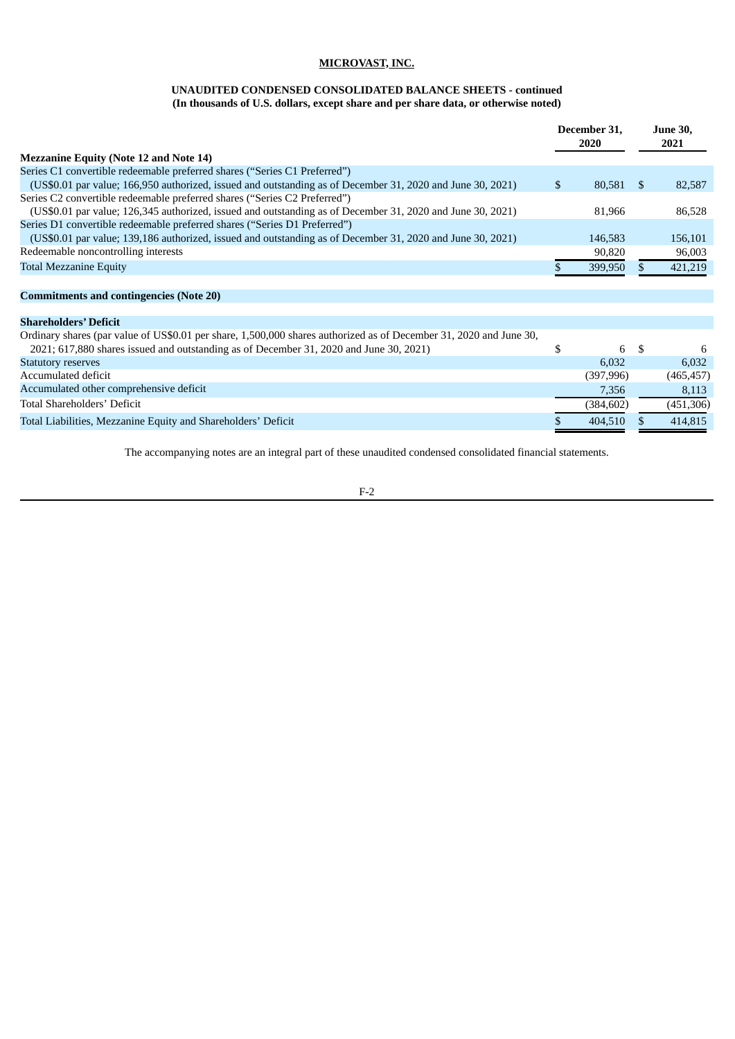# MICROVAST, INC.

**UNAUDITED CONDENSED CONSOLIDATED BALANCE SHEETS - continued**
**(In thousands of U.S. dollars, except share and per share data, or otherwise noted)**

| | December 31, 2020 | June 30, 2021 |
|---|---|---|
| **Mezzanine Equity (Note 12 and Note 14)** | | |
| Series C1 convertible redeemable preferred shares ("Series C1 Preferred") (US$0.01 par value; 166,950 authorized, issued and outstanding as of December 31, 2020 and June 30, 2021) | $ 80,581 | $ 82,587 |
| Series C2 convertible redeemable preferred shares ("Series C2 Preferred") (US$0.01 par value; 126,345 authorized, issued and outstanding as of December 31, 2020 and June 30, 2021) | 81,966 | 86,528 |
| Series D1 convertible redeemable preferred shares ("Series D1 Preferred") (US$0.01 par value; 139,186 authorized, issued and outstanding as of December 31, 2020 and June 30, 2021) | 146,583 | 156,101 |
| Redeemable noncontrolling interests | 90,820 | 96,003 |
| Total Mezzanine Equity | $ 399,950 | $ 421,219 |
| | | |
| **Commitments and contingencies (Note 20)** | | |
| | | |
| **Shareholders' Deficit** | | |
| Ordinary shares (par value of US$0.01 per share, 1,500,000 shares authorized as of December 31, 2020 and June 30, 2021; 617,880 shares issued and outstanding as of December 31, 2020 and June 30, 2021) | $ 6 | $ 6 |
| Statutory reserves | 6,032 | 6,032 |
| Accumulated deficit | (397,996) | (465,457) |
| Accumulated other comprehensive deficit | 7,356 | 8,113 |
| Total Shareholders' Deficit | (384,602) | (451,306) |
| Total Liabilities, Mezzanine Equity and Shareholders' Deficit | $ 404,510 | $ 414,815 |

The accompanying notes are an integral part of these unaudited condensed consolidated financial statements.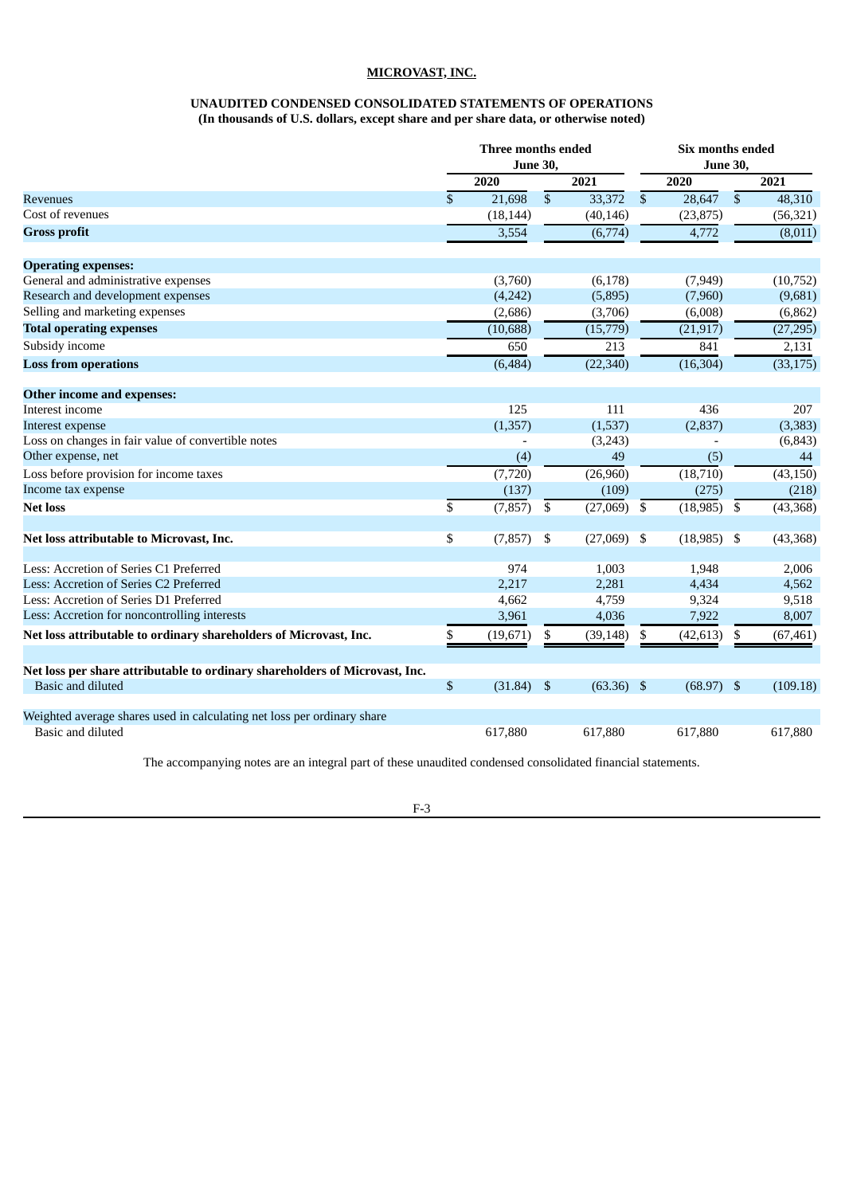**MICROVAST, INC.**

**UNAUDITED CONDENSED CONSOLIDATED STATEMENTS OF OPERATIONS**
**(In thousands of U.S. dollars, except share and per share data, or otherwise noted)**

| | Three months ended June 30, | | Six months ended June 30, | |
|---|---|---|---|---|
| | 2020 | 2021 | 2020 | 2021 |
| Revenues | $ 21,698 | $ 33,372 | $ 28,647 | $ 48,310 |
| Cost of revenues | (18,144) | (40,146) | (23,875) | (56,321) |
| **Gross profit** | 3,554 | (6,774) | 4,772 | (8,011) |
| | | | | |
| **Operating expenses:** | | | | |
| General and administrative expenses | (3,760) | (6,178) | (7,949) | (10,752) |
| Research and development expenses | (4,242) | (5,895) | (7,960) | (9,681) |
| Selling and marketing expenses | (2,686) | (3,706) | (6,008) | (6,862) |
| **Total operating expenses** | (10,688) | (15,779) | (21,917) | (27,295) |
| Subsidy income | 650 | 213 | 841 | 2,131 |
| **Loss from operations** | (6,484) | (22,340) | (16,304) | (33,175) |
| | | | | |
| **Other income and expenses:** | | | | |
| Interest income | 125 | 111 | 436 | 207 |
| Interest expense | (1,357) | (1,537) | (2,837) | (3,383) |
| Loss on changes in fair value of convertible notes | - | (3,243) | - | (6,843) |
| Other expense, net | (4) | 49 | (5) | 44 |
| Loss before provision for income taxes | (7,720) | (26,960) | (18,710) | (43,150) |
| Income tax expense | (137) | (109) | (275) | (218) |
| **Net loss** | $ (7,857) | $ (27,069) | $ (18,985) | $ (43,368) |
| | | | | |
| **Net loss attributable to Microvast, Inc.** | $ (7,857) | $ (27,069) | $ (18,985) | $ (43,368) |
| | | | | |
| Less: Accretion of Series C1 Preferred | 974 | 1,003 | 1,948 | 2,006 |
| Less: Accretion of Series C2 Preferred | 2,217 | 2,281 | 4,434 | 4,562 |
| Less: Accretion of Series D1 Preferred | 4,662 | 4,759 | 9,324 | 9,518 |
| Less: Accretion for noncontrolling interests | 3,961 | 4,036 | 7,922 | 8,007 |
| **Net loss attributable to ordinary shareholders of Microvast, Inc.** | $ (19,671) | $ (39,148) | $ (42,613) | $ (67,461) |
| | | | | |
| **Net loss per share attributable to ordinary shareholders of Microvast, Inc.** | | | | |
| Basic and diluted | $ (31.84) | $ (63.36) | $ (68.97) | $ (109.18) |
| | | | | |
| Weighted average shares used in calculating net loss per ordinary share | | | | |
| Basic and diluted | 617,880 | 617,880 | 617,880 | 617,880 |

The accompanying notes are an integral part of these unaudited condensed consolidated financial statements.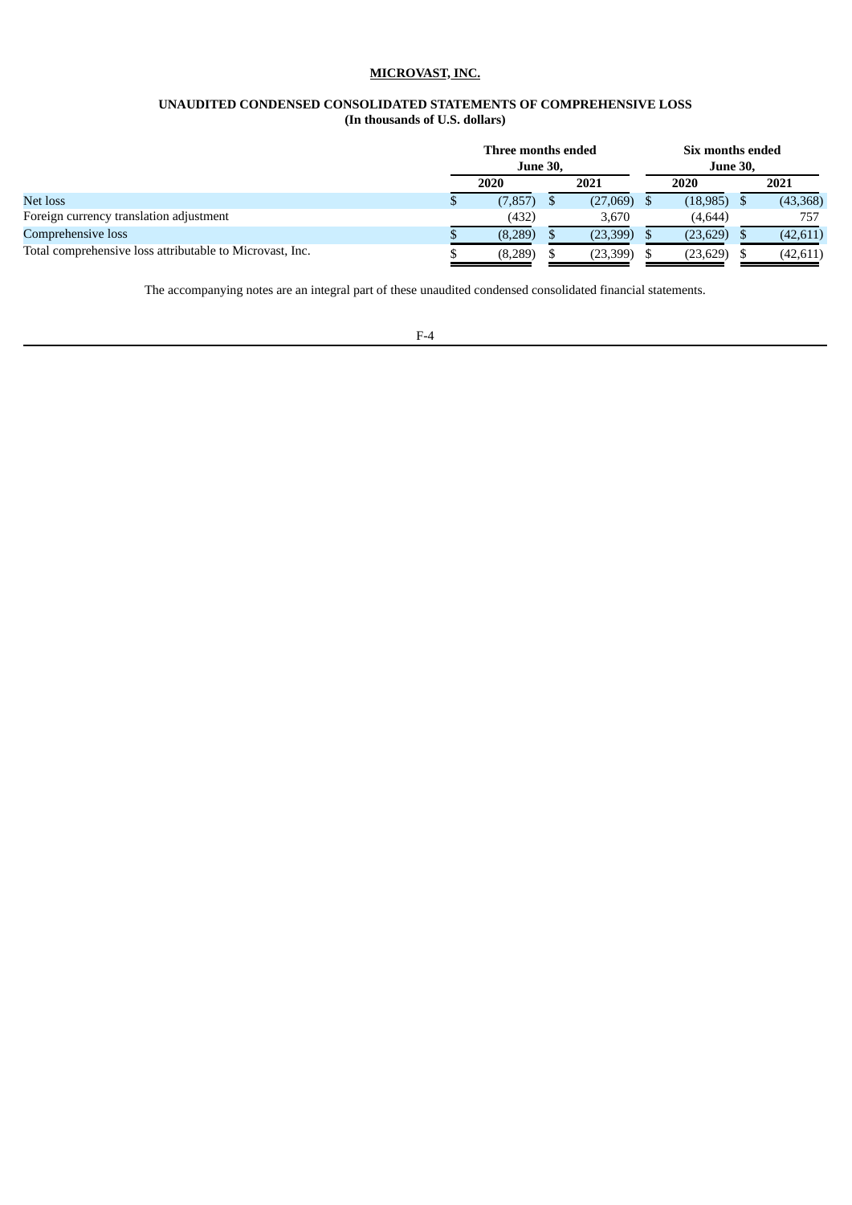**MICROVAST, INC.**

**UNAUDITED CONDENSED CONSOLIDATED STATEMENTS OF COMPREHENSIVE LOSS**
**(In thousands of U.S. dollars)**

| | Three months ended June 30, | | Six months ended June 30, | |
|---|---|---|---|---|
| | 2020 | 2021 | 2020 | 2021 |
| Net loss | $ (7,857) | $ (27,069) | $ (18,985) | $ (43,368) |
| Foreign currency translation adjustment | (432) | 3,670 | (4,644) | 757 |
| Comprehensive loss | $ (8,289) | $ (23,399) | $ (23,629) | $ (42,611) |
| Total comprehensive loss attributable to Microvast, Inc. | $ (8,289) | $ (23,399) | $ (23,629) | $ (42,611) |

The accompanying notes are an integral part of these unaudited condensed consolidated financial statements.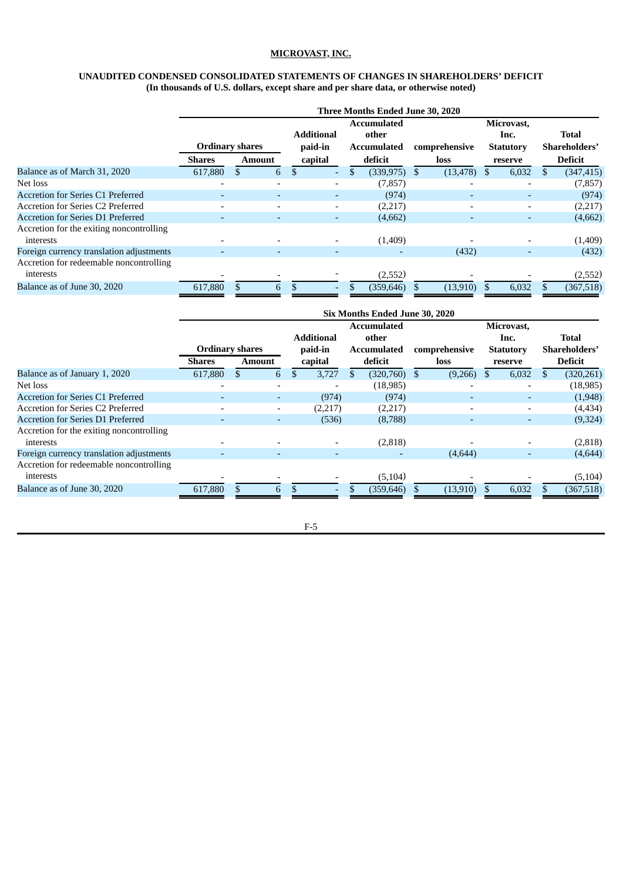**MICROVAST, INC.**

**UNAUDITED CONDENSED CONSOLIDATED STATEMENTS OF CHANGES IN SHAREHOLDERS' DEFICIT**
**(In thousands of U.S. dollars, except share and per share data, or otherwise noted)**

| | Three Months Ended June 30, 2020 | | | | | | |
|---|---|---|---|---|---|---|---|
| | Ordinary shares | | Additional paid-in capital | Accumulated deficit | Accumulated other comprehensive loss | Microvast, Inc. Statutory reserve | Total Shareholders' Deficit |
| | Shares | Amount | | | | | |
| Balance as of March 31, 2020 | 617,880 | $ 6 | $ - | $ (339,975) | $ (13,478) | $ 6,032 | $ (347,415) |
| Net loss | - | - | - | (7,857) | - | - | (7,857) |
| Accretion for Series C1 Preferred | - | - | - | (974) | - | - | (974) |
| Accretion for Series C2 Preferred | - | - | - | (2,217) | - | - | (2,217) |
| Accretion for Series D1 Preferred | - | - | - | (4,662) | - | - | (4,662) |
| Accretion for the exiting noncontrolling interests | - | - | - | (1,409) | - | - | (1,409) |
| Foreign currency translation adjustments | - | - | - | - | (432) | - | (432) |
| Accretion for redeemable noncontrolling interests | - | - | - | (2,552) | - | - | (2,552) |
| Balance as of June 30, 2020 | 617,880 | $ 6 | $ - | $ (359,646) | $ (13,910) | $ 6,032 | $ (367,518) |

| | Six Months Ended June 30, 2020 | | | | | | |
|---|---|---|---|---|---|---|---|
| | Ordinary shares | | Additional paid-in capital | Accumulated deficit | Accumulated other comprehensive loss | Microvast, Inc. Statutory reserve | Total Shareholders' Deficit |
| | Shares | Amount | | | | | |
| Balance as of January 1, 2020 | 617,880 | $ 6 | $ 3,727 | $ (320,760) | $ (9,266) | $ 6,032 | $ (320,261) |
| Net loss | - | - | - | (18,985) | - | - | (18,985) |
| Accretion for Series C1 Preferred | - | - | (974) | (974) | - | - | (1,948) |
| Accretion for Series C2 Preferred | - | - | (2,217) | (2,217) | - | - | (4,434) |
| Accretion for Series D1 Preferred | - | - | (536) | (8,788) | - | - | (9,324) |
| Accretion for the exiting noncontrolling interests | - | - | - | (2,818) | - | - | (2,818) |
| Foreign currency translation adjustments | - | - | - | - | (4,644) | - | (4,644) |
| Accretion for redeemable noncontrolling interests | - | - | - | (5,104) | - | - | (5,104) |
| Balance as of June 30, 2020 | 617,880 | $ 6 | $ - | $ (359,646) | $ (13,910) | $ 6,032 | $ (367,518) |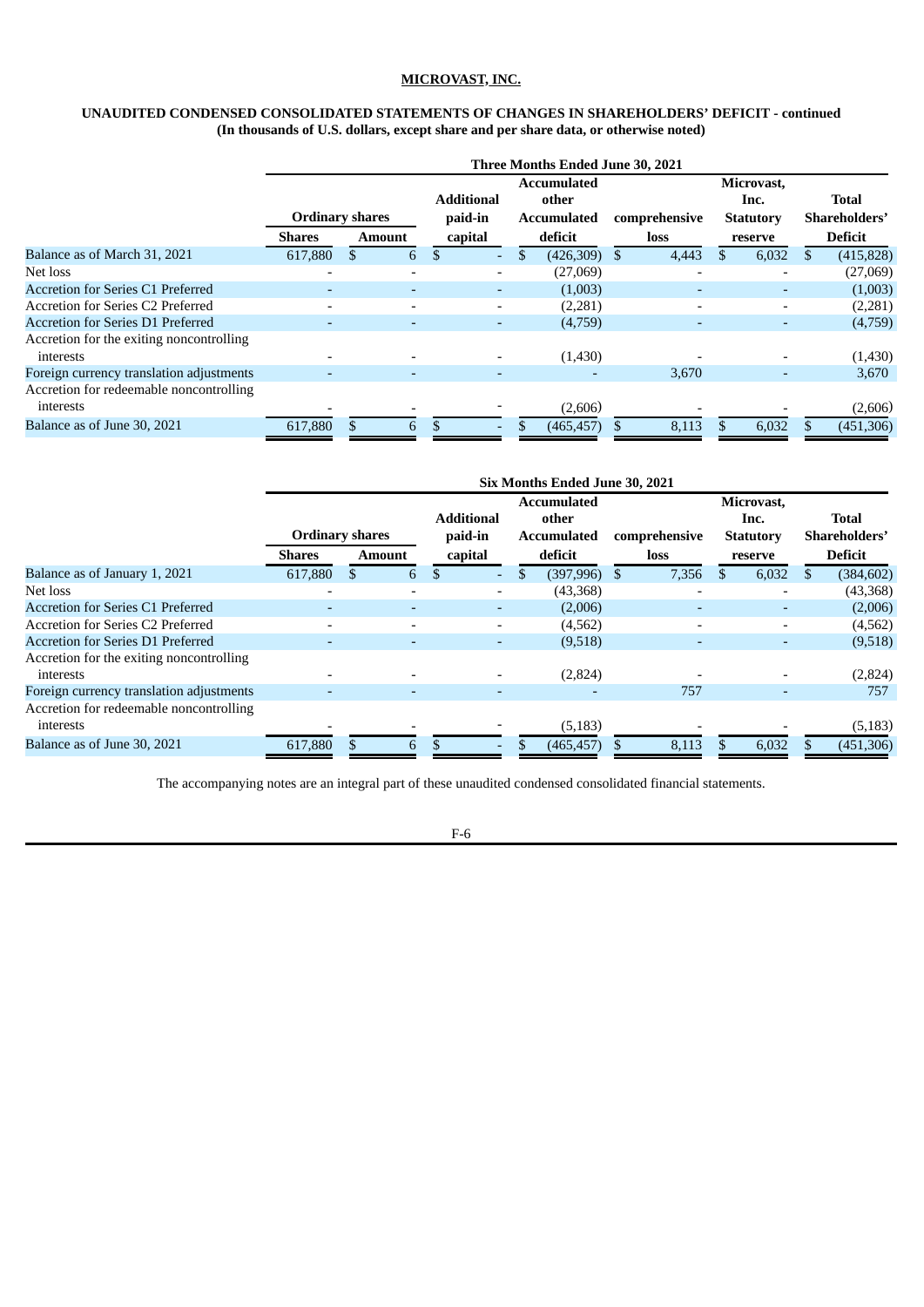**MICROVAST, INC.**

**UNAUDITED CONDENSED CONSOLIDATED STATEMENTS OF CHANGES IN SHAREHOLDERS' DEFICIT - continued**
**(In thousands of U.S. dollars, except share and per share data, or otherwise noted)**

| | Three Months Ended June 30, 2021 | | | | | | |
|---|---|---|---|---|---|---|---|
| | Ordinary shares | | Additional paid-in | Accumulated | Accumulated other comprehensive | Microvast, Inc. Statutory | Total Shareholders' |
| | Shares | Amount | capital | deficit | loss | reserve | Deficit |
| Balance as of March 31, 2021 | 617,880 | $ 6 | $ - | $ (426,309) | $ 4,443 | $ 6,032 | $ (415,828) |
| Net loss | - | - | - | (27,069) | - | - | (27,069) |
| Accretion for Series C1 Preferred | - | - | - | (1,003) | - | - | (1,003) |
| Accretion for Series C2 Preferred | - | - | - | (2,281) | - | - | (2,281) |
| Accretion for Series D1 Preferred | - | - | - | (4,759) | - | - | (4,759) |
| Accretion for the exiting noncontrolling interests | - | - | - | (1,430) | - | - | (1,430) |
| Foreign currency translation adjustments | - | - | - | - | 3,670 | - | 3,670 |
| Accretion for redeemable noncontrolling interests | - | - | - | (2,606) | - | - | (2,606) |
| Balance as of June 30, 2021 | 617,880 | $ 6 | $ - | $ (465,457) | $ 8,113 | $ 6,032 | $ (451,306) |

| | Six Months Ended June 30, 2021 | | | | | | |
|---|---|---|---|---|---|---|---|
| | Ordinary shares | | Additional paid-in | Accumulated | Accumulated other comprehensive | Microvast, Inc. Statutory | Total Shareholders' |
| | Shares | Amount | capital | deficit | loss | reserve | Deficit |
| Balance as of January 1, 2021 | 617,880 | $ 6 | $ - | $ (397,996) | $ 7,356 | $ 6,032 | $ (384,602) |
| Net loss | - | - | - | (43,368) | - | - | (43,368) |
| Accretion for Series C1 Preferred | - | - | - | (2,006) | - | - | (2,006) |
| Accretion for Series C2 Preferred | - | - | - | (4,562) | - | - | (4,562) |
| Accretion for Series D1 Preferred | - | - | - | (9,518) | - | - | (9,518) |
| Accretion for the exiting noncontrolling interests | - | - | - | (2,824) | - | - | (2,824) |
| Foreign currency translation adjustments | - | - | - | - | 757 | - | 757 |
| Accretion for redeemable noncontrolling interests | - | - | - | (5,183) | - | - | (5,183) |
| Balance as of June 30, 2021 | 617,880 | $ 6 | $ - | $ (465,457) | $ 8,113 | $ 6,032 | $ (451,306) |

The accompanying notes are an integral part of these unaudited condensed consolidated financial statements.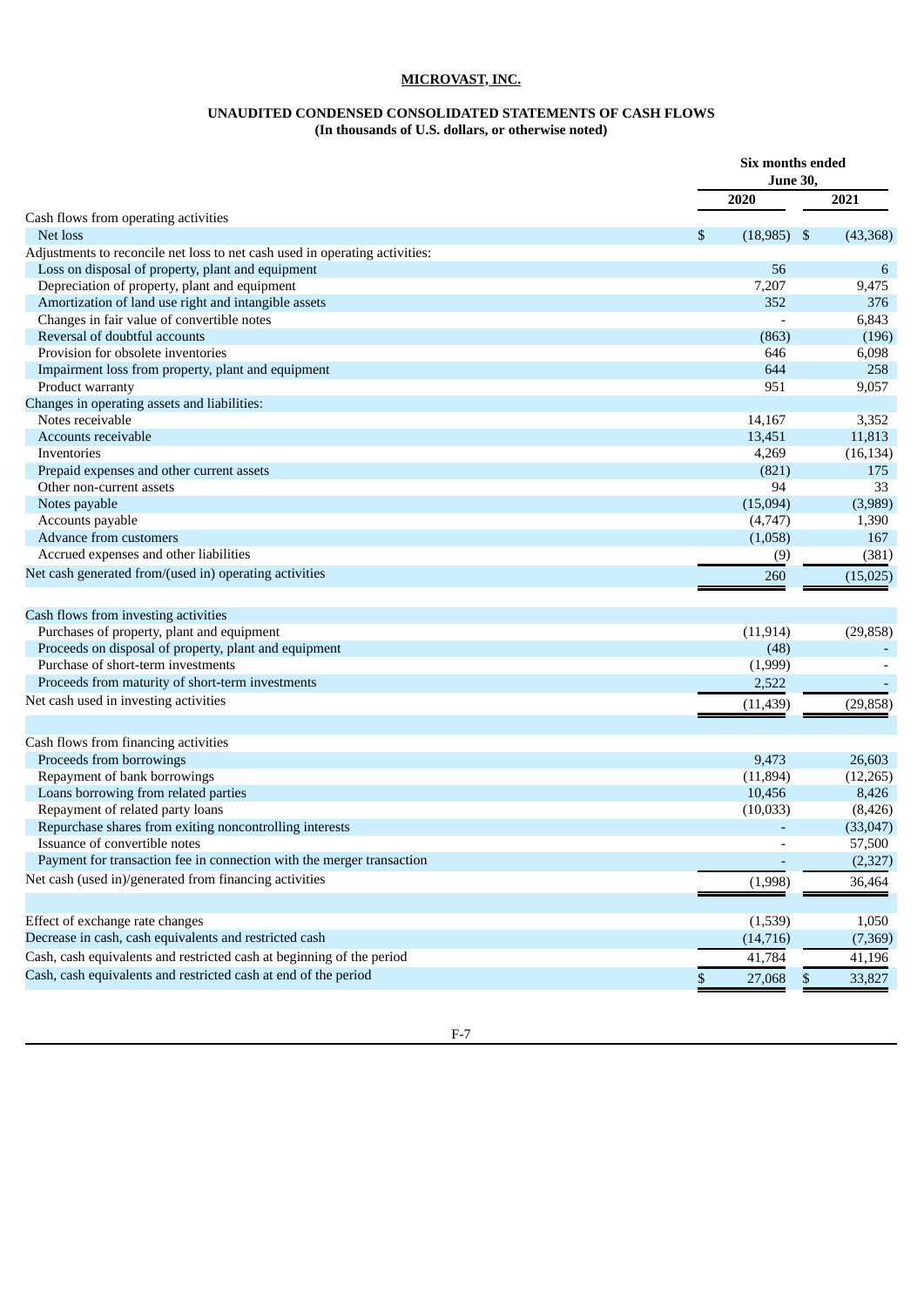**MICROVAST, INC.**

**UNAUDITED CONDENSED CONSOLIDATED STATEMENTS OF CASH FLOWS**
**(In thousands of U.S. dollars, or otherwise noted)**

| | Six months ended June 30, | |
|---|---|---|
| | 2020 | 2021 |
| Cash flows from operating activities | | |
| Net loss | $ (18,985) | $ (43,368) |
| Adjustments to reconcile net loss to net cash used in operating activities: | | |
| Loss on disposal of property, plant and equipment | 56 | 6 |
| Depreciation of property, plant and equipment | 7,207 | 9,475 |
| Amortization of land use right and intangible assets | 352 | 376 |
| Changes in fair value of convertible notes | - | 6,843 |
| Reversal of doubtful accounts | (863) | (196) |
| Provision for obsolete inventories | 646 | 6,098 |
| Impairment loss from property, plant and equipment | 644 | 258 |
| Product warranty | 951 | 9,057 |
| Changes in operating assets and liabilities: | | |
| Notes receivable | 14,167 | 3,352 |
| Accounts receivable | 13,451 | 11,813 |
| Inventories | 4,269 | (16,134) |
| Prepaid expenses and other current assets | (821) | 175 |
| Other non-current assets | 94 | 33 |
| Notes payable | (15,094) | (3,989) |
| Accounts payable | (4,747) | 1,390 |
| Advance from customers | (1,058) | 167 |
| Accrued expenses and other liabilities | (9) | (381) |
| Net cash generated from/(used in) operating activities | 260 | (15,025) |
| | | |
| Cash flows from investing activities | | |
| Purchases of property, plant and equipment | (11,914) | (29,858) |
| Proceeds on disposal of property, plant and equipment | (48) | - |
| Purchase of short-term investments | (1,999) | - |
| Proceeds from maturity of short-term investments | 2,522 | - |
| Net cash used in investing activities | (11,439) | (29,858) |
| | | |
| Cash flows from financing activities | | |
| Proceeds from borrowings | 9,473 | 26,603 |
| Repayment of bank borrowings | (11,894) | (12,265) |
| Loans borrowing from related parties | 10,456 | 8,426 |
| Repayment of related party loans | (10,033) | (8,426) |
| Repurchase shares from exiting noncontrolling interests | - | (33,047) |
| Issuance of convertible notes | - | 57,500 |
| Payment for transaction fee in connection with the merger transaction | - | (2,327) |
| Net cash (used in)/generated from financing activities | (1,998) | 36,464 |
| | | |
| Effect of exchange rate changes | (1,539) | 1,050 |
| Decrease in cash, cash equivalents and restricted cash | (14,716) | (7,369) |
| Cash, cash equivalents and restricted cash at beginning of the period | 41,784 | 41,196 |
| Cash, cash equivalents and restricted cash at end of the period | $ 27,068 | $ 33,827 |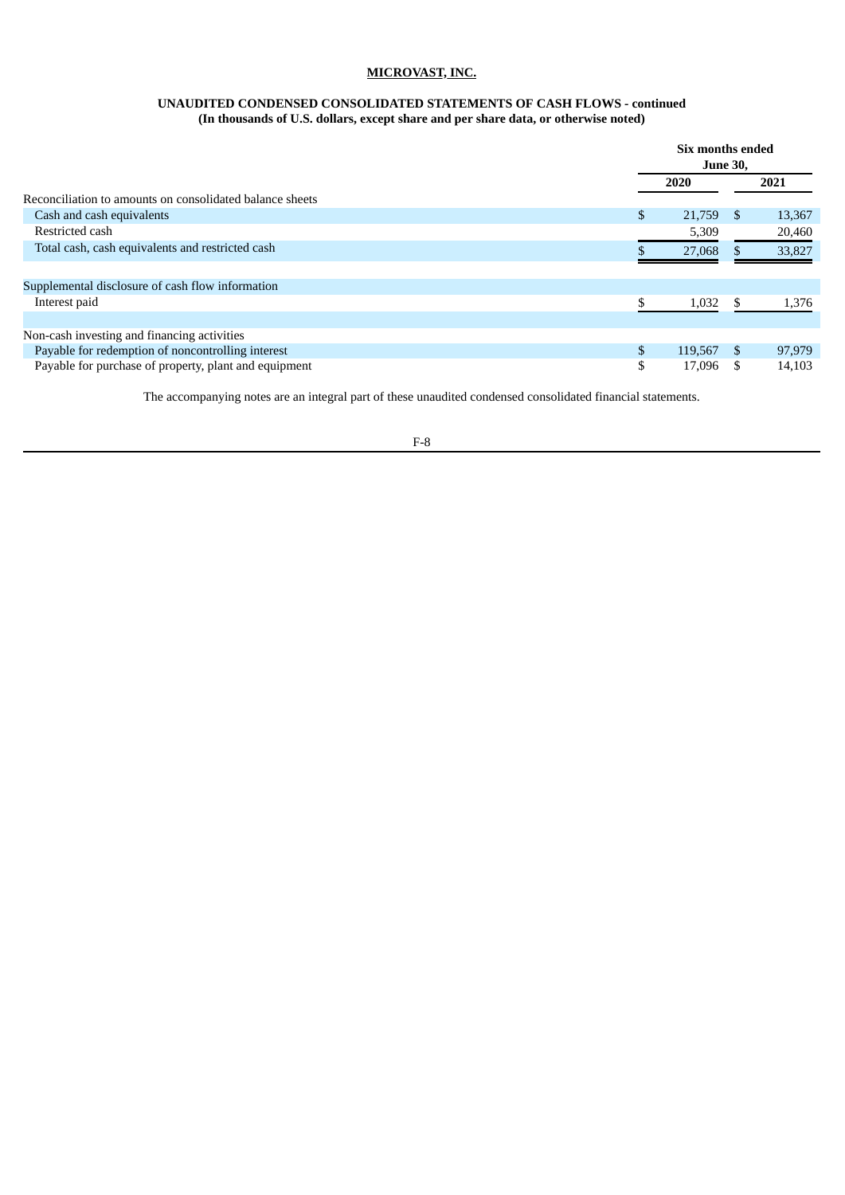**MICROVAST, INC.**

**UNAUDITED CONDENSED CONSOLIDATED STATEMENTS OF CASH FLOWS - continued**
**(In thousands of U.S. dollars, except share and per share data, or otherwise noted)**

| | Six months ended June 30, | |
|---|---|---|
| | 2020 | 2021 |
| Reconciliation to amounts on consolidated balance sheets | | |
| Cash and cash equivalents | $ 21,759 | $ 13,367 |
| Restricted cash | 5,309 | 20,460 |
| Total cash, cash equivalents and restricted cash | $ 27,068 | $ 33,827 |
| | | |
| Supplemental disclosure of cash flow information | | |
| Interest paid | $ 1,032 | $ 1,376 |
| | | |
| Non-cash investing and financing activities | | |
| Payable for redemption of noncontrolling interest | $ 119,567 | $ 97,979 |
| Payable for purchase of property, plant and equipment | $ 17,096 | $ 14,103 |

The accompanying notes are an integral part of these unaudited condensed consolidated financial statements.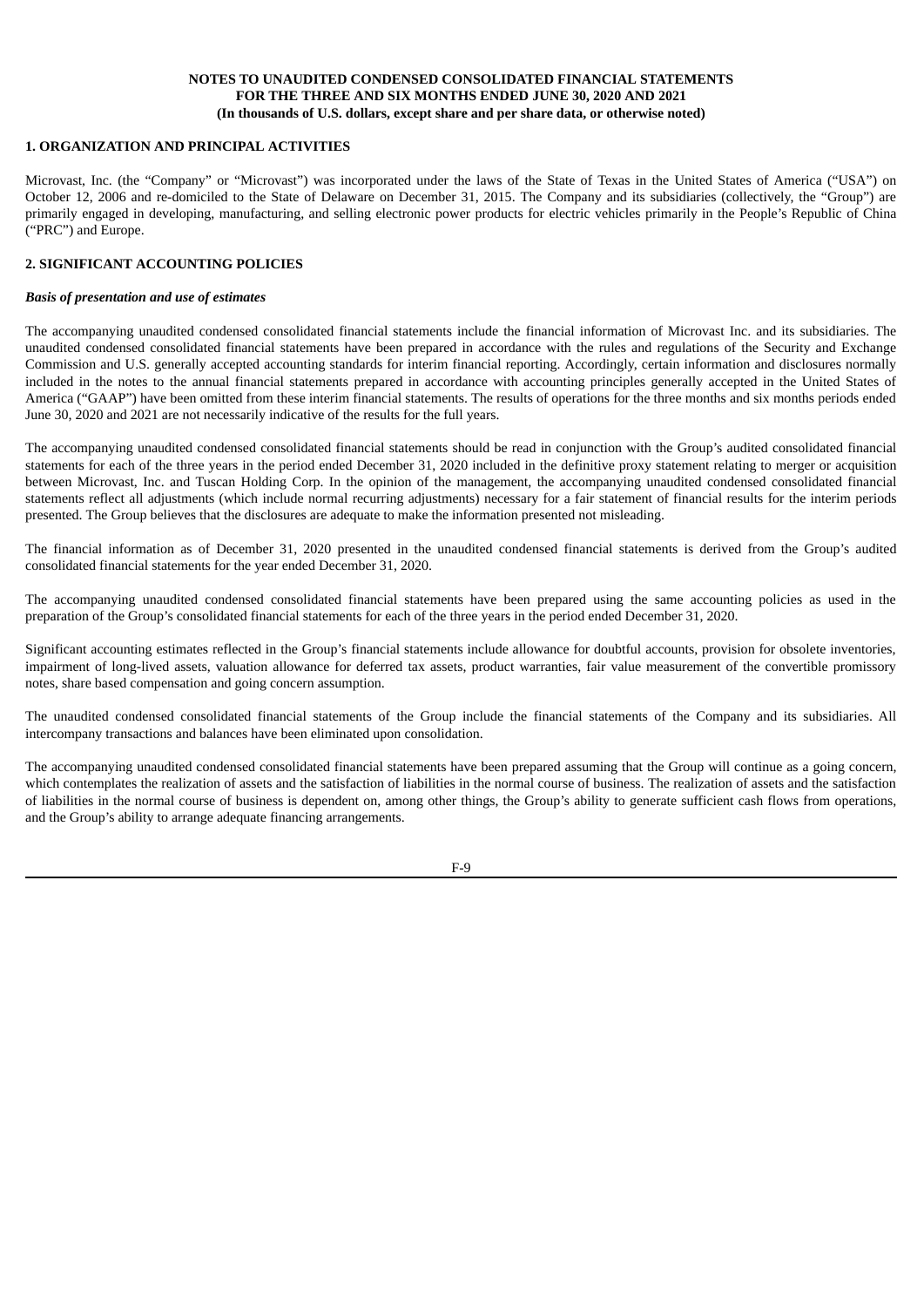**NOTES TO UNAUDITED CONDENSED CONSOLIDATED FINANCIAL STATEMENTS FOR THE THREE AND SIX MONTHS ENDED JUNE 30, 2020 AND 2021 (In thousands of U.S. dollars, except share and per share data, or otherwise noted)**

## 1. ORGANIZATION AND PRINCIPAL ACTIVITIES

Microvast, Inc. (the "Company" or "Microvast") was incorporated under the laws of the State of Texas in the United States of America ("USA") on October 12, 2006 and re-domiciled to the State of Delaware on December 31, 2015. The Company and its subsidiaries (collectively, the "Group") are primarily engaged in developing, manufacturing, and selling electronic power products for electric vehicles primarily in the People's Republic of China ("PRC") and Europe.

## 2. SIGNIFICANT ACCOUNTING POLICIES

***Basis of presentation and use of estimates***

The accompanying unaudited condensed consolidated financial statements include the financial information of Microvast Inc. and its subsidiaries. The unaudited condensed consolidated financial statements have been prepared in accordance with the rules and regulations of the Security and Exchange Commission and U.S. generally accepted accounting standards for interim financial reporting. Accordingly, certain information and disclosures normally included in the notes to the annual financial statements prepared in accordance with accounting principles generally accepted in the United States of America ("GAAP") have been omitted from these interim financial statements. The results of operations for the three months and six months periods ended June 30, 2020 and 2021 are not necessarily indicative of the results for the full years.

The accompanying unaudited condensed consolidated financial statements should be read in conjunction with the Group's audited consolidated financial statements for each of the three years in the period ended December 31, 2020 included in the definitive proxy statement relating to merger or acquisition between Microvast, Inc. and Tuscan Holding Corp. In the opinion of the management, the accompanying unaudited condensed consolidated financial statements reflect all adjustments (which include normal recurring adjustments) necessary for a fair statement of financial results for the interim periods presented. The Group believes that the disclosures are adequate to make the information presented not misleading.

The financial information as of December 31, 2020 presented in the unaudited condensed financial statements is derived from the Group's audited consolidated financial statements for the year ended December 31, 2020.

The accompanying unaudited condensed consolidated financial statements have been prepared using the same accounting policies as used in the preparation of the Group's consolidated financial statements for each of the three years in the period ended December 31, 2020.

Significant accounting estimates reflected in the Group's financial statements include allowance for doubtful accounts, provision for obsolete inventories, impairment of long-lived assets, valuation allowance for deferred tax assets, product warranties, fair value measurement of the convertible promissory notes, share based compensation and going concern assumption.

The unaudited condensed consolidated financial statements of the Group include the financial statements of the Company and its subsidiaries. All intercompany transactions and balances have been eliminated upon consolidation.

The accompanying unaudited condensed consolidated financial statements have been prepared assuming that the Group will continue as a going concern, which contemplates the realization of assets and the satisfaction of liabilities in the normal course of business. The realization of assets and the satisfaction of liabilities in the normal course of business is dependent on, among other things, the Group's ability to generate sufficient cash flows from operations, and the Group's ability to arrange adequate financing arrangements.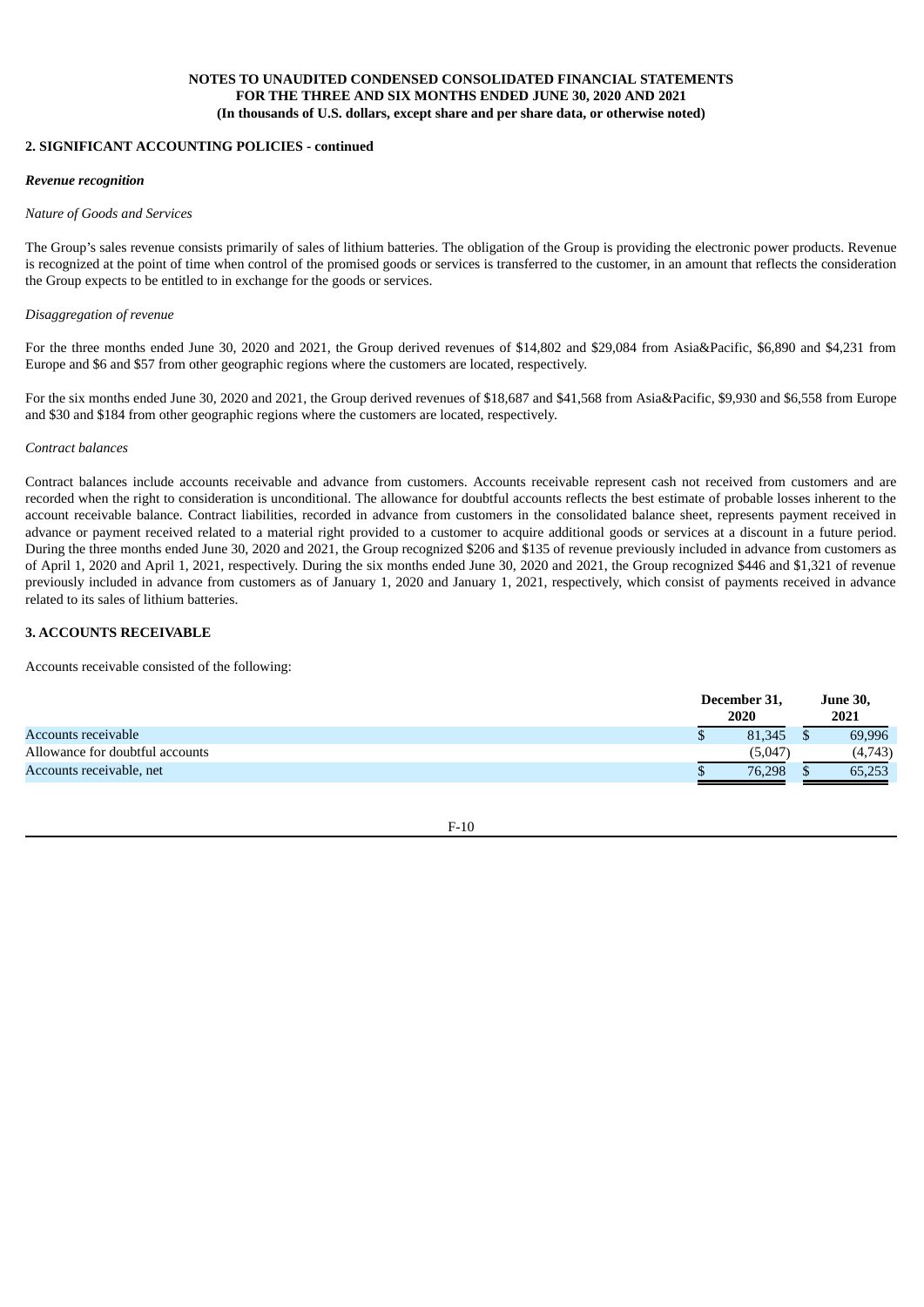**NOTES TO UNAUDITED CONDENSED CONSOLIDATED FINANCIAL STATEMENTS**
**FOR THE THREE AND SIX MONTHS ENDED JUNE 30, 2020 AND 2021**
**(In thousands of U.S. dollars, except share and per share data, or otherwise noted)**

**2. SIGNIFICANT ACCOUNTING POLICIES - continued**

***Revenue recognition***

*Nature of Goods and Services*

The Group's sales revenue consists primarily of sales of lithium batteries. The obligation of the Group is providing the electronic power products. Revenue is recognized at the point of time when control of the promised goods or services is transferred to the customer, in an amount that reflects the consideration the Group expects to be entitled to in exchange for the goods or services.

*Disaggregation of revenue*

For the three months ended June 30, 2020 and 2021, the Group derived revenues of $14,802 and $29,084 from Asia&Pacific, $6,890 and $4,231 from Europe and $6 and $57 from other geographic regions where the customers are located, respectively.

For the six months ended June 30, 2020 and 2021, the Group derived revenues of $18,687 and $41,568 from Asia&Pacific, $9,930 and $6,558 from Europe and $30 and $184 from other geographic regions where the customers are located, respectively.

*Contract balances*

Contract balances include accounts receivable and advance from customers. Accounts receivable represent cash not received from customers and are recorded when the right to consideration is unconditional. The allowance for doubtful accounts reflects the best estimate of probable losses inherent to the account receivable balance. Contract liabilities, recorded in advance from customers in the consolidated balance sheet, represents payment received in advance or payment received related to a material right provided to a customer to acquire additional goods or services at a discount in a future period. During the three months ended June 30, 2020 and 2021, the Group recognized $206 and $135 of revenue previously included in advance from customers as of April 1, 2020 and April 1, 2021, respectively. During the six months ended June 30, 2020 and 2021, the Group recognized $446 and $1,321 of revenue previously included in advance from customers as of January 1, 2020 and January 1, 2021, respectively, which consist of payments received in advance related to its sales of lithium batteries.

**3. ACCOUNTS RECEIVABLE**

Accounts receivable consisted of the following:

| | December 31, 2020 | June 30, 2021 |
|---|---|---|
| Accounts receivable | $ 81,345 | $ 69,996 |
| Allowance for doubtful accounts | (5,047) | (4,743) |
| Accounts receivable, net | $ 76,298 | $ 65,253 |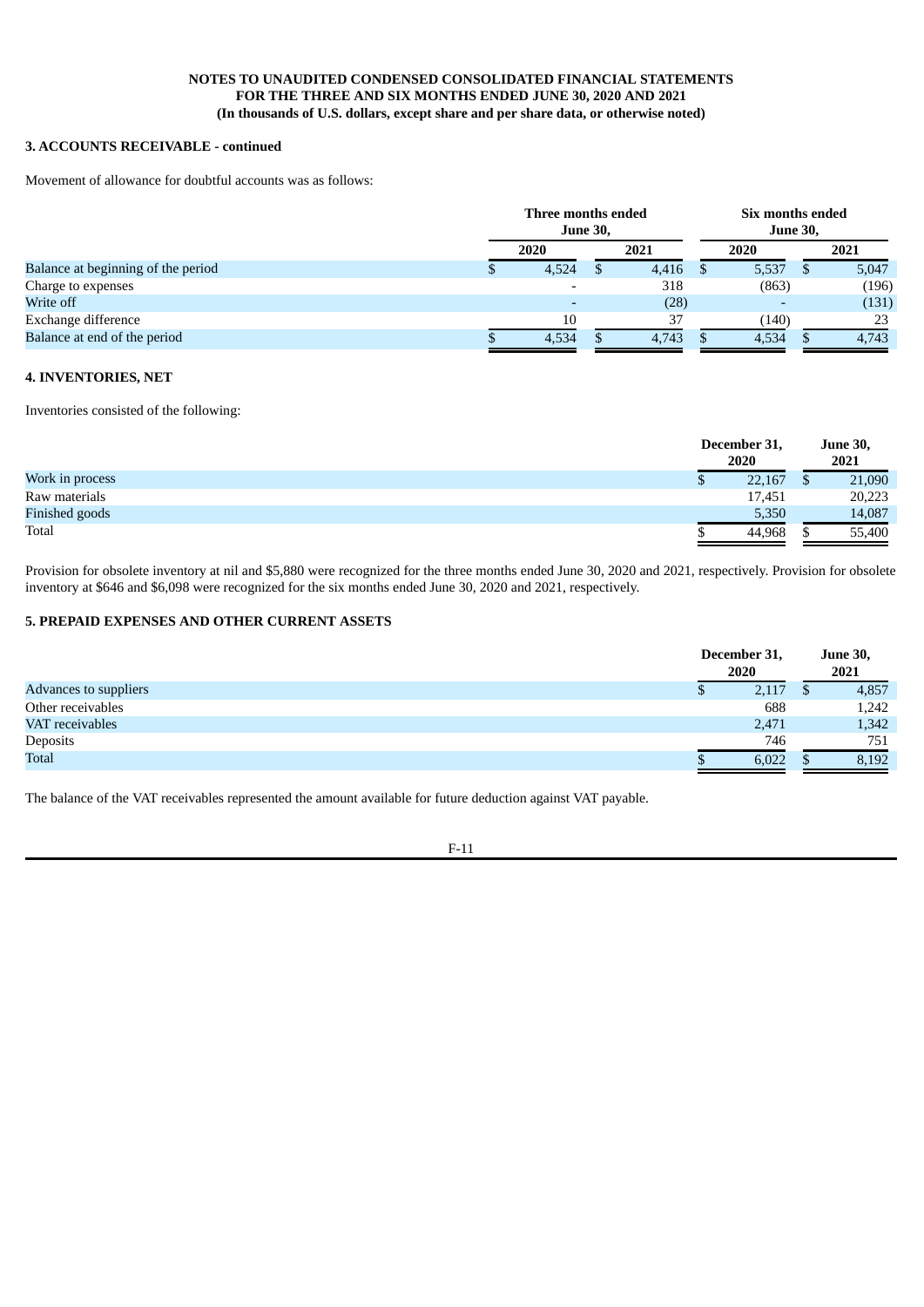**NOTES TO UNAUDITED CONDENSED CONSOLIDATED FINANCIAL STATEMENTS**
**FOR THE THREE AND SIX MONTHS ENDED JUNE 30, 2020 AND 2021**
**(In thousands of U.S. dollars, except share and per share data, or otherwise noted)**

### 3. ACCOUNTS RECEIVABLE - continued

Movement of allowance for doubtful accounts was as follows:

| | Three months ended June 30, | | Six months ended June 30, | |
|---|---|---|---|---|
| | 2020 | 2021 | 2020 | 2021 |
| Balance at beginning of the period | $ 4,524 | $ 4,416 | $ 5,537 | $ 5,047 |
| Charge to expenses | - | 318 | (863) | (196) |
| Write off | - | (28) | - | (131) |
| Exchange difference | 10 | 37 | (140) | 23 |
| Balance at end of the period | $ 4,534 | $ 4,743 | $ 4,534 | $ 4,743 |

### 4. INVENTORIES, NET

Inventories consisted of the following:

| | December 31, 2020 | June 30, 2021 |
|---|---|---|
| Work in process | $ 22,167 | $ 21,090 |
| Raw materials | 17,451 | 20,223 |
| Finished goods | 5,350 | 14,087 |
| Total | $ 44,968 | $ 55,400 |

Provision for obsolete inventory at nil and $5,880 were recognized for the three months ended June 30, 2020 and 2021, respectively. Provision for obsolete inventory at $646 and $6,098 were recognized for the six months ended June 30, 2020 and 2021, respectively.

### 5. PREPAID EXPENSES AND OTHER CURRENT ASSETS

| | December 31, 2020 | June 30, 2021 |
|---|---|---|
| Advances to suppliers | $ 2,117 | $ 4,857 |
| Other receivables | 688 | 1,242 |
| VAT receivables | 2,471 | 1,342 |
| Deposits | 746 | 751 |
| Total | $ 6,022 | $ 8,192 |

The balance of the VAT receivables represented the amount available for future deduction against VAT payable.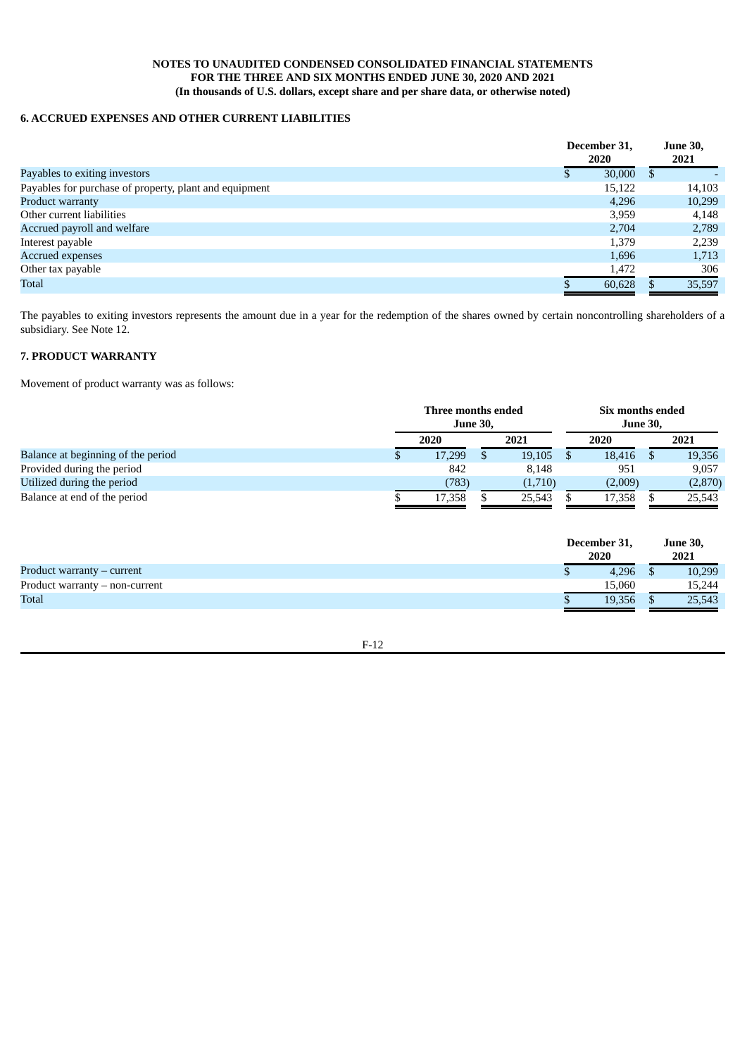**NOTES TO UNAUDITED CONDENSED CONSOLIDATED FINANCIAL STATEMENTS**
**FOR THE THREE AND SIX MONTHS ENDED JUNE 30, 2020 AND 2021**
**(In thousands of U.S. dollars, except share and per share data, or otherwise noted)**

## 6. ACCRUED EXPENSES AND OTHER CURRENT LIABILITIES

| | December 31, 2020 | June 30, 2021 |
|---|---|---|
| Payables to exiting investors | $ 30,000 | $ - |
| Payables for purchase of property, plant and equipment | 15,122 | 14,103 |
| Product warranty | 4,296 | 10,299 |
| Other current liabilities | 3,959 | 4,148 |
| Accrued payroll and welfare | 2,704 | 2,789 |
| Interest payable | 1,379 | 2,239 |
| Accrued expenses | 1,696 | 1,713 |
| Other tax payable | 1,472 | 306 |
| Total | $ 60,628 | $ 35,597 |

The payables to exiting investors represents the amount due in a year for the redemption of the shares owned by certain noncontrolling shareholders of a subsidiary. See Note 12.

## 7. PRODUCT WARRANTY

Movement of product warranty was as follows:

| | Three months ended June 30, | | Six months ended June 30, | |
|---|---|---|---|---|
| | 2020 | 2021 | 2020 | 2021 |
| Balance at beginning of the period | $ 17,299 | $ 19,105 | $ 18,416 | $ 19,356 |
| Provided during the period | 842 | 8,148 | 951 | 9,057 |
| Utilized during the period | (783) | (1,710) | (2,009) | (2,870) |
| Balance at end of the period | $ 17,358 | $ 25,543 | $ 17,358 | $ 25,543 |

| | December 31, 2020 | June 30, 2021 |
|---|---|---|
| Product warranty – current | $ 4,296 | $ 10,299 |
| Product warranty – non-current | 15,060 | 15,244 |
| Total | $ 19,356 | $ 25,543 |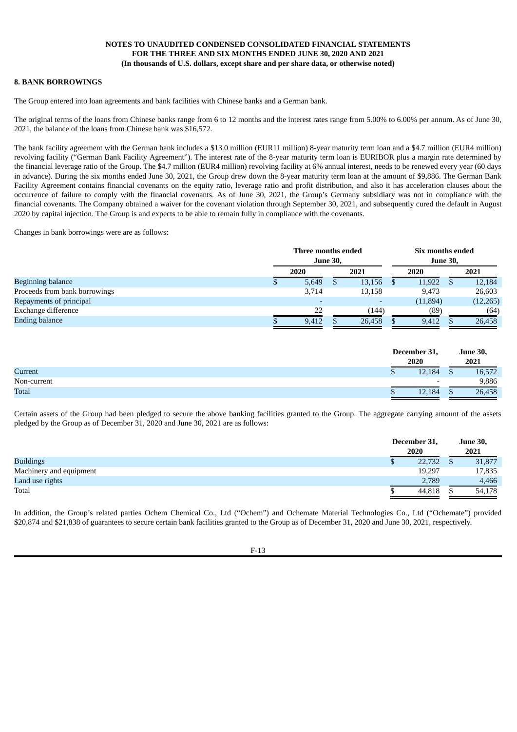**NOTES TO UNAUDITED CONDENSED CONSOLIDATED FINANCIAL STATEMENTS**
**FOR THE THREE AND SIX MONTHS ENDED JUNE 30, 2020 AND 2021**
**(In thousands of U.S. dollars, except share and per share data, or otherwise noted)**

## 8. BANK BORROWINGS

The Group entered into loan agreements and bank facilities with Chinese banks and a German bank.

The original terms of the loans from Chinese banks range from 6 to 12 months and the interest rates range from 5.00% to 6.00% per annum. As of June 30, 2021, the balance of the loans from Chinese bank was $16,572.

The bank facility agreement with the German bank includes a $13.0 million (EUR11 million) 8-year maturity term loan and a $4.7 million (EUR4 million) revolving facility ("German Bank Facility Agreement"). The interest rate of the 8-year maturity term loan is EURIBOR plus a margin rate determined by the financial leverage ratio of the Group. The $4.7 million (EUR4 million) revolving facility at 6% annual interest, needs to be renewed every year (60 days in advance). During the six months ended June 30, 2021, the Group drew down the 8-year maturity term loan at the amount of $9,886. The German Bank Facility Agreement contains financial covenants on the equity ratio, leverage ratio and profit distribution, and also it has acceleration clauses about the occurrence of failure to comply with the financial covenants. As of June 30, 2021, the Group's Germany subsidiary was not in compliance with the financial covenants. The Company obtained a waiver for the covenant violation through September 30, 2021, and subsequently cured the default in August 2020 by capital injection. The Group is and expects to be able to remain fully in compliance with the covenants.

Changes in bank borrowings were are as follows:

| | Three months ended June 30, | | Six months ended June 30, | |
|---|---|---|---|---|
| | 2020 | 2021 | 2020 | 2021 |
| Beginning balance | $ 5,649 | $ 13,156 | $ 11,922 | $ 12,184 |
| Proceeds from bank borrowings | 3,714 | 13,158 | 9,473 | 26,603 |
| Repayments of principal | - | - | (11,894) | (12,265) |
| Exchange difference | 22 | (144) | (89) | (64) |
| Ending balance | $ 9,412 | $ 26,458 | $ 9,412 | $ 26,458 |

| | December 31, 2020 | June 30, 2021 |
|---|---|---|
| Current | $ 12,184 | $ 16,572 |
| Non-current | - | 9,886 |
| Total | $ 12,184 | $ 26,458 |

Certain assets of the Group had been pledged to secure the above banking facilities granted to the Group. The aggregate carrying amount of the assets pledged by the Group as of December 31, 2020 and June 30, 2021 are as follows:

| | December 31, 2020 | June 30, 2021 |
|---|---|---|
| Buildings | $ 22,732 | $ 31,877 |
| Machinery and equipment | 19,297 | 17,835 |
| Land use rights | 2,789 | 4,466 |
| Total | $ 44,818 | $ 54,178 |

In addition, the Group's related parties Ochem Chemical Co., Ltd ("Ochem") and Ochemate Material Technologies Co., Ltd ("Ochemate") provided $20,874 and $21,838 of guarantees to secure certain bank facilities granted to the Group as of December 31, 2020 and June 30, 2021, respectively.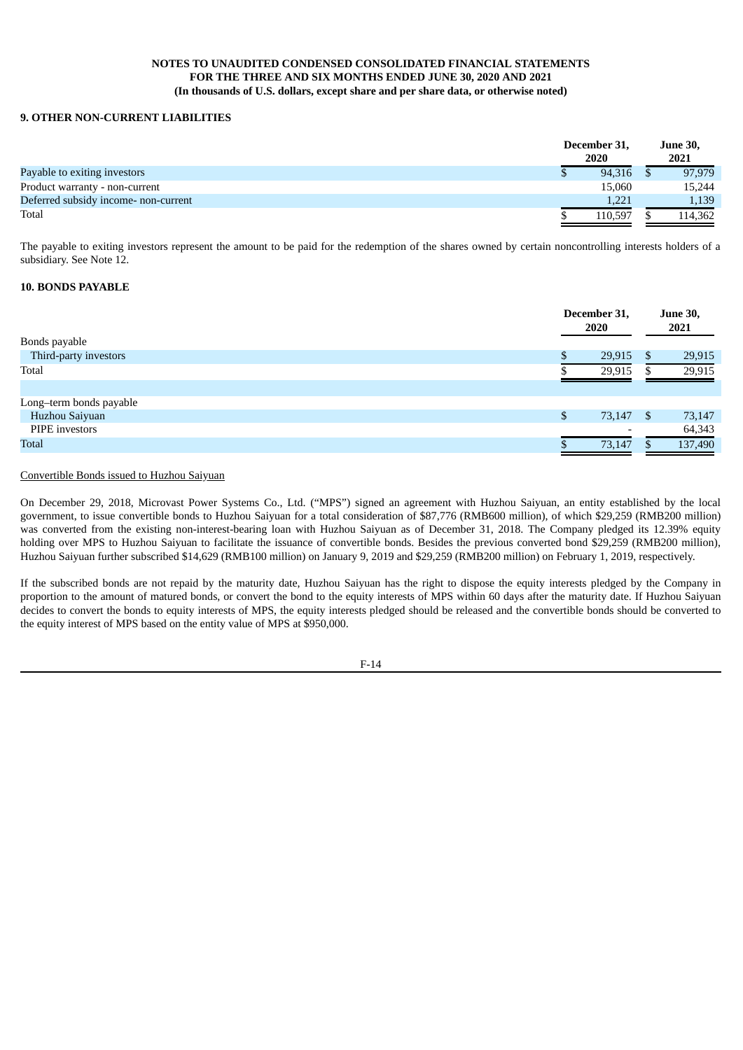## NOTES TO UNAUDITED CONDENSED CONSOLIDATED FINANCIAL STATEMENTS FOR THE THREE AND SIX MONTHS ENDED JUNE 30, 2020 AND 2021

**(In thousands of U.S. dollars, except share and per share data, or otherwise noted)**

### 9. OTHER NON-CURRENT LIABILITIES

| | December 31, 2020 | June 30, 2021 |
|---|---|---|
| Payable to exiting investors | $ 94,316 | $ 97,979 |
| Product warranty - non-current | 15,060 | 15,244 |
| Deferred subsidy income- non-current | 1,221 | 1,139 |
| Total | $ 110,597 | $ 114,362 |

The payable to exiting investors represent the amount to be paid for the redemption of the shares owned by certain noncontrolling interests holders of a subsidiary. See Note 12.

### 10. BONDS PAYABLE

| | December 31, 2020 | June 30, 2021 |
|---|---|---|
| Bonds payable | | |
| Third-party investors | $ 29,915 | $ 29,915 |
| Total | $ 29,915 | $ 29,915 |
| | | |
| Long–term bonds payable | | |
| Huzhou Saiyuan | $ 73,147 | $ 73,147 |
| PIPE investors | - | 64,343 |
| Total | $ 73,147 | $ 137,490 |

Convertible Bonds issued to Huzhou Saiyuan

On December 29, 2018, Microvast Power Systems Co., Ltd. ("MPS") signed an agreement with Huzhou Saiyuan, an entity established by the local government, to issue convertible bonds to Huzhou Saiyuan for a total consideration of $87,776 (RMB600 million), of which $29,259 (RMB200 million) was converted from the existing non-interest-bearing loan with Huzhou Saiyuan as of December 31, 2018. The Company pledged its 12.39% equity holding over MPS to Huzhou Saiyuan to facilitate the issuance of convertible bonds. Besides the previous converted bond $29,259 (RMB200 million), Huzhou Saiyuan further subscribed $14,629 (RMB100 million) on January 9, 2019 and $29,259 (RMB200 million) on February 1, 2019, respectively.

If the subscribed bonds are not repaid by the maturity date, Huzhou Saiyuan has the right to dispose the equity interests pledged by the Company in proportion to the amount of matured bonds, or convert the bond to the equity interests of MPS within 60 days after the maturity date. If Huzhou Saiyuan decides to convert the bonds to equity interests of MPS, the equity interests pledged should be released and the convertible bonds should be converted to the equity interest of MPS based on the entity value of MPS at $950,000.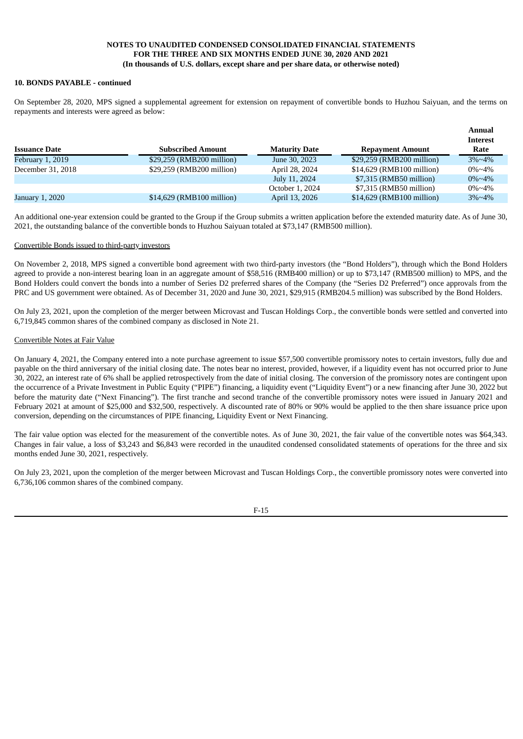**10. BONDS PAYABLE - continued**

On September 28, 2020, MPS signed a supplemental agreement for extension on repayment of convertible bonds to Huzhou Saiyuan, and the terms on repayments and interests were agreed as below:

| Issuance Date | Subscribed Amount | Maturity Date | Repayment Amount | Annual Interest Rate |
|---|---|---|---|---|
| February 1, 2019 | $29,259 (RMB200 million) | June 30, 2023 | $29,259 (RMB200 million) | 3%~4% |
| December 31, 2018 | $29,259 (RMB200 million) | April 28, 2024 | $14,629 (RMB100 million) | 0%~4% |
| | | July 11, 2024 | $7,315 (RMB50 million) | 0%~4% |
| | | October 1, 2024 | $7,315 (RMB50 million) | 0%~4% |
| January 1, 2020 | $14,629 (RMB100 million) | April 13, 2026 | $14,629 (RMB100 million) | 3%~4% |

An additional one-year extension could be granted to the Group if the Group submits a written application before the extended maturity date. As of June 30, 2021, the outstanding balance of the convertible bonds to Huzhou Saiyuan totaled at $73,147 (RMB500 million).

Convertible Bonds issued to third-party investors

On November 2, 2018, MPS signed a convertible bond agreement with two third-party investors (the "Bond Holders"), through which the Bond Holders agreed to provide a non-interest bearing loan in an aggregate amount of $58,516 (RMB400 million) or up to $73,147 (RMB500 million) to MPS, and the Bond Holders could convert the bonds into a number of Series D2 preferred shares of the Company (the "Series D2 Preferred") once approvals from the PRC and US government were obtained. As of December 31, 2020 and June 30, 2021, $29,915 (RMB204.5 million) was subscribed by the Bond Holders.

On July 23, 2021, upon the completion of the merger between Microvast and Tuscan Holdings Corp., the convertible bonds were settled and converted into 6,719,845 common shares of the combined company as disclosed in Note 21.

Convertible Notes at Fair Value

On January 4, 2021, the Company entered into a note purchase agreement to issue $57,500 convertible promissory notes to certain investors, fully due and payable on the third anniversary of the initial closing date. The notes bear no interest, provided, however, if a liquidity event has not occurred prior to June 30, 2022, an interest rate of 6% shall be applied retrospectively from the date of initial closing. The conversion of the promissory notes are contingent upon the occurrence of a Private Investment in Public Equity ("PIPE") financing, a liquidity event ("Liquidity Event") or a new financing after June 30, 2022 but before the maturity date ("Next Financing"). The first tranche and second tranche of the convertible promissory notes were issued in January 2021 and February 2021 at amount of $25,000 and $32,500, respectively. A discounted rate of 80% or 90% would be applied to the then share issuance price upon conversion, depending on the circumstances of PIPE financing, Liquidity Event or Next Financing.

The fair value option was elected for the measurement of the convertible notes. As of June 30, 2021, the fair value of the convertible notes was $64,343. Changes in fair value, a loss of $3,243 and $6,843 were recorded in the unaudited condensed consolidated statements of operations for the three and six months ended June 30, 2021, respectively.

On July 23, 2021, upon the completion of the merger between Microvast and Tuscan Holdings Corp., the convertible promissory notes were converted into 6,736,106 common shares of the combined company.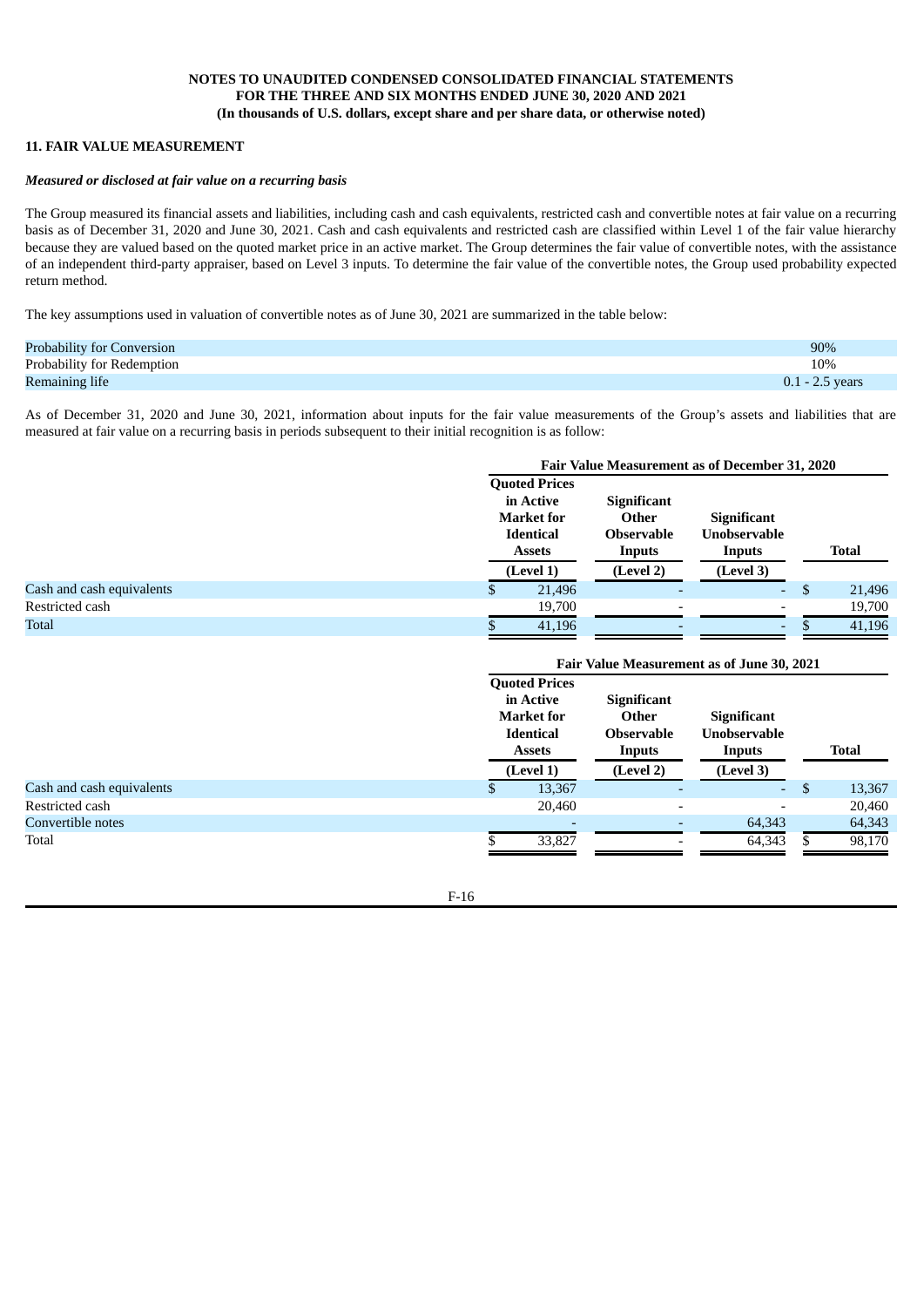**NOTES TO UNAUDITED CONDENSED CONSOLIDATED FINANCIAL STATEMENTS**
**FOR THE THREE AND SIX MONTHS ENDED JUNE 30, 2020 AND 2021**
**(In thousands of U.S. dollars, except share and per share data, or otherwise noted)**

## 11. FAIR VALUE MEASUREMENT

### *Measured or disclosed at fair value on a recurring basis*

The Group measured its financial assets and liabilities, including cash and cash equivalents, restricted cash and convertible notes at fair value on a recurring basis as of December 31, 2020 and June 30, 2021. Cash and cash equivalents and restricted cash are classified within Level 1 of the fair value hierarchy because they are valued based on the quoted market price in an active market. The Group determines the fair value of convertible notes, with the assistance of an independent third-party appraiser, based on Level 3 inputs. To determine the fair value of the convertible notes, the Group used probability expected return method.

The key assumptions used in valuation of convertible notes as of June 30, 2021 are summarized in the table below:

| | |
|---|---|
| Probability for Conversion | 90% |
| Probability for Redemption | 10% |
| Remaining life | 0.1 - 2.5 years |

As of December 31, 2020 and June 30, 2021, information about inputs for the fair value measurements of the Group's assets and liabilities that are measured at fair value on a recurring basis in periods subsequent to their initial recognition is as follow:

| | Fair Value Measurement as of December 31, 2020 | | | |
|---|---|---|---|---|
| | Quoted Prices in Active Market for Identical Assets (Level 1) | Significant Other Observable Inputs (Level 2) | Significant Unobservable Inputs (Level 3) | Total |
| Cash and cash equivalents | $ 21,496 | - | - | $ 21,496 |
| Restricted cash | 19,700 | - | - | 19,700 |
| Total | $ 41,196 | - | - | $ 41,196 |

| | Fair Value Measurement as of June 30, 2021 | | | |
|---|---|---|---|---|
| | Quoted Prices in Active Market for Identical Assets (Level 1) | Significant Other Observable Inputs (Level 2) | Significant Unobservable Inputs (Level 3) | Total |
| Cash and cash equivalents | $ 13,367 | - | - | $ 13,367 |
| Restricted cash | 20,460 | - | - | 20,460 |
| Convertible notes | - | - | 64,343 | 64,343 |
| Total | $ 33,827 | - | 64,343 | $ 98,170 |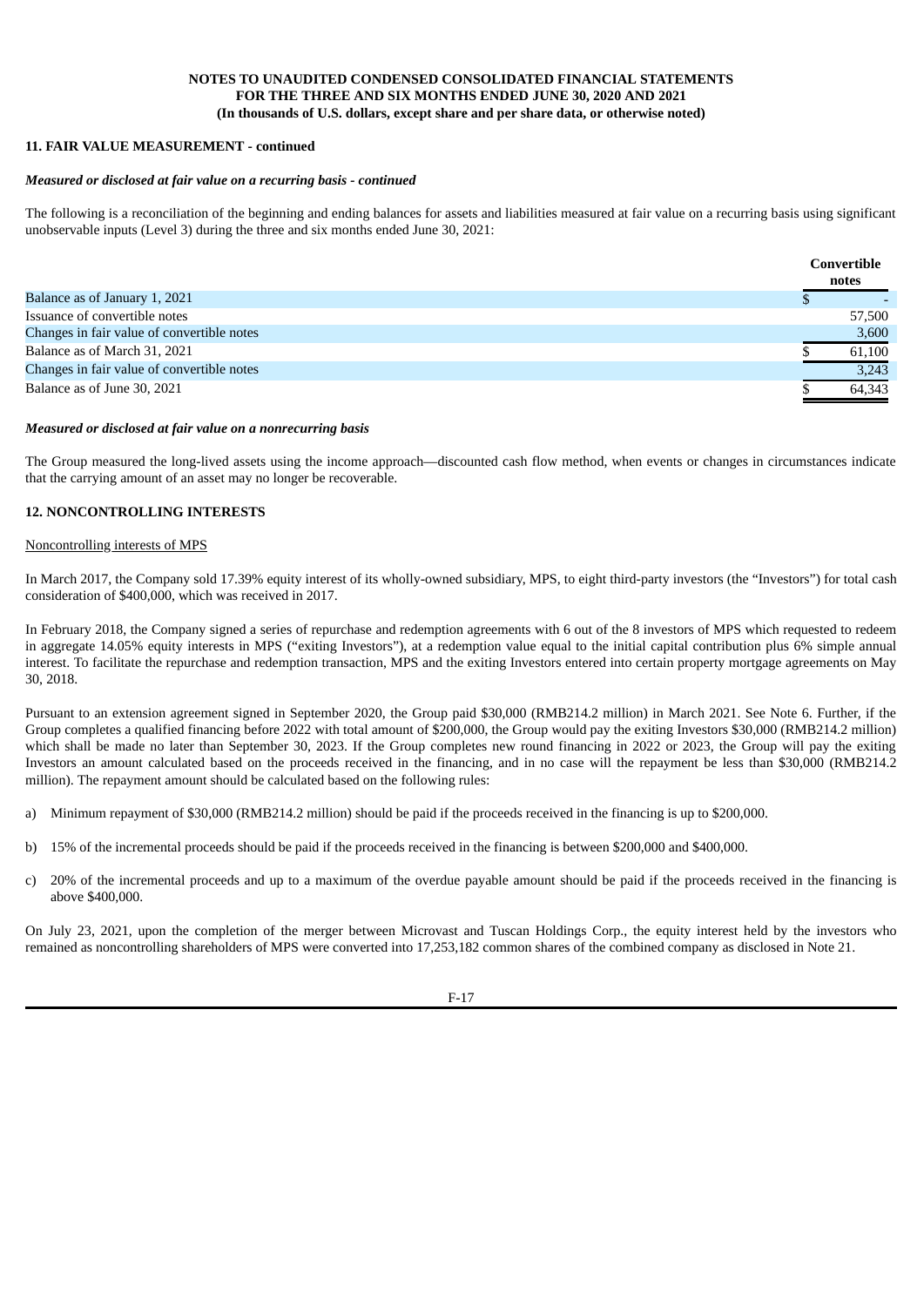**NOTES TO UNAUDITED CONDENSED CONSOLIDATED FINANCIAL STATEMENTS**
**FOR THE THREE AND SIX MONTHS ENDED JUNE 30, 2020 AND 2021**
**(In thousands of U.S. dollars, except share and per share data, or otherwise noted)**

**11. FAIR VALUE MEASUREMENT - continued**

***Measured or disclosed at fair value on a recurring basis - continued***

The following is a reconciliation of the beginning and ending balances for assets and liabilities measured at fair value on a recurring basis using significant unobservable inputs (Level 3) during the three and six months ended June 30, 2021:

| | Convertible notes |
|---|---|
| Balance as of January 1, 2021 | $ - |
| Issuance of convertible notes | 57,500 |
| Changes in fair value of convertible notes | 3,600 |
| Balance as of March 31, 2021 | $ 61,100 |
| Changes in fair value of convertible notes | 3,243 |
| Balance as of June 30, 2021 | $ 64,343 |

***Measured or disclosed at fair value on a nonrecurring basis***

The Group measured the long-lived assets using the income approach—discounted cash flow method, when events or changes in circumstances indicate that the carrying amount of an asset may no longer be recoverable.

**12. NONCONTROLLING INTERESTS**

Noncontrolling interests of MPS

In March 2017, the Company sold 17.39% equity interest of its wholly-owned subsidiary, MPS, to eight third-party investors (the "Investors") for total cash consideration of $400,000, which was received in 2017.

In February 2018, the Company signed a series of repurchase and redemption agreements with 6 out of the 8 investors of MPS which requested to redeem in aggregate 14.05% equity interests in MPS ("exiting Investors"), at a redemption value equal to the initial capital contribution plus 6% simple annual interest. To facilitate the repurchase and redemption transaction, MPS and the exiting Investors entered into certain property mortgage agreements on May 30, 2018.

Pursuant to an extension agreement signed in September 2020, the Group paid $30,000 (RMB214.2 million) in March 2021. See Note 6. Further, if the Group completes a qualified financing before 2022 with total amount of $200,000, the Group would pay the exiting Investors $30,000 (RMB214.2 million) which shall be made no later than September 30, 2023. If the Group completes new round financing in 2022 or 2023, the Group will pay the exiting Investors an amount calculated based on the proceeds received in the financing, and in no case will the repayment be less than $30,000 (RMB214.2 million). The repayment amount should be calculated based on the following rules:

a) Minimum repayment of $30,000 (RMB214.2 million) should be paid if the proceeds received in the financing is up to $200,000.

b) 15% of the incremental proceeds should be paid if the proceeds received in the financing is between $200,000 and $400,000.

c) 20% of the incremental proceeds and up to a maximum of the overdue payable amount should be paid if the proceeds received in the financing is above $400,000.

On July 23, 2021, upon the completion of the merger between Microvast and Tuscan Holdings Corp., the equity interest held by the investors who remained as noncontrolling shareholders of MPS were converted into 17,253,182 common shares of the combined company as disclosed in Note 21.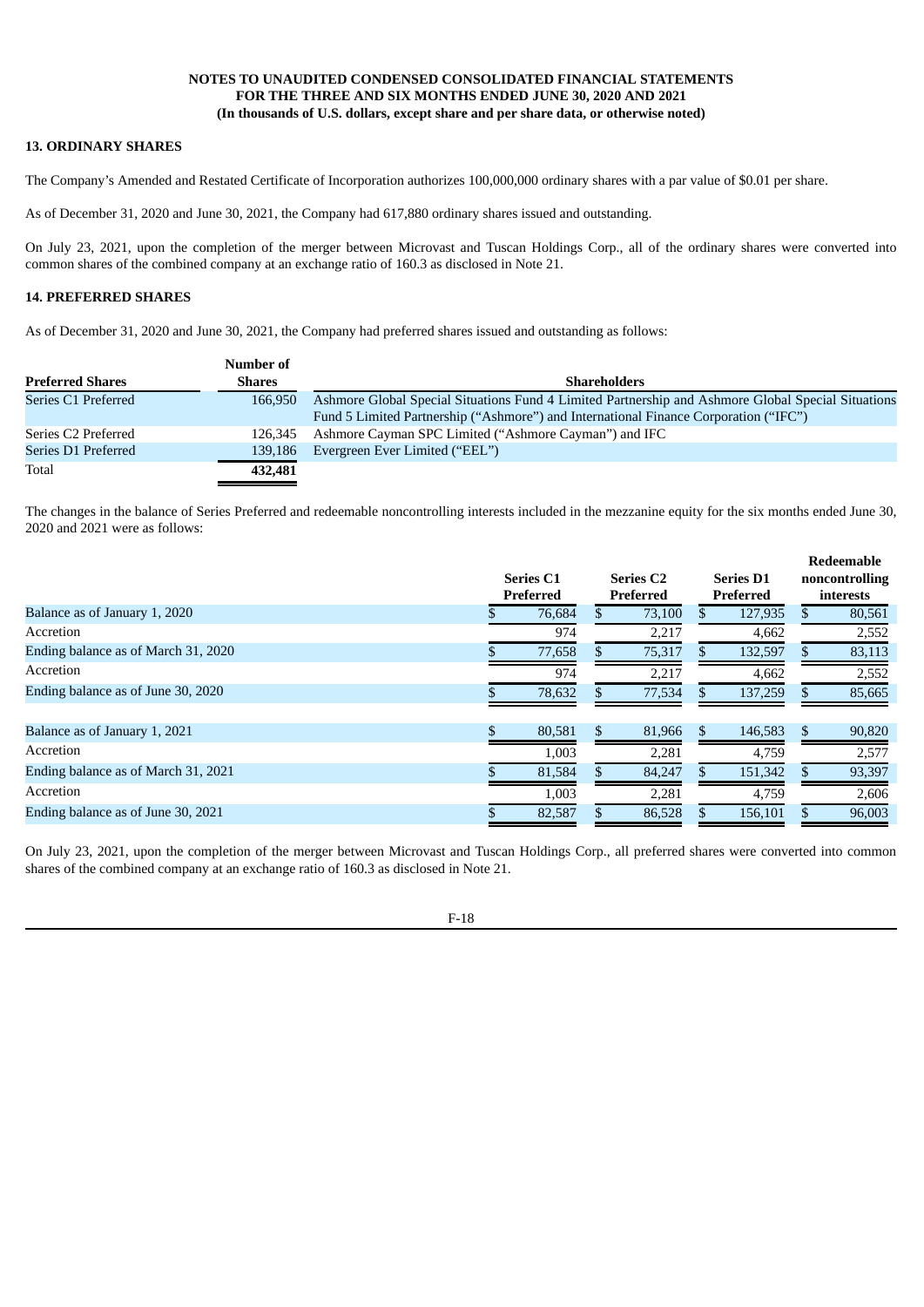**NOTES TO UNAUDITED CONDENSED CONSOLIDATED FINANCIAL STATEMENTS**
**FOR THE THREE AND SIX MONTHS ENDED JUNE 30, 2020 AND 2021**
**(In thousands of U.S. dollars, except share and per share data, or otherwise noted)**

## 13. ORDINARY SHARES

The Company's Amended and Restated Certificate of Incorporation authorizes 100,000,000 ordinary shares with a par value of $0.01 per share.

As of December 31, 2020 and June 30, 2021, the Company had 617,880 ordinary shares issued and outstanding.

On July 23, 2021, upon the completion of the merger between Microvast and Tuscan Holdings Corp., all of the ordinary shares were converted into common shares of the combined company at an exchange ratio of 160.3 as disclosed in Note 21.

## 14. PREFERRED SHARES

As of December 31, 2020 and June 30, 2021, the Company had preferred shares issued and outstanding as follows:

| Preferred Shares | Number of Shares | Shareholders |
|---|---|---|
| Series C1 Preferred | 166,950 | Ashmore Global Special Situations Fund 4 Limited Partnership and Ashmore Global Special Situations Fund 5 Limited Partnership ("Ashmore") and International Finance Corporation ("IFC") |
| Series C2 Preferred | 126,345 | Ashmore Cayman SPC Limited ("Ashmore Cayman") and IFC |
| Series D1 Preferred | 139,186 | Evergreen Ever Limited ("EEL") |
| Total | **432,481** | |

The changes in the balance of Series Preferred and redeemable noncontrolling interests included in the mezzanine equity for the six months ended June 30, 2020 and 2021 were as follows:

| | Series C1 Preferred | Series C2 Preferred | Series D1 Preferred | Redeemable noncontrolling interests |
|---|---|---|---|---|
| Balance as of January 1, 2020 | $ 76,684 | $ 73,100 | $ 127,935 | $ 80,561 |
| Accretion | 974 | 2,217 | 4,662 | 2,552 |
| Ending balance as of March 31, 2020 | $ 77,658 | $ 75,317 | $ 132,597 | $ 83,113 |
| Accretion | 974 | 2,217 | 4,662 | 2,552 |
| Ending balance as of June 30, 2020 | $ 78,632 | $ 77,534 | $ 137,259 | $ 85,665 |
| | | | | |
| Balance as of January 1, 2021 | $ 80,581 | $ 81,966 | $ 146,583 | $ 90,820 |
| Accretion | 1,003 | 2,281 | 4,759 | 2,577 |
| Ending balance as of March 31, 2021 | $ 81,584 | $ 84,247 | $ 151,342 | $ 93,397 |
| Accretion | 1,003 | 2,281 | 4,759 | 2,606 |
| Ending balance as of June 30, 2021 | $ 82,587 | $ 86,528 | $ 156,101 | $ 96,003 |

On July 23, 2021, upon the completion of the merger between Microvast and Tuscan Holdings Corp., all preferred shares were converted into common shares of the combined company at an exchange ratio of 160.3 as disclosed in Note 21.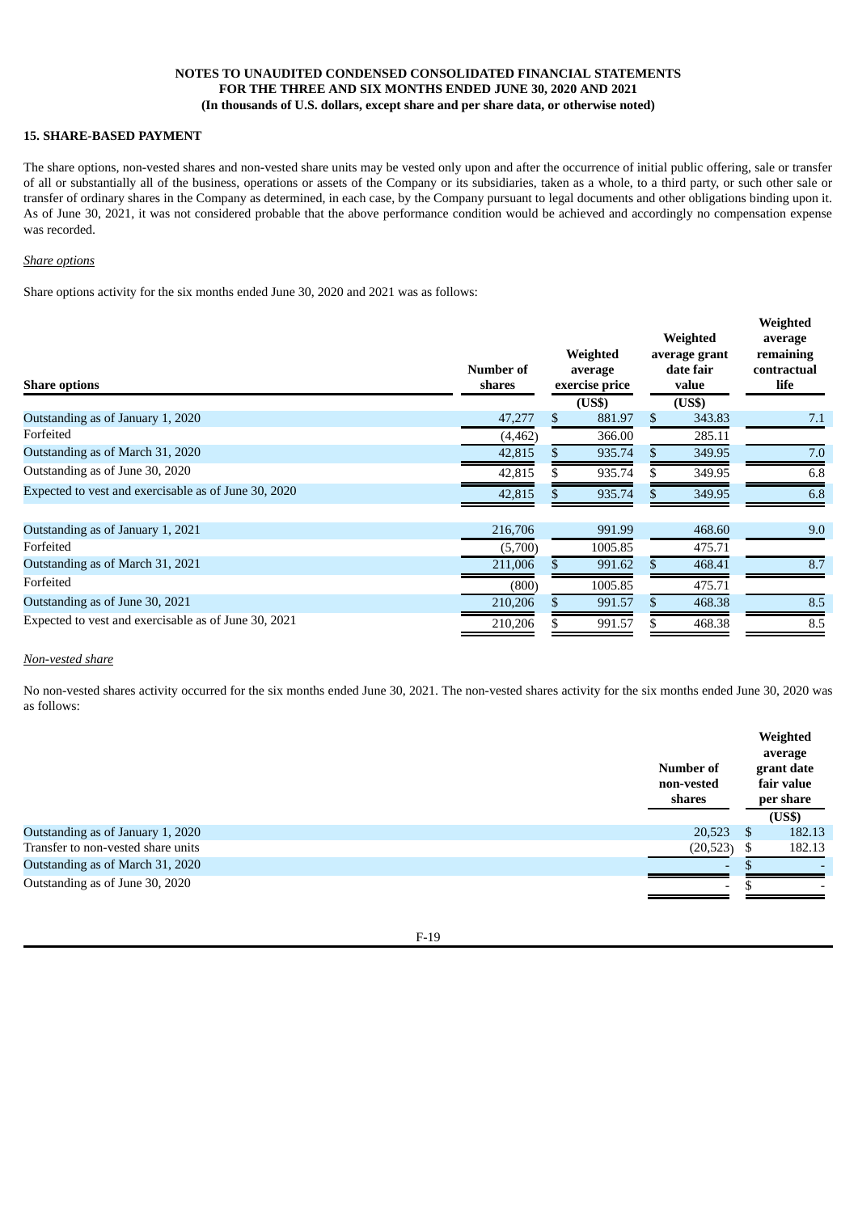**NOTES TO UNAUDITED CONDENSED CONSOLIDATED FINANCIAL STATEMENTS FOR THE THREE AND SIX MONTHS ENDED JUNE 30, 2020 AND 2021 (In thousands of U.S. dollars, except share and per share data, or otherwise noted)**

## 15. SHARE-BASED PAYMENT

The share options, non-vested shares and non-vested share units may be vested only upon and after the occurrence of initial public offering, sale or transfer of all or substantially all of the business, operations or assets of the Company or its subsidiaries, taken as a whole, to a third party, or such other sale or transfer of ordinary shares in the Company as determined, in each case, by the Company pursuant to legal documents and other obligations binding upon it. As of June 30, 2021, it was not considered probable that the above performance condition would be achieved and accordingly no compensation expense was recorded.

*Share options*

Share options activity for the six months ended June 30, 2020 and 2021 was as follows:

| Share options | Number of shares | Weighted average exercise price | Weighted average grant date fair value | Weighted average remaining contractual life |
|---|---|---|---|---|
| | | (US$) | (US$) | |
| Outstanding as of January 1, 2020 | 47,277 | $ 881.97 | $ 343.83 | 7.1 |
| Forfeited | (4,462) | 366.00 | 285.11 | |
| Outstanding as of March 31, 2020 | 42,815 | $ 935.74 | $ 349.95 | 7.0 |
| Outstanding as of June 30, 2020 | 42,815 | $ 935.74 | $ 349.95 | 6.8 |
| Expected to vest and exercisable as of June 30, 2020 | 42,815 | $ 935.74 | $ 349.95 | 6.8 |
| | | | | |
| Outstanding as of January 1, 2021 | 216,706 | 991.99 | 468.60 | 9.0 |
| Forfeited | (5,700) | 1005.85 | 475.71 | |
| Outstanding as of March 31, 2021 | 211,006 | $ 991.62 | $ 468.41 | 8.7 |
| Forfeited | (800) | 1005.85 | 475.71 | |
| Outstanding as of June 30, 2021 | 210,206 | $ 991.57 | $ 468.38 | 8.5 |
| Expected to vest and exercisable as of June 30, 2021 | 210,206 | $ 991.57 | $ 468.38 | 8.5 |

*Non-vested share*

No non-vested shares activity occurred for the six months ended June 30, 2021. The non-vested shares activity for the six months ended June 30, 2020 was as follows:

| | Number of non-vested shares | Weighted average grant date fair value per share |
|---|---|---|
| | | (US$) |
| Outstanding as of January 1, 2020 | 20,523 | $ 182.13 |
| Transfer to non-vested share units | (20,523) | $ 182.13 |
| Outstanding as of March 31, 2020 | - | $ - |
| Outstanding as of June 30, 2020 | - | $ - |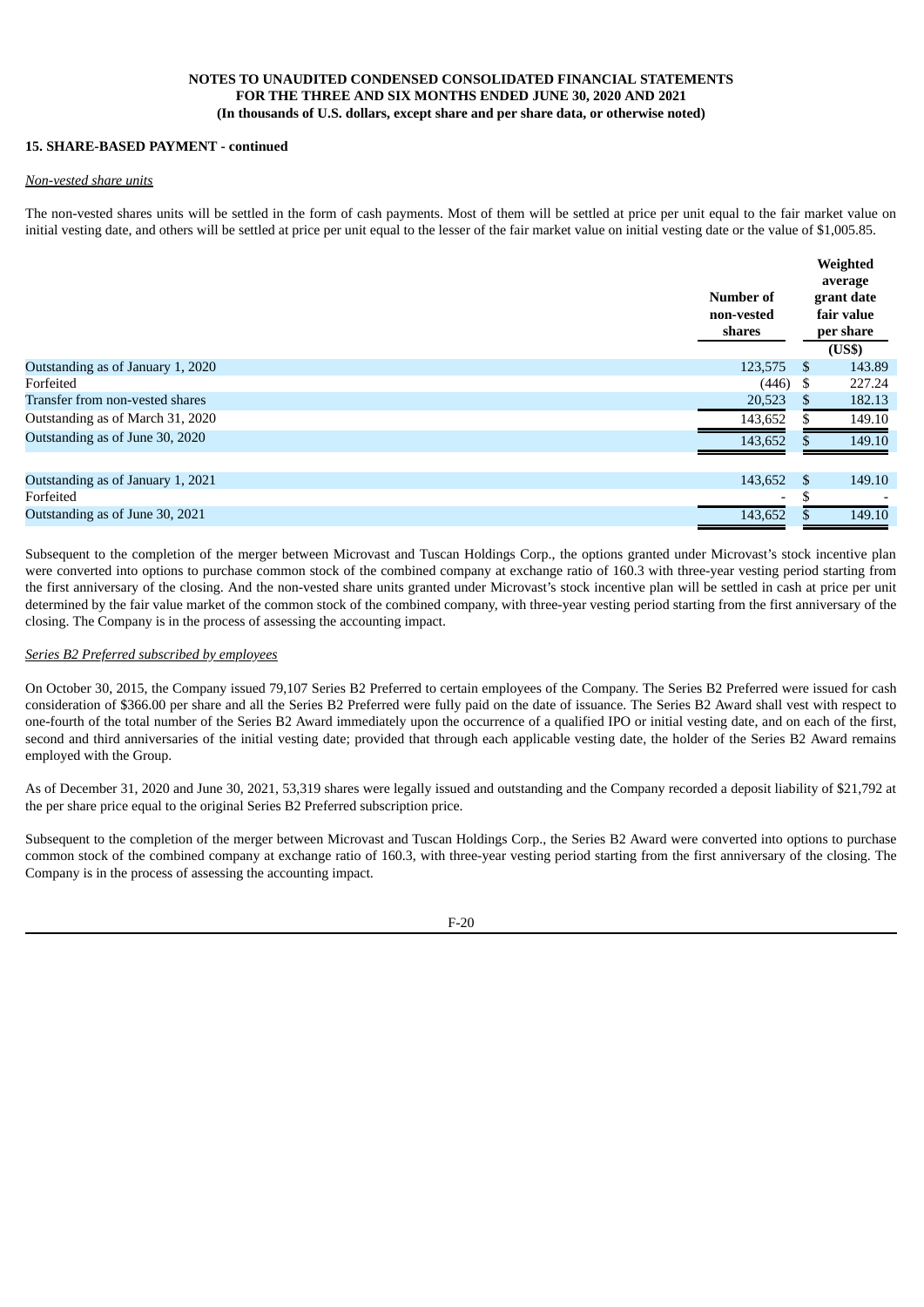### 15. SHARE-BASED PAYMENT - continued

*Non-vested share units*

The non-vested shares units will be settled in the form of cash payments. Most of them will be settled at price per unit equal to the fair market value on initial vesting date, and others will be settled at price per unit equal to the lesser of the fair market value on initial vesting date or the value of $1,005.85.

| | Number of non-vested shares | Weighted average grant date fair value per share (US$) |
|---|---|---|
| Outstanding as of January 1, 2020 | 123,575 | $ 143.89 |
| Forfeited | (446) | $ 227.24 |
| Transfer from non-vested shares | 20,523 | $ 182.13 |
| Outstanding as of March 31, 2020 | 143,652 | $ 149.10 |
| Outstanding as of June 30, 2020 | 143,652 | $ 149.10 |
| | | |
| Outstanding as of January 1, 2021 | 143,652 | $ 149.10 |
| Forfeited | - | $ - |
| Outstanding as of June 30, 2021 | 143,652 | $ 149.10 |

Subsequent to the completion of the merger between Microvast and Tuscan Holdings Corp., the options granted under Microvast's stock incentive plan were converted into options to purchase common stock of the combined company at exchange ratio of 160.3 with three-year vesting period starting from the first anniversary of the closing. And the non-vested share units granted under Microvast's stock incentive plan will be settled in cash at price per unit determined by the fair value market of the common stock of the combined company, with three-year vesting period starting from the first anniversary of the closing. The Company is in the process of assessing the accounting impact.

*Series B2 Preferred subscribed by employees*

On October 30, 2015, the Company issued 79,107 Series B2 Preferred to certain employees of the Company. The Series B2 Preferred were issued for cash consideration of $366.00 per share and all the Series B2 Preferred were fully paid on the date of issuance. The Series B2 Award shall vest with respect to one-fourth of the total number of the Series B2 Award immediately upon the occurrence of a qualified IPO or initial vesting date, and on each of the first, second and third anniversaries of the initial vesting date; provided that through each applicable vesting date, the holder of the Series B2 Award remains employed with the Group.

As of December 31, 2020 and June 30, 2021, 53,319 shares were legally issued and outstanding and the Company recorded a deposit liability of $21,792 at the per share price equal to the original Series B2 Preferred subscription price.

Subsequent to the completion of the merger between Microvast and Tuscan Holdings Corp., the Series B2 Award were converted into options to purchase common stock of the combined company at exchange ratio of 160.3, with three-year vesting period starting from the first anniversary of the closing. The Company is in the process of assessing the accounting impact.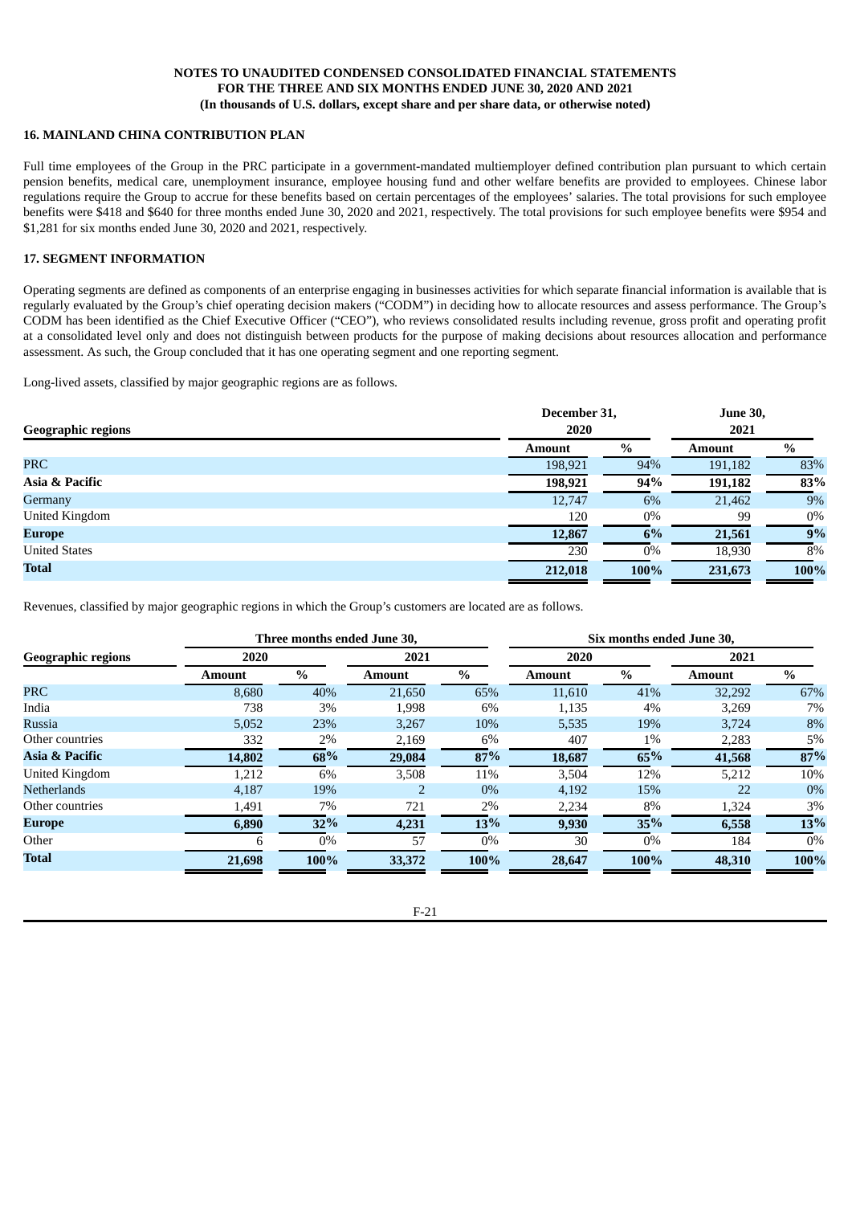## 16. MAINLAND CHINA CONTRIBUTION PLAN

Full time employees of the Group in the PRC participate in a government-mandated multiemployer defined contribution plan pursuant to which certain pension benefits, medical care, unemployment insurance, employee housing fund and other welfare benefits are provided to employees. Chinese labor regulations require the Group to accrue for these benefits based on certain percentages of the employees' salaries. The total provisions for such employee benefits were $418 and $640 for three months ended June 30, 2020 and 2021, respectively. The total provisions for such employee benefits were $954 and $1,281 for six months ended June 30, 2020 and 2021, respectively.

## 17. SEGMENT INFORMATION

Operating segments are defined as components of an enterprise engaging in businesses activities for which separate financial information is available that is regularly evaluated by the Group's chief operating decision makers ("CODM") in deciding how to allocate resources and assess performance. The Group's CODM has been identified as the Chief Executive Officer ("CEO"), who reviews consolidated results including revenue, gross profit and operating profit at a consolidated level only and does not distinguish between products for the purpose of making decisions about resources allocation and performance assessment. As such, the Group concluded that it has one operating segment and one reporting segment.

Long-lived assets, classified by major geographic regions are as follows.

| Geographic regions | December 31, 2020 | | June 30, 2021 | |
|---|---|---|---|---|
| | Amount | % | Amount | % |
| PRC | 198,921 | 94% | 191,182 | 83% |
| **Asia & Pacific** | **198,921** | **94%** | **191,182** | **83%** |
| Germany | 12,747 | 6% | 21,462 | 9% |
| United Kingdom | 120 | 0% | 99 | 0% |
| **Europe** | **12,867** | **6%** | **21,561** | **9%** |
| United States | 230 | 0% | 18,930 | 8% |
| **Total** | **212,018** | **100%** | **231,673** | **100%** |

Revenues, classified by major geographic regions in which the Group's customers are located are as follows.

| Geographic regions | Three months ended June 30, | | | | Six months ended June 30, | | | |
|---|---|---|---|---|---|---|---|---|
| | 2020 | | 2021 | | 2020 | | 2021 | |
| | Amount | % | Amount | % | Amount | % | Amount | % |
| PRC | 8,680 | 40% | 21,650 | 65% | 11,610 | 41% | 32,292 | 67% |
| India | 738 | 3% | 1,998 | 6% | 1,135 | 4% | 3,269 | 7% |
| Russia | 5,052 | 23% | 3,267 | 10% | 5,535 | 19% | 3,724 | 8% |
| Other countries | 332 | 2% | 2,169 | 6% | 407 | 1% | 2,283 | 5% |
| **Asia & Pacific** | **14,802** | **68%** | **29,084** | **87%** | **18,687** | **65%** | **41,568** | **87%** |
| United Kingdom | 1,212 | 6% | 3,508 | 11% | 3,504 | 12% | 5,212 | 10% |
| Netherlands | 4,187 | 19% | 2 | 0% | 4,192 | 15% | 22 | 0% |
| Other countries | 1,491 | 7% | 721 | 2% | 2,234 | 8% | 1,324 | 3% |
| **Europe** | **6,890** | **32%** | **4,231** | **13%** | **9,930** | **35%** | **6,558** | **13%** |
| Other | 6 | 0% | 57 | 0% | 30 | 0% | 184 | 0% |
| **Total** | **21,698** | **100%** | **33,372** | **100%** | **28,647** | **100%** | **48,310** | **100%** |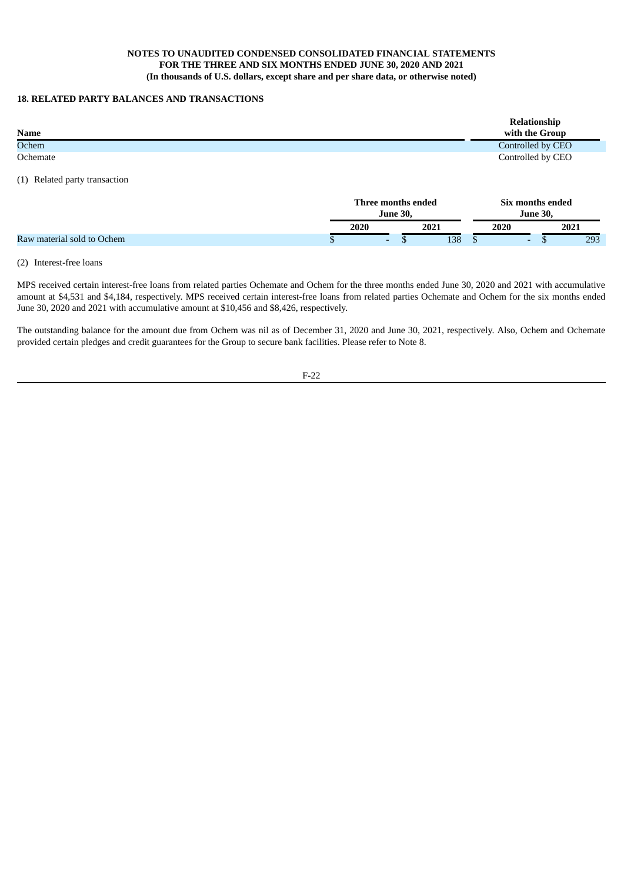**NOTES TO UNAUDITED CONDENSED CONSOLIDATED FINANCIAL STATEMENTS**
**FOR THE THREE AND SIX MONTHS ENDED JUNE 30, 2020 AND 2021**
**(In thousands of U.S. dollars, except share and per share data, or otherwise noted)**

## 18. RELATED PARTY BALANCES AND TRANSACTIONS

| Name | Relationship with the Group |
|---|---|
| Ochem | Controlled by CEO |
| Ochemate | Controlled by CEO |

(1) Related party transaction

| | Three months ended June 30, | | Six months ended June 30, | |
|---|---|---|---|---|
| | 2020 | 2021 | 2020 | 2021 |
| Raw material sold to Ochem | $ - | $ 138 | $ - | $ 293 |

(2) Interest-free loans

MPS received certain interest-free loans from related parties Ochemate and Ochem for the three months ended June 30, 2020 and 2021 with accumulative amount at $4,531 and $4,184, respectively. MPS received certain interest-free loans from related parties Ochemate and Ochem for the six months ended June 30, 2020 and 2021 with accumulative amount at $10,456 and $8,426, respectively.

The outstanding balance for the amount due from Ochem was nil as of December 31, 2020 and June 30, 2021, respectively. Also, Ochem and Ochemate provided certain pledges and credit guarantees for the Group to secure bank facilities. Please refer to Note 8.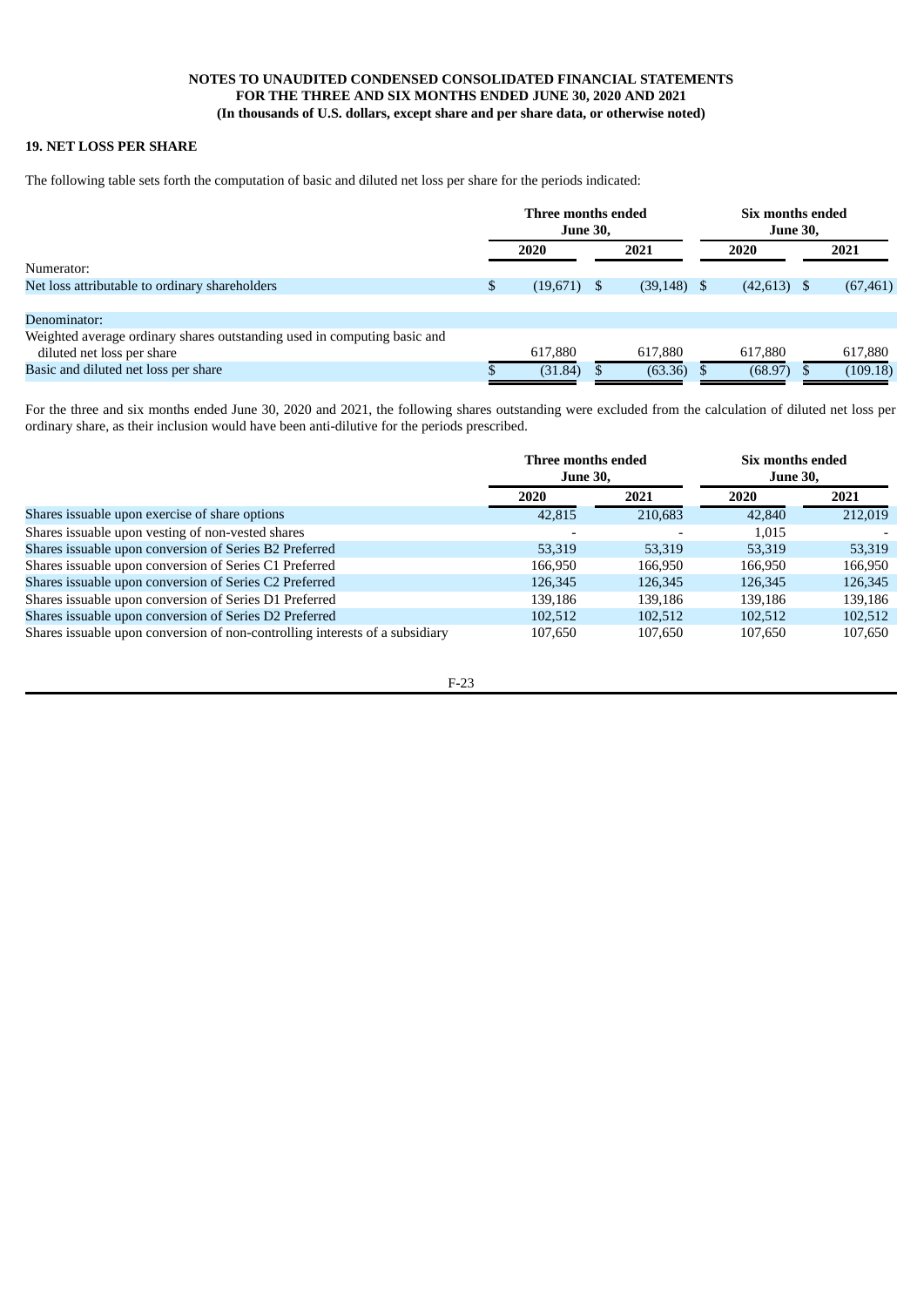**NOTES TO UNAUDITED CONDENSED CONSOLIDATED FINANCIAL STATEMENTS**
**FOR THE THREE AND SIX MONTHS ENDED JUNE 30, 2020 AND 2021**
**(In thousands of U.S. dollars, except share and per share data, or otherwise noted)**

## 19. NET LOSS PER SHARE

The following table sets forth the computation of basic and diluted net loss per share for the periods indicated:

| | Three months ended June 30, | | Six months ended June 30, | |
|---|---|---|---|---|
| | 2020 | 2021 | 2020 | 2021 |
| Numerator: | | | | |
| Net loss attributable to ordinary shareholders | $ (19,671) | $ (39,148) | $ (42,613) | $ (67,461) |
| Denominator: | | | | |
| Weighted average ordinary shares outstanding used in computing basic and diluted net loss per share | 617,880 | 617,880 | 617,880 | 617,880 |
| Basic and diluted net loss per share | $ (31.84) | $ (63.36) | $ (68.97) | $ (109.18) |

For the three and six months ended June 30, 2020 and 2021, the following shares outstanding were excluded from the calculation of diluted net loss per ordinary share, as their inclusion would have been anti-dilutive for the periods prescribed.

| | Three months ended June 30, | | Six months ended June 30, | |
|---|---|---|---|---|
| | 2020 | 2021 | 2020 | 2021 |
| Shares issuable upon exercise of share options | 42,815 | 210,683 | 42,840 | 212,019 |
| Shares issuable upon vesting of non-vested shares | - | - | 1,015 | - |
| Shares issuable upon conversion of Series B2 Preferred | 53,319 | 53,319 | 53,319 | 53,319 |
| Shares issuable upon conversion of Series C1 Preferred | 166,950 | 166,950 | 166,950 | 166,950 |
| Shares issuable upon conversion of Series C2 Preferred | 126,345 | 126,345 | 126,345 | 126,345 |
| Shares issuable upon conversion of Series D1 Preferred | 139,186 | 139,186 | 139,186 | 139,186 |
| Shares issuable upon conversion of Series D2 Preferred | 102,512 | 102,512 | 102,512 | 102,512 |
| Shares issuable upon conversion of non-controlling interests of a subsidiary | 107,650 | 107,650 | 107,650 | 107,650 |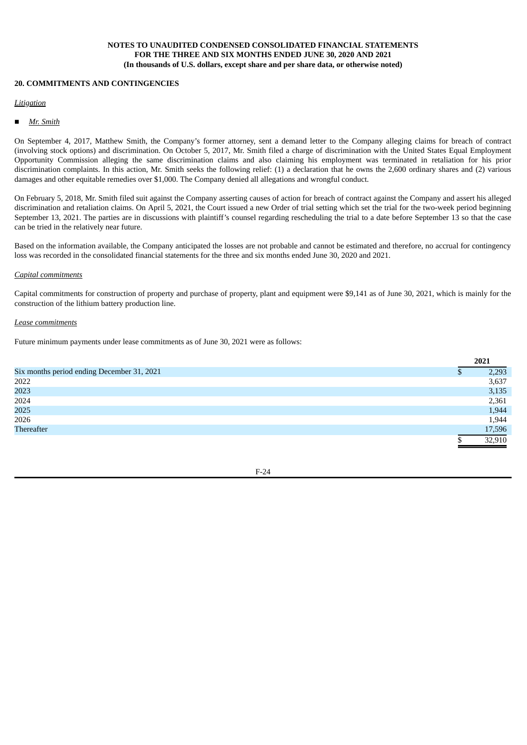**NOTES TO UNAUDITED CONDENSED CONSOLIDATED FINANCIAL STATEMENTS**
**FOR THE THREE AND SIX MONTHS ENDED JUNE 30, 2020 AND 2021**
**(In thousands of U.S. dollars, except share and per share data, or otherwise noted)**

## 20. COMMITMENTS AND CONTINGENCIES

*Litigation*

- *Mr. Smith*

On September 4, 2017, Matthew Smith, the Company's former attorney, sent a demand letter to the Company alleging claims for breach of contract (involving stock options) and discrimination. On October 5, 2017, Mr. Smith filed a charge of discrimination with the United States Equal Employment Opportunity Commission alleging the same discrimination claims and also claiming his employment was terminated in retaliation for his prior discrimination complaints. In this action, Mr. Smith seeks the following relief: (1) a declaration that he owns the 2,600 ordinary shares and (2) various damages and other equitable remedies over $1,000. The Company denied all allegations and wrongful conduct.

On February 5, 2018, Mr. Smith filed suit against the Company asserting causes of action for breach of contract against the Company and assert his alleged discrimination and retaliation claims. On April 5, 2021, the Court issued a new Order of trial setting which set the trial for the two-week period beginning September 13, 2021. The parties are in discussions with plaintiff's counsel regarding rescheduling the trial to a date before September 13 so that the case can be tried in the relatively near future.

Based on the information available, the Company anticipated the losses are not probable and cannot be estimated and therefore, no accrual for contingency loss was recorded in the consolidated financial statements for the three and six months ended June 30, 2020 and 2021.

*Capital commitments*

Capital commitments for construction of property and purchase of property, plant and equipment were $9,141 as of June 30, 2021, which is mainly for the construction of the lithium battery production line.

*Lease commitments*

Future minimum payments under lease commitments as of June 30, 2021 were as follows:

| | 2021 |
|---|---|
| Six months period ending December 31, 2021 | $ 2,293 |
| 2022 | 3,637 |
| 2023 | 3,135 |
| 2024 | 2,361 |
| 2025 | 1,944 |
| 2026 | 1,944 |
| Thereafter | 17,596 |
| | $ 32,910 |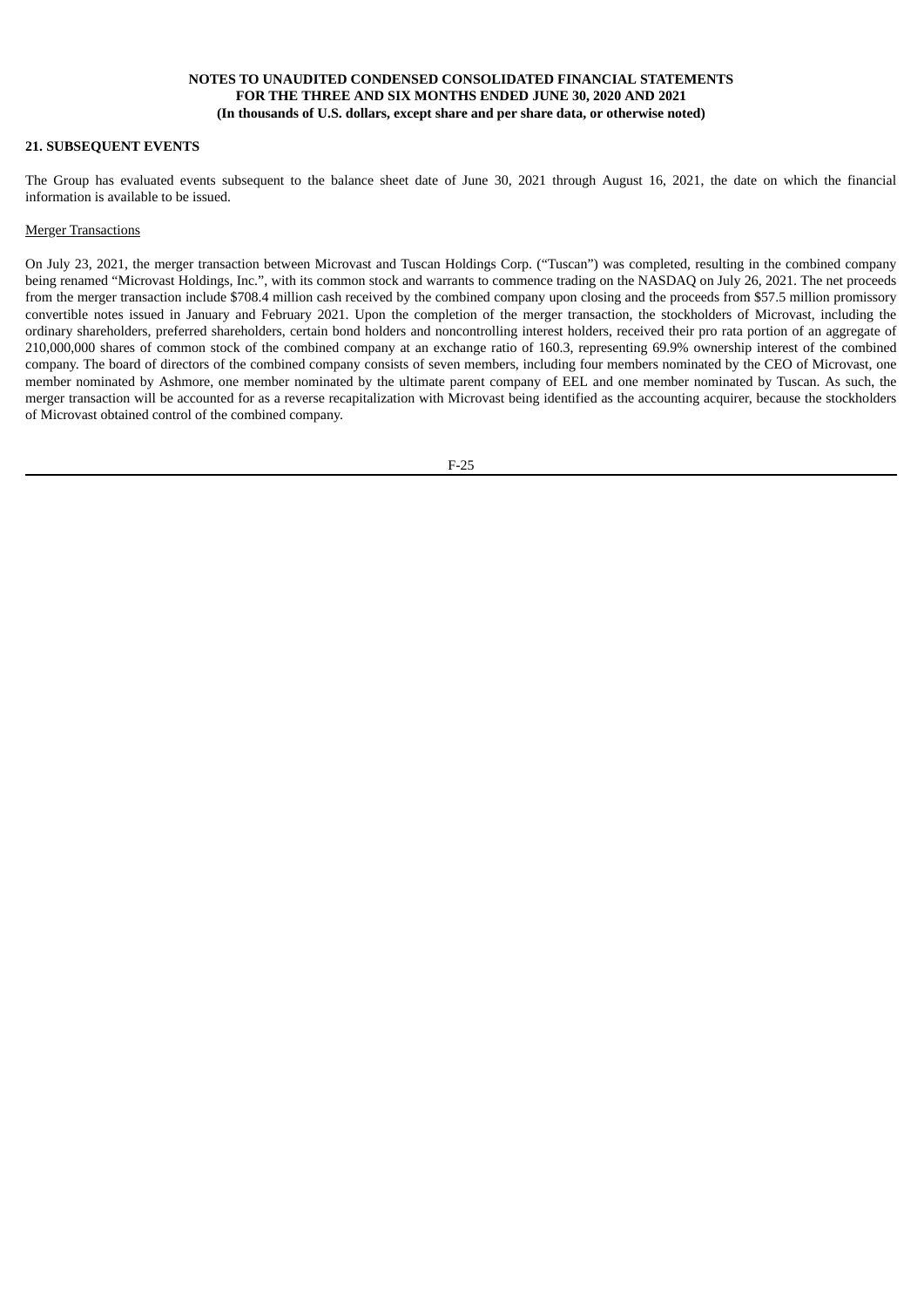## 21. SUBSEQUENT EVENTS

The Group has evaluated events subsequent to the balance sheet date of June 30, 2021 through August 16, 2021, the date on which the financial information is available to be issued.

Merger Transactions

On July 23, 2021, the merger transaction between Microvast and Tuscan Holdings Corp. ("Tuscan") was completed, resulting in the combined company being renamed "Microvast Holdings, Inc.", with its common stock and warrants to commence trading on the NASDAQ on July 26, 2021. The net proceeds from the merger transaction include $708.4 million cash received by the combined company upon closing and the proceeds from $57.5 million promissory convertible notes issued in January and February 2021. Upon the completion of the merger transaction, the stockholders of Microvast, including the ordinary shareholders, preferred shareholders, certain bond holders and noncontrolling interest holders, received their pro rata portion of an aggregate of 210,000,000 shares of common stock of the combined company at an exchange ratio of 160.3, representing 69.9% ownership interest of the combined company. The board of directors of the combined company consists of seven members, including four members nominated by the CEO of Microvast, one member nominated by Ashmore, one member nominated by the ultimate parent company of EEL and one member nominated by Tuscan. As such, the merger transaction will be accounted for as a reverse recapitalization with Microvast being identified as the accounting acquirer, because the stockholders of Microvast obtained control of the combined company.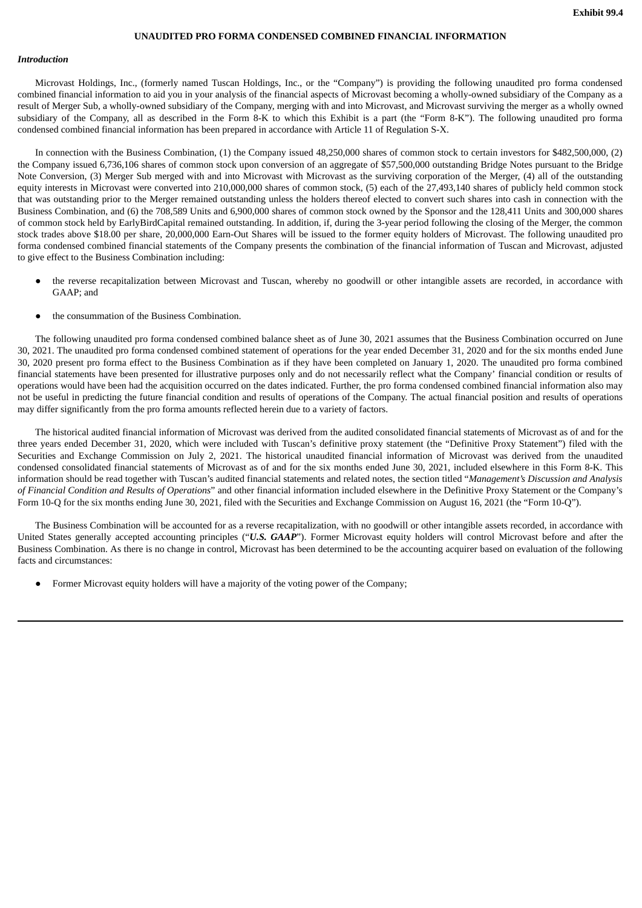**Exhibit 99.4**

# UNAUDITED PRO FORMA CONDENSED COMBINED FINANCIAL INFORMATION

### *Introduction*

Microvast Holdings, Inc., (formerly named Tuscan Holdings, Inc., or the "Company") is providing the following unaudited pro forma condensed combined financial information to aid you in your analysis of the financial aspects of Microvast becoming a wholly-owned subsidiary of the Company as a result of Merger Sub, a wholly-owned subsidiary of the Company, merging with and into Microvast, and Microvast surviving the merger as a wholly owned subsidiary of the Company, all as described in the Form 8-K to which this Exhibit is a part (the "Form 8-K"). The following unaudited pro forma condensed combined financial information has been prepared in accordance with Article 11 of Regulation S-X.

In connection with the Business Combination, (1) the Company issued 48,250,000 shares of common stock to certain investors for $482,500,000, (2) the Company issued 6,736,106 shares of common stock upon conversion of an aggregate of $57,500,000 outstanding Bridge Notes pursuant to the Bridge Note Conversion, (3) Merger Sub merged with and into Microvast with Microvast as the surviving corporation of the Merger, (4) all of the outstanding equity interests in Microvast were converted into 210,000,000 shares of common stock, (5) each of the 27,493,140 shares of publicly held common stock that was outstanding prior to the Merger remained outstanding unless the holders thereof elected to convert such shares into cash in connection with the Business Combination, and (6) the 708,589 Units and 6,900,000 shares of common stock owned by the Sponsor and the 128,411 Units and 300,000 shares of common stock held by EarlyBirdCapital remained outstanding. In addition, if, during the 3-year period following the closing of the Merger, the common stock trades above $18.00 per share, 20,000,000 Earn-Out Shares will be issued to the former equity holders of Microvast. The following unaudited pro forma condensed combined financial statements of the Company presents the combination of the financial information of Tuscan and Microvast, adjusted to give effect to the Business Combination including:

- the reverse recapitalization between Microvast and Tuscan, whereby no goodwill or other intangible assets are recorded, in accordance with GAAP; and
- the consummation of the Business Combination.

The following unaudited pro forma condensed combined balance sheet as of June 30, 2021 assumes that the Business Combination occurred on June 30, 2021. The unaudited pro forma condensed combined statement of operations for the year ended December 31, 2020 and for the six months ended June 30, 2020 present pro forma effect to the Business Combination as if they have been completed on January 1, 2020. The unaudited pro forma combined financial statements have been presented for illustrative purposes only and do not necessarily reflect what the Company' financial condition or results of operations would have been had the acquisition occurred on the dates indicated. Further, the pro forma condensed combined financial information also may not be useful in predicting the future financial condition and results of operations of the Company. The actual financial position and results of operations may differ significantly from the pro forma amounts reflected herein due to a variety of factors.

The historical audited financial information of Microvast was derived from the audited consolidated financial statements of Microvast as of and for the three years ended December 31, 2020, which were included with Tuscan's definitive proxy statement (the "Definitive Proxy Statement") filed with the Securities and Exchange Commission on July 2, 2021. The historical unaudited financial information of Microvast was derived from the unaudited condensed consolidated financial statements of Microvast as of and for the six months ended June 30, 2021, included elsewhere in this Form 8-K. This information should be read together with Tuscan's audited financial statements and related notes, the section titled "*Management's Discussion and Analysis of Financial Condition and Results of Operations*" and other financial information included elsewhere in the Definitive Proxy Statement or the Company's Form 10-Q for the six months ending June 30, 2021, filed with the Securities and Exchange Commission on August 16, 2021 (the "Form 10-Q").

The Business Combination will be accounted for as a reverse recapitalization, with no goodwill or other intangible assets recorded, in accordance with United States generally accepted accounting principles ("***U.S. GAAP***"). Former Microvast equity holders will control Microvast before and after the Business Combination. As there is no change in control, Microvast has been determined to be the accounting acquirer based on evaluation of the following facts and circumstances:

- Former Microvast equity holders will have a majority of the voting power of the Company;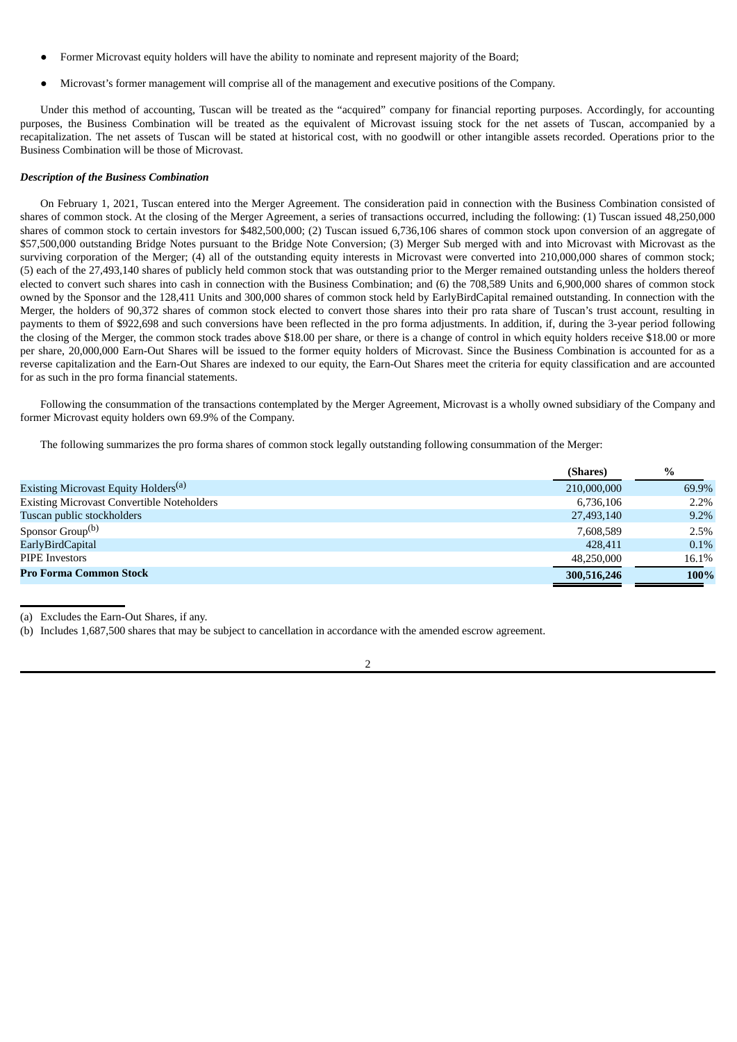- Former Microvast equity holders will have the ability to nominate and represent majority of the Board;
- Microvast's former management will comprise all of the management and executive positions of the Company.

Under this method of accounting, Tuscan will be treated as the "acquired" company for financial reporting purposes. Accordingly, for accounting purposes, the Business Combination will be treated as the equivalent of Microvast issuing stock for the net assets of Tuscan, accompanied by a recapitalization. The net assets of Tuscan will be stated at historical cost, with no goodwill or other intangible assets recorded. Operations prior to the Business Combination will be those of Microvast.

***Description of the Business Combination***

On February 1, 2021, Tuscan entered into the Merger Agreement. The consideration paid in connection with the Business Combination consisted of shares of common stock. At the closing of the Merger Agreement, a series of transactions occurred, including the following: (1) Tuscan issued 48,250,000 shares of common stock to certain investors for $482,500,000; (2) Tuscan issued 6,736,106 shares of common stock upon conversion of an aggregate of $57,500,000 outstanding Bridge Notes pursuant to the Bridge Note Conversion; (3) Merger Sub merged with and into Microvast with Microvast as the surviving corporation of the Merger; (4) all of the outstanding equity interests in Microvast were converted into 210,000,000 shares of common stock; (5) each of the 27,493,140 shares of publicly held common stock that was outstanding prior to the Merger remained outstanding unless the holders thereof elected to convert such shares into cash in connection with the Business Combination; and (6) the 708,589 Units and 6,900,000 shares of common stock owned by the Sponsor and the 128,411 Units and 300,000 shares of common stock held by EarlyBirdCapital remained outstanding. In connection with the Merger, the holders of 90,372 shares of common stock elected to convert those shares into their pro rata share of Tuscan's trust account, resulting in payments to them of $922,698 and such conversions have been reflected in the pro forma adjustments. In addition, if, during the 3-year period following the closing of the Merger, the common stock trades above $18.00 per share, or there is a change of control in which equity holders receive $18.00 or more per share, 20,000,000 Earn-Out Shares will be issued to the former equity holders of Microvast. Since the Business Combination is accounted for as a reverse capitalization and the Earn-Out Shares are indexed to our equity, the Earn-Out Shares meet the criteria for equity classification and are accounted for as such in the pro forma financial statements.

Following the consummation of the transactions contemplated by the Merger Agreement, Microvast is a wholly owned subsidiary of the Company and former Microvast equity holders own 69.9% of the Company.

The following summarizes the pro forma shares of common stock legally outstanding following consummation of the Merger:

| | (Shares) | % |
|---|---|---|
| Existing Microvast Equity Holders[(a)] | 210,000,000 | 69.9% |
| Existing Microvast Convertible Noteholders | 6,736,106 | 2.2% |
| Tuscan public stockholders | 27,493,140 | 9.2% |
| Sponsor Group[(b)] | 7,608,589 | 2.5% |
| EarlyBirdCapital | 428,411 | 0.1% |
| PIPE Investors | 48,250,000 | 16.1% |
| **Pro Forma Common Stock** | **300,516,246** | **100%** |

(a) Excludes the Earn-Out Shares, if any.

(b) Includes 1,687,500 shares that may be subject to cancellation in accordance with the amended escrow agreement.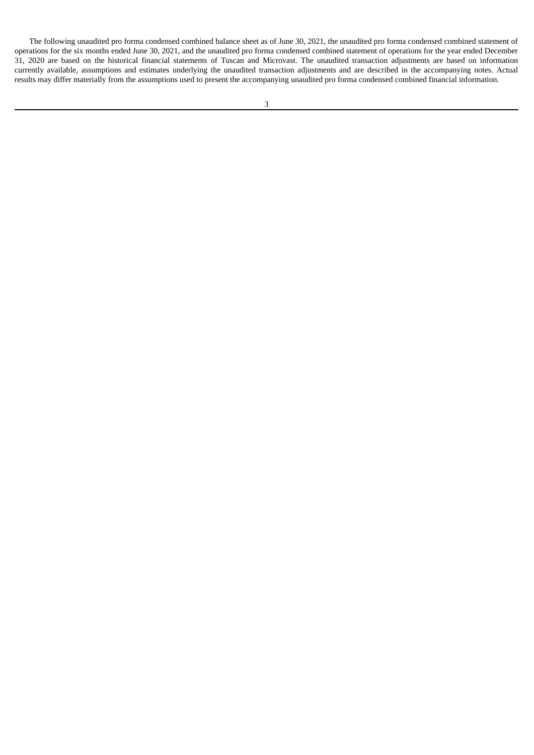The following unaudited pro forma condensed combined balance sheet as of June 30, 2021, the unaudited pro forma condensed combined statement of operations for the six months ended June 30, 2021, and the unaudited pro forma condensed combined statement of operations for the year ended December 31, 2020 are based on the historical financial statements of Tuscan and Microvast. The unaudited transaction adjustments are based on information currently available, assumptions and estimates underlying the unaudited transaction adjustments and are described in the accompanying notes. Actual results may differ materially from the assumptions used to present the accompanying unaudited pro forma condensed combined financial information.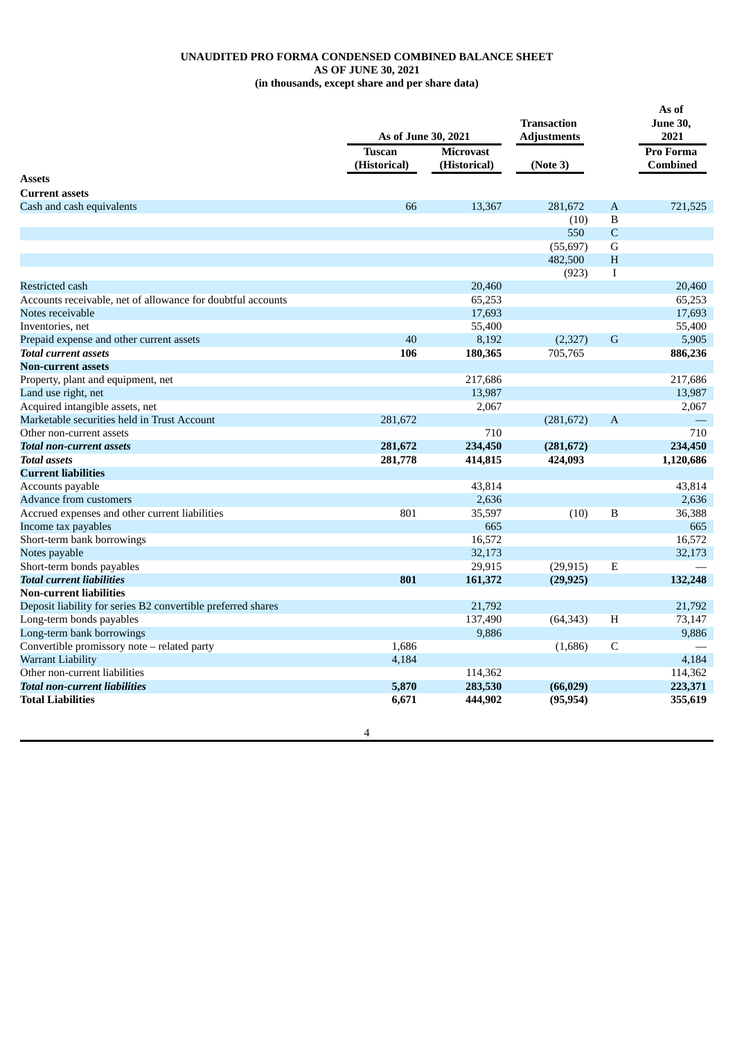**UNAUDITED PRO FORMA CONDENSED COMBINED BALANCE SHEET**
**AS OF JUNE 30, 2021**
**(in thousands, except share and per share data)**

| | As of June 30, 2021 | | Transaction Adjustments | | As of June 30, 2021 |
|---|---|---|---|---|---|
| | Tuscan (Historical) | Microvast (Historical) | (Note 3) | | Pro Forma Combined |
| **Assets** | | | | | |
| **Current assets** | | | | | |
| Cash and cash equivalents | 66 | 13,367 | 281,672 | A | 721,525 |
| | | | (10) | B | |
| | | | 550 | C | |
| | | | (55,697) | G | |
| | | | 482,500 | H | |
| | | | (923) | I | |
| Restricted cash | | 20,460 | | | 20,460 |
| Accounts receivable, net of allowance for doubtful accounts | | 65,253 | | | 65,253 |
| Notes receivable | | 17,693 | | | 17,693 |
| Inventories, net | | 55,400 | | | 55,400 |
| Prepaid expense and other current assets | 40 | 8,192 | (2,327) | G | 5,905 |
| ***Total current assets*** | **106** | **180,365** | 705,765 | | **886,236** |
| **Non-current assets** | | | | | |
| Property, plant and equipment, net | | 217,686 | | | 217,686 |
| Land use right, net | | 13,987 | | | 13,987 |
| Acquired intangible assets, net | | 2,067 | | | 2,067 |
| Marketable securities held in Trust Account | 281,672 | | (281,672) | A | — |
| Other non-current assets | | 710 | | | 710 |
| ***Total non-current assets*** | **281,672** | **234,450** | **(281,672)** | | **234,450** |
| ***Total assets*** | **281,778** | **414,815** | **424,093** | | **1,120,686** |
| **Current liabilities** | | | | | |
| Accounts payable | | 43,814 | | | 43,814 |
| Advance from customers | | 2,636 | | | 2,636 |
| Accrued expenses and other current liabilities | 801 | 35,597 | (10) | B | 36,388 |
| Income tax payables | | 665 | | | 665 |
| Short-term bank borrowings | | 16,572 | | | 16,572 |
| Notes payable | | 32,173 | | | 32,173 |
| Short-term bonds payables | | 29,915 | (29,915) | E | — |
| ***Total current liabilities*** | **801** | **161,372** | **(29,925)** | | **132,248** |
| **Non-current liabilities** | | | | | |
| Deposit liability for series B2 convertible preferred shares | | 21,792 | | | 21,792 |
| Long-term bonds payables | | 137,490 | (64,343) | H | 73,147 |
| Long-term bank borrowings | | 9,886 | | | 9,886 |
| Convertible promissory note – related party | 1,686 | | (1,686) | C | — |
| Warrant Liability | 4,184 | | | | 4,184 |
| Other non-current liabilities | | 114,362 | | | 114,362 |
| ***Total non-current liabilities*** | **5,870** | **283,530** | **(66,029)** | | **223,371** |
| **Total Liabilities** | **6,671** | **444,902** | **(95,954)** | | **355,619** |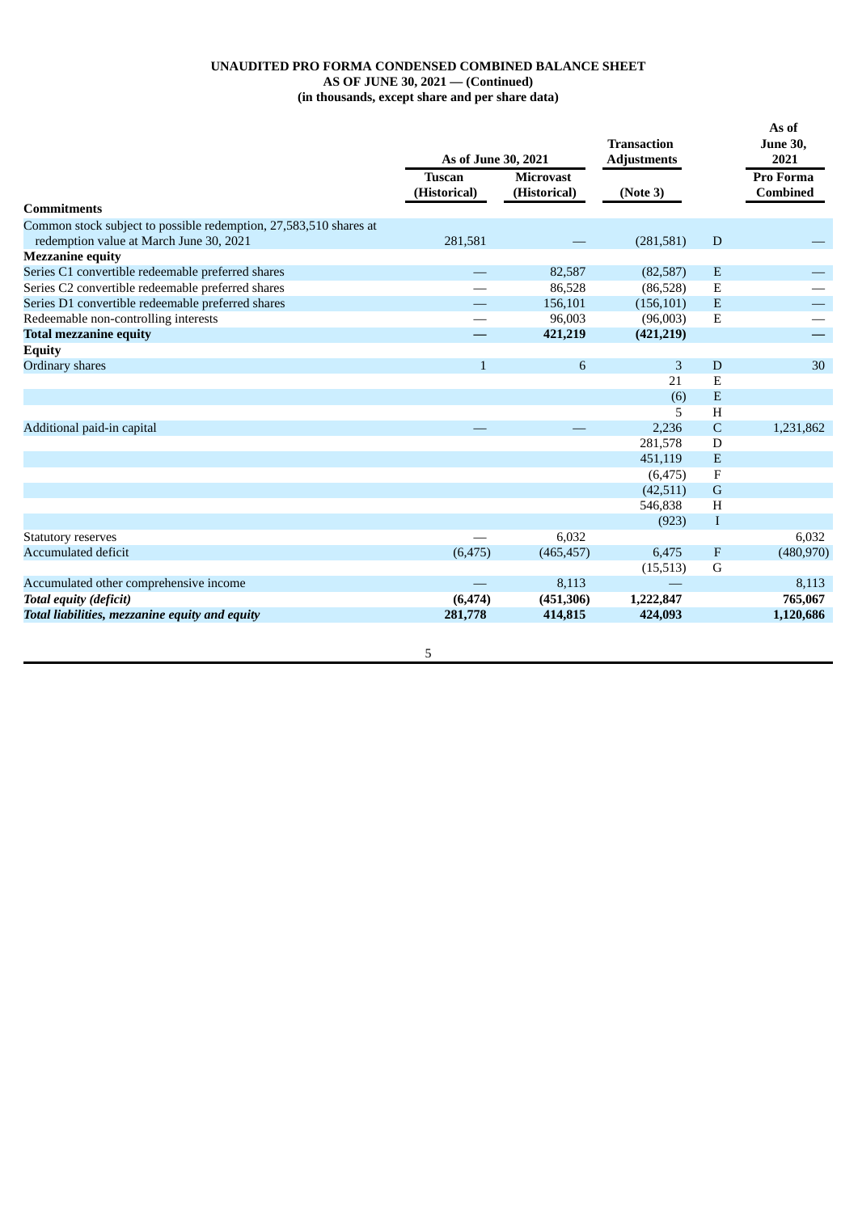**UNAUDITED PRO FORMA CONDENSED COMBINED BALANCE SHEET**
**AS OF JUNE 30, 2021 — (Continued)**
**(in thousands, except share and per share data)**

| | As of June 30, 2021 | | Transaction Adjustments | | As of June 30, 2021 |
|---|---|---|---|---|---|
| | Tuscan (Historical) | Microvast (Historical) | (Note 3) | | Pro Forma Combined |
| **Commitments** | | | | | |
| Common stock subject to possible redemption, 27,583,510 shares at redemption value at March June 30, 2021 | 281,581 | — | (281,581) | D | — |
| **Mezzanine equity** | | | | | |
| Series C1 convertible redeemable preferred shares | — | 82,587 | (82,587) | E | — |
| Series C2 convertible redeemable preferred shares | — | 86,528 | (86,528) | E | — |
| Series D1 convertible redeemable preferred shares | — | 156,101 | (156,101) | E | — |
| Redeemable non-controlling interests | — | 96,003 | (96,003) | E | — |
| **Total mezzanine equity** | **—** | **421,219** | **(421,219)** | | **—** |
| **Equity** | | | | | |
| Ordinary shares | 1 | 6 | 3 | D | 30 |
| | | | 21 | E | |
| | | | (6) | E | |
| | | | 5 | H | |
| Additional paid-in capital | — | — | 2,236 | C | 1,231,862 |
| | | | 281,578 | D | |
| | | | 451,119 | E | |
| | | | (6,475) | F | |
| | | | (42,511) | G | |
| | | | 546,838 | H | |
| | | | (923) | I | |
| Statutory reserves | — | 6,032 | | | 6,032 |
| Accumulated deficit | (6,475) | (465,457) | 6,475 | F | (480,970) |
| | | | (15,513) | G | |
| Accumulated other comprehensive income | — | 8,113 | — | | 8,113 |
| ***Total equity (deficit)*** | **(6,474)** | **(451,306)** | **1,222,847** | | **765,067** |
| ***Total liabilities, mezzanine equity and equity*** | **281,778** | **414,815** | **424,093** | | **1,120,686** |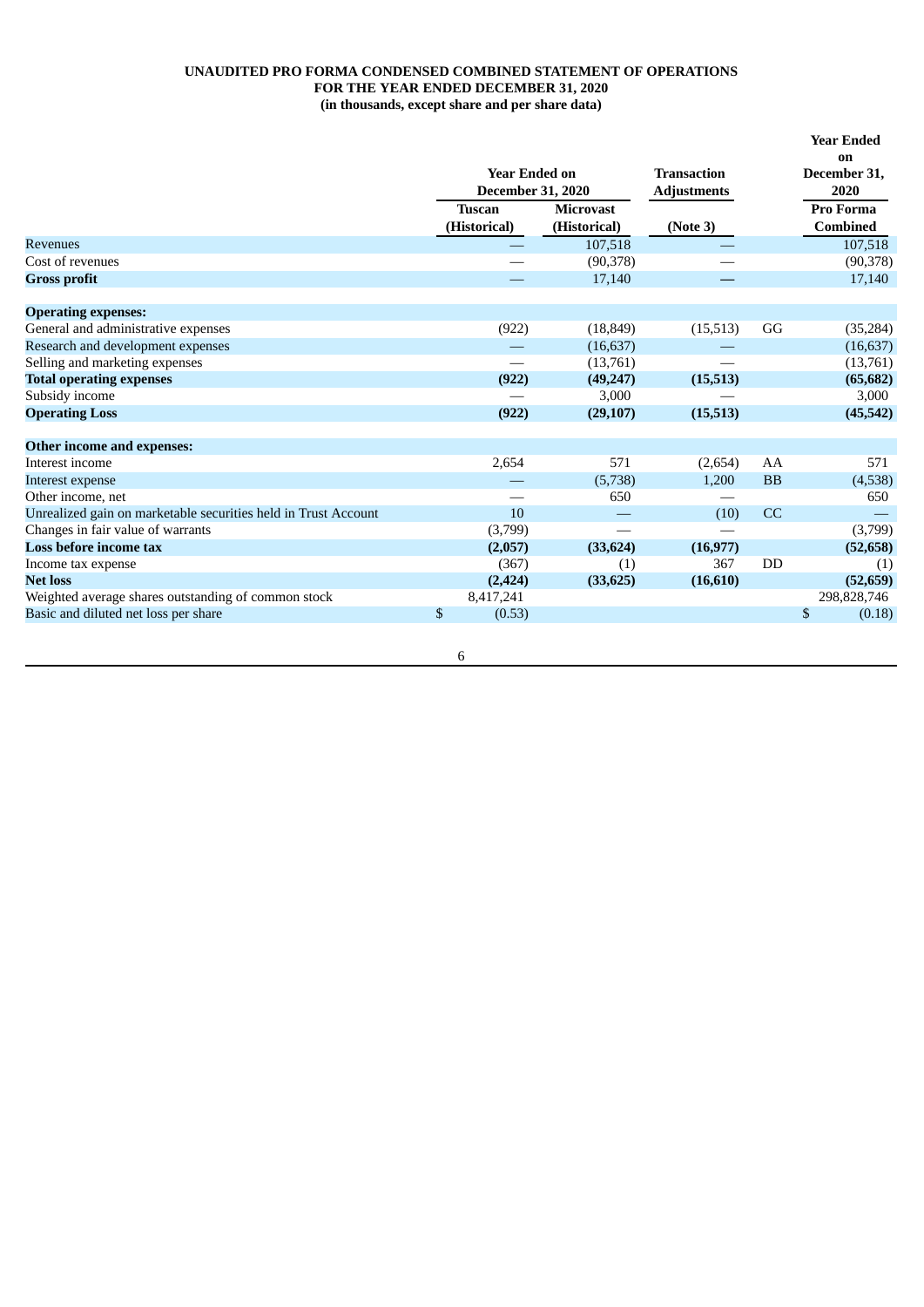**UNAUDITED PRO FORMA CONDENSED COMBINED STATEMENT OF OPERATIONS**
**FOR THE YEAR ENDED DECEMBER 31, 2020**
**(in thousands, except share and per share data)**

| | Year Ended on December 31, 2020 | | Transaction Adjustments | | Year Ended on December 31, 2020 |
|---|---|---|---|---|---|
| | Tuscan (Historical) | Microvast (Historical) | (Note 3) | | Pro Forma Combined |
| Revenues | — | 107,518 | — | | 107,518 |
| Cost of revenues | — | (90,378) | — | | (90,378) |
| **Gross profit** | — | 17,140 | — | | 17,140 |
| | | | | | |
| **Operating expenses:** | | | | | |
| General and administrative expenses | (922) | (18,849) | (15,513) | GG | (35,284) |
| Research and development expenses | — | (16,637) | — | | (16,637) |
| Selling and marketing expenses | — | (13,761) | — | | (13,761) |
| **Total operating expenses** | **(922)** | **(49,247)** | **(15,513)** | | **(65,682)** |
| Subsidy income | — | 3,000 | — | | 3,000 |
| **Operating Loss** | **(922)** | **(29,107)** | **(15,513)** | | **(45,542)** |
| | | | | | |
| **Other income and expenses:** | | | | | |
| Interest income | 2,654 | 571 | (2,654) | AA | 571 |
| Interest expense | — | (5,738) | 1,200 | BB | (4,538) |
| Other income, net | — | 650 | — | | 650 |
| Unrealized gain on marketable securities held in Trust Account | 10 | — | (10) | CC | — |
| Changes in fair value of warrants | (3,799) | — | — | | (3,799) |
| **Loss before income tax** | **(2,057)** | **(33,624)** | **(16,977)** | | **(52,658)** |
| Income tax expense | (367) | (1) | 367 | DD | (1) |
| **Net loss** | **(2,424)** | **(33,625)** | **(16,610)** | | **(52,659)** |
| Weighted average shares outstanding of common stock | 8,417,241 | | | | 298,828,746 |
| Basic and diluted net loss per share | $ (0.53) | | | | $ (0.18) |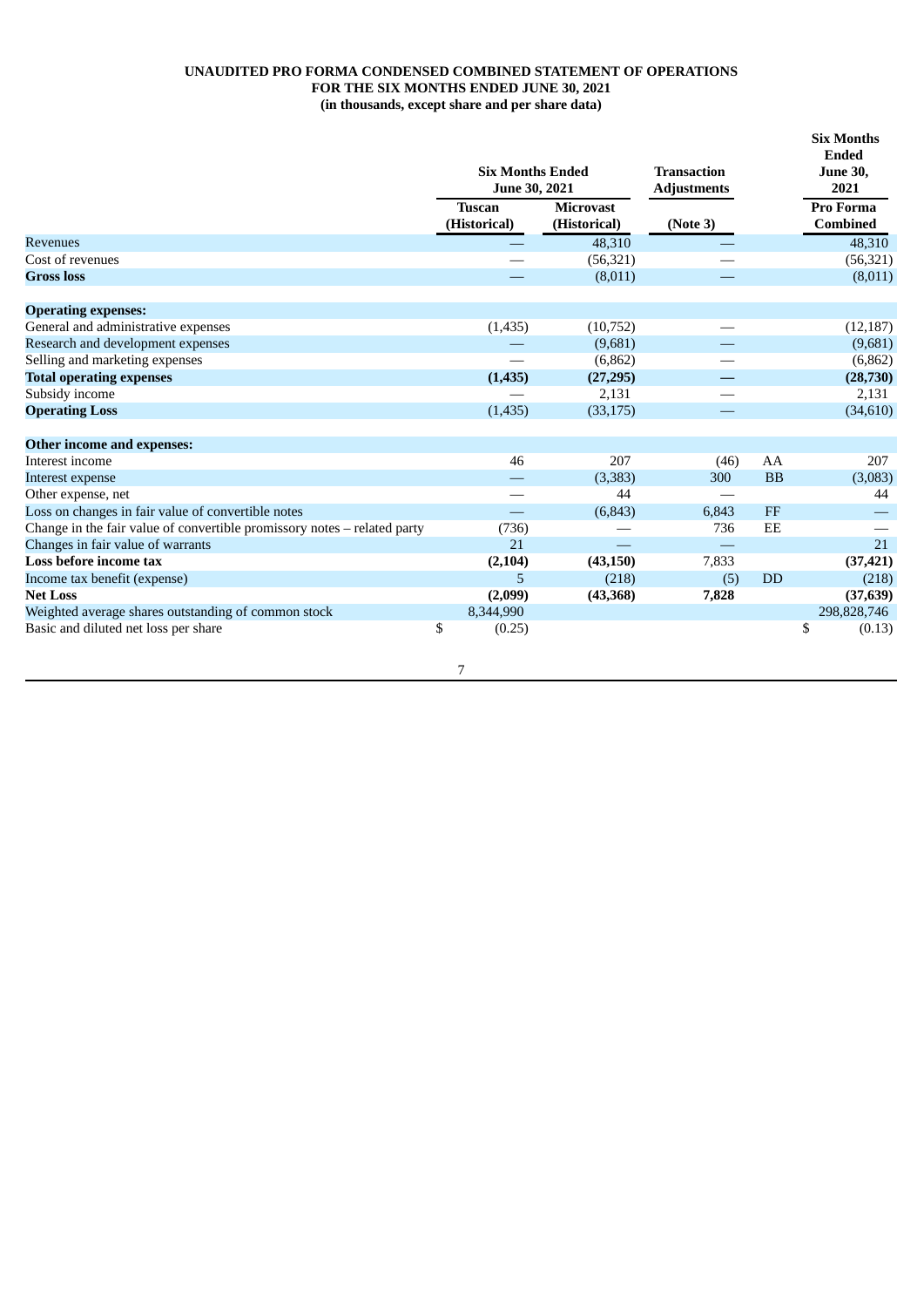**UNAUDITED PRO FORMA CONDENSED COMBINED STATEMENT OF OPERATIONS**
**FOR THE SIX MONTHS ENDED JUNE 30, 2021**
**(in thousands, except share and per share data)**

| | Six Months Ended June 30, 2021 | | Transaction Adjustments | | Six Months Ended June 30, 2021 |
|---|---|---|---|---|---|
| | Tuscan (Historical) | Microvast (Historical) | (Note 3) | | Pro Forma Combined |
| Revenues | — | 48,310 | — | | 48,310 |
| Cost of revenues | — | (56,321) | — | | (56,321) |
| **Gross loss** | — | (8,011) | — | | (8,011) |
| **Operating expenses:** | | | | | |
| General and administrative expenses | (1,435) | (10,752) | — | | (12,187) |
| Research and development expenses | — | (9,681) | — | | (9,681) |
| Selling and marketing expenses | — | (6,862) | — | | (6,862) |
| **Total operating expenses** | **(1,435)** | **(27,295)** | **—** | | **(28,730)** |
| Subsidy income | — | 2,131 | — | | 2,131 |
| **Operating Loss** | (1,435) | (33,175) | — | | (34,610) |
| **Other income and expenses:** | | | | | |
| Interest income | 46 | 207 | (46) | AA | 207 |
| Interest expense | — | (3,383) | 300 | BB | (3,083) |
| Other expense, net | — | 44 | — | | 44 |
| Loss on changes in fair value of convertible notes | — | (6,843) | 6,843 | FF | — |
| Change in the fair value of convertible promissory notes – related party | (736) | — | 736 | EE | — |
| Changes in fair value of warrants | 21 | — | — | | 21 |
| **Loss before income tax** | **(2,104)** | **(43,150)** | 7,833 | | **(37,421)** |
| Income tax benefit (expense) | 5 | (218) | (5) | DD | (218) |
| **Net Loss** | **(2,099)** | **(43,368)** | **7,828** | | **(37,639)** |
| Weighted average shares outstanding of common stock | 8,344,990 | | | | 298,828,746 |
| Basic and diluted net loss per share | $ (0.25) | | | | $ (0.13) |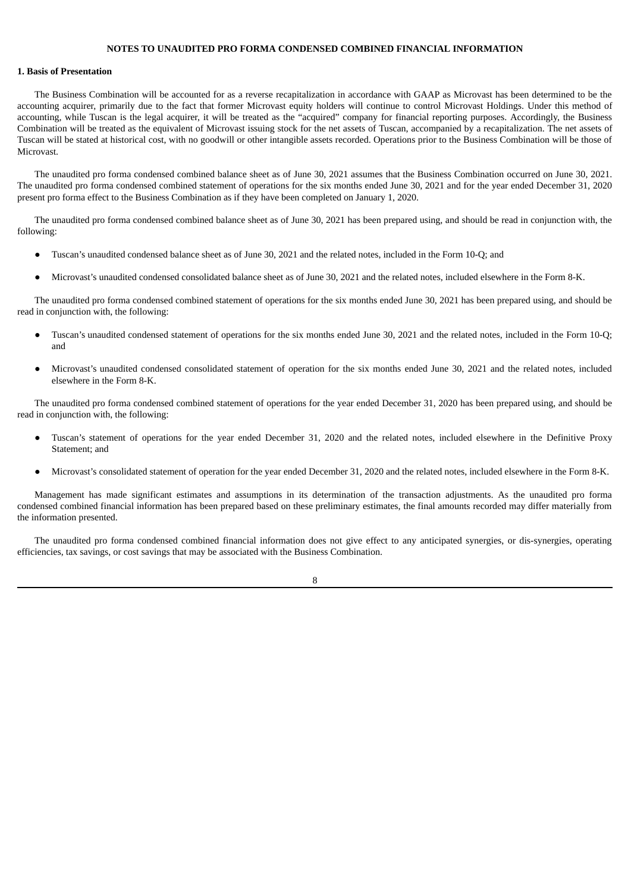# NOTES TO UNAUDITED PRO FORMA CONDENSED COMBINED FINANCIAL INFORMATION

## 1. Basis of Presentation

The Business Combination will be accounted for as a reverse recapitalization in accordance with GAAP as Microvast has been determined to be the accounting acquirer, primarily due to the fact that former Microvast equity holders will continue to control Microvast Holdings. Under this method of accounting, while Tuscan is the legal acquirer, it will be treated as the "acquired" company for financial reporting purposes. Accordingly, the Business Combination will be treated as the equivalent of Microvast issuing stock for the net assets of Tuscan, accompanied by a recapitalization. The net assets of Tuscan will be stated at historical cost, with no goodwill or other intangible assets recorded. Operations prior to the Business Combination will be those of Microvast.

The unaudited pro forma condensed combined balance sheet as of June 30, 2021 assumes that the Business Combination occurred on June 30, 2021. The unaudited pro forma condensed combined statement of operations for the six months ended June 30, 2021 and for the year ended December 31, 2020 present pro forma effect to the Business Combination as if they have been completed on January 1, 2020.

The unaudited pro forma condensed combined balance sheet as of June 30, 2021 has been prepared using, and should be read in conjunction with, the following:

- Tuscan's unaudited condensed balance sheet as of June 30, 2021 and the related notes, included in the Form 10-Q; and
- Microvast's unaudited condensed consolidated balance sheet as of June 30, 2021 and the related notes, included elsewhere in the Form 8-K.

The unaudited pro forma condensed combined statement of operations for the six months ended June 30, 2021 has been prepared using, and should be read in conjunction with, the following:

- Tuscan's unaudited condensed statement of operations for the six months ended June 30, 2021 and the related notes, included in the Form 10-Q; and
- Microvast's unaudited condensed consolidated statement of operation for the six months ended June 30, 2021 and the related notes, included elsewhere in the Form 8-K.

The unaudited pro forma condensed combined statement of operations for the year ended December 31, 2020 has been prepared using, and should be read in conjunction with, the following:

- Tuscan's statement of operations for the year ended December 31, 2020 and the related notes, included elsewhere in the Definitive Proxy Statement; and
- Microvast's consolidated statement of operation for the year ended December 31, 2020 and the related notes, included elsewhere in the Form 8-K.

Management has made significant estimates and assumptions in its determination of the transaction adjustments. As the unaudited pro forma condensed combined financial information has been prepared based on these preliminary estimates, the final amounts recorded may differ materially from the information presented.

The unaudited pro forma condensed combined financial information does not give effect to any anticipated synergies, or dis-synergies, operating efficiencies, tax savings, or cost savings that may be associated with the Business Combination.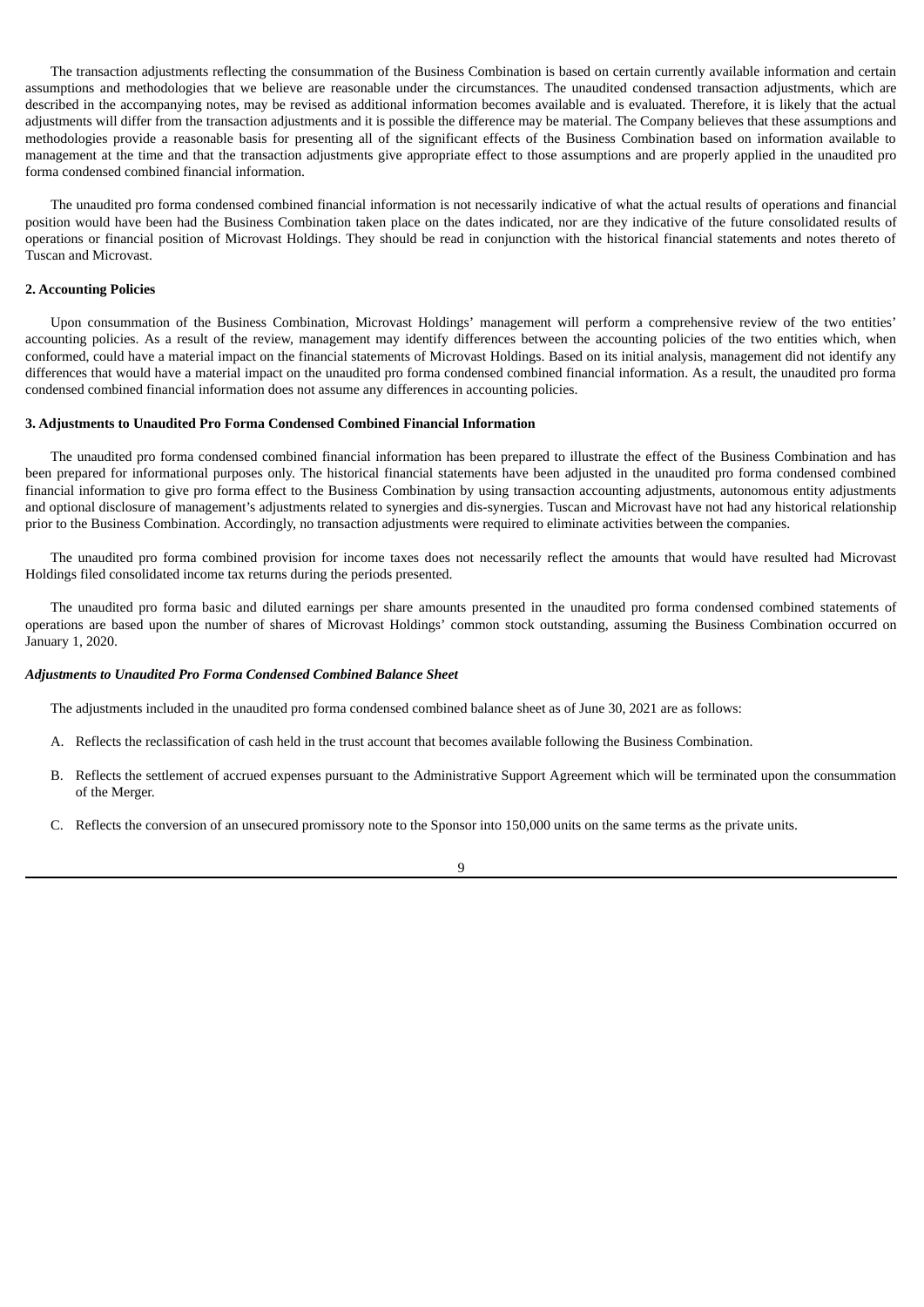The transaction adjustments reflecting the consummation of the Business Combination is based on certain currently available information and certain assumptions and methodologies that we believe are reasonable under the circumstances. The unaudited condensed transaction adjustments, which are described in the accompanying notes, may be revised as additional information becomes available and is evaluated. Therefore, it is likely that the actual adjustments will differ from the transaction adjustments and it is possible the difference may be material. The Company believes that these assumptions and methodologies provide a reasonable basis for presenting all of the significant effects of the Business Combination based on information available to management at the time and that the transaction adjustments give appropriate effect to those assumptions and are properly applied in the unaudited pro forma condensed combined financial information.

The unaudited pro forma condensed combined financial information is not necessarily indicative of what the actual results of operations and financial position would have been had the Business Combination taken place on the dates indicated, nor are they indicative of the future consolidated results of operations or financial position of Microvast Holdings. They should be read in conjunction with the historical financial statements and notes thereto of Tuscan and Microvast.

**2. Accounting Policies**

Upon consummation of the Business Combination, Microvast Holdings' management will perform a comprehensive review of the two entities' accounting policies. As a result of the review, management may identify differences between the accounting policies of the two entities which, when conformed, could have a material impact on the financial statements of Microvast Holdings. Based on its initial analysis, management did not identify any differences that would have a material impact on the unaudited pro forma condensed combined financial information. As a result, the unaudited pro forma condensed combined financial information does not assume any differences in accounting policies.

**3. Adjustments to Unaudited Pro Forma Condensed Combined Financial Information**

The unaudited pro forma condensed combined financial information has been prepared to illustrate the effect of the Business Combination and has been prepared for informational purposes only. The historical financial statements have been adjusted in the unaudited pro forma condensed combined financial information to give pro forma effect to the Business Combination by using transaction accounting adjustments, autonomous entity adjustments and optional disclosure of management's adjustments related to synergies and dis-synergies. Tuscan and Microvast have not had any historical relationship prior to the Business Combination. Accordingly, no transaction adjustments were required to eliminate activities between the companies.

The unaudited pro forma combined provision for income taxes does not necessarily reflect the amounts that would have resulted had Microvast Holdings filed consolidated income tax returns during the periods presented.

The unaudited pro forma basic and diluted earnings per share amounts presented in the unaudited pro forma condensed combined statements of operations are based upon the number of shares of Microvast Holdings' common stock outstanding, assuming the Business Combination occurred on January 1, 2020.

***Adjustments to Unaudited Pro Forma Condensed Combined Balance Sheet***

The adjustments included in the unaudited pro forma condensed combined balance sheet as of June 30, 2021 are as follows:

A. Reflects the reclassification of cash held in the trust account that becomes available following the Business Combination.

B. Reflects the settlement of accrued expenses pursuant to the Administrative Support Agreement which will be terminated upon the consummation of the Merger.

C. Reflects the conversion of an unsecured promissory note to the Sponsor into 150,000 units on the same terms as the private units.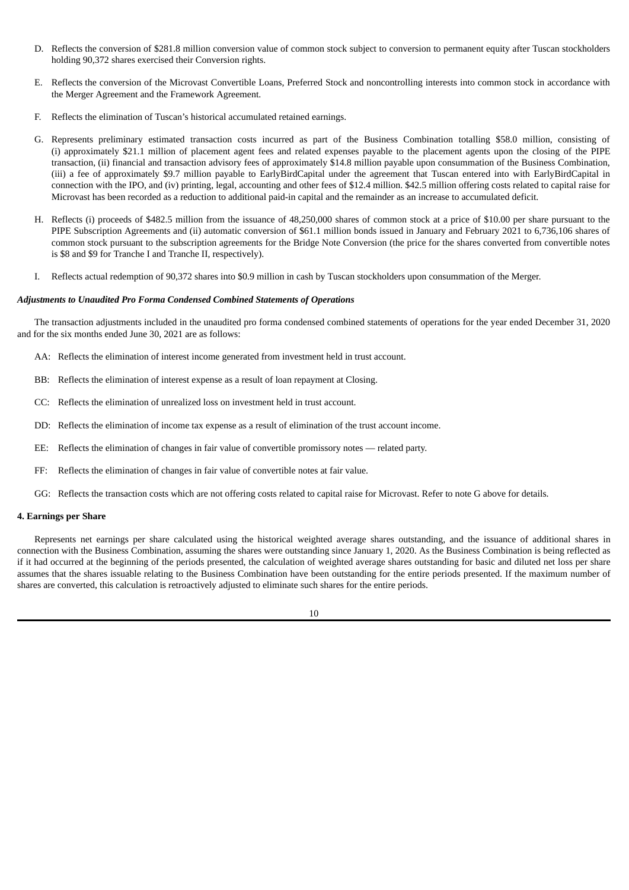D. Reflects the conversion of $281.8 million conversion value of common stock subject to conversion to permanent equity after Tuscan stockholders holding 90,372 shares exercised their Conversion rights.

E. Reflects the conversion of the Microvast Convertible Loans, Preferred Stock and noncontrolling interests into common stock in accordance with the Merger Agreement and the Framework Agreement.

F. Reflects the elimination of Tuscan's historical accumulated retained earnings.

G. Represents preliminary estimated transaction costs incurred as part of the Business Combination totalling $58.0 million, consisting of (i) approximately $21.1 million of placement agent fees and related expenses payable to the placement agents upon the closing of the PIPE transaction, (ii) financial and transaction advisory fees of approximately $14.8 million payable upon consummation of the Business Combination, (iii) a fee of approximately $9.7 million payable to EarlyBirdCapital under the agreement that Tuscan entered into with EarlyBirdCapital in connection with the IPO, and (iv) printing, legal, accounting and other fees of $12.4 million. $42.5 million offering costs related to capital raise for Microvast has been recorded as a reduction to additional paid-in capital and the remainder as an increase to accumulated deficit.

H. Reflects (i) proceeds of $482.5 million from the issuance of 48,250,000 shares of common stock at a price of $10.00 per share pursuant to the PIPE Subscription Agreements and (ii) automatic conversion of $61.1 million bonds issued in January and February 2021 to 6,736,106 shares of common stock pursuant to the subscription agreements for the Bridge Note Conversion (the price for the shares converted from convertible notes is $8 and $9 for Tranche I and Tranche II, respectively).

I. Reflects actual redemption of 90,372 shares into $0.9 million in cash by Tuscan stockholders upon consummation of the Merger.

***Adjustments to Unaudited Pro Forma Condensed Combined Statements of Operations***

The transaction adjustments included in the unaudited pro forma condensed combined statements of operations for the year ended December 31, 2020 and for the six months ended June 30, 2021 are as follows:

AA: Reflects the elimination of interest income generated from investment held in trust account.

BB: Reflects the elimination of interest expense as a result of loan repayment at Closing.

CC: Reflects the elimination of unrealized loss on investment held in trust account.

DD: Reflects the elimination of income tax expense as a result of elimination of the trust account income.

EE: Reflects the elimination of changes in fair value of convertible promissory notes — related party.

FF: Reflects the elimination of changes in fair value of convertible notes at fair value.

GG: Reflects the transaction costs which are not offering costs related to capital raise for Microvast. Refer to note G above for details.

**4. Earnings per Share**

Represents net earnings per share calculated using the historical weighted average shares outstanding, and the issuance of additional shares in connection with the Business Combination, assuming the shares were outstanding since January 1, 2020. As the Business Combination is being reflected as if it had occurred at the beginning of the periods presented, the calculation of weighted average shares outstanding for basic and diluted net loss per share assumes that the shares issuable relating to the Business Combination have been outstanding for the entire periods presented. If the maximum number of shares are converted, this calculation is retroactively adjusted to eliminate such shares for the entire periods.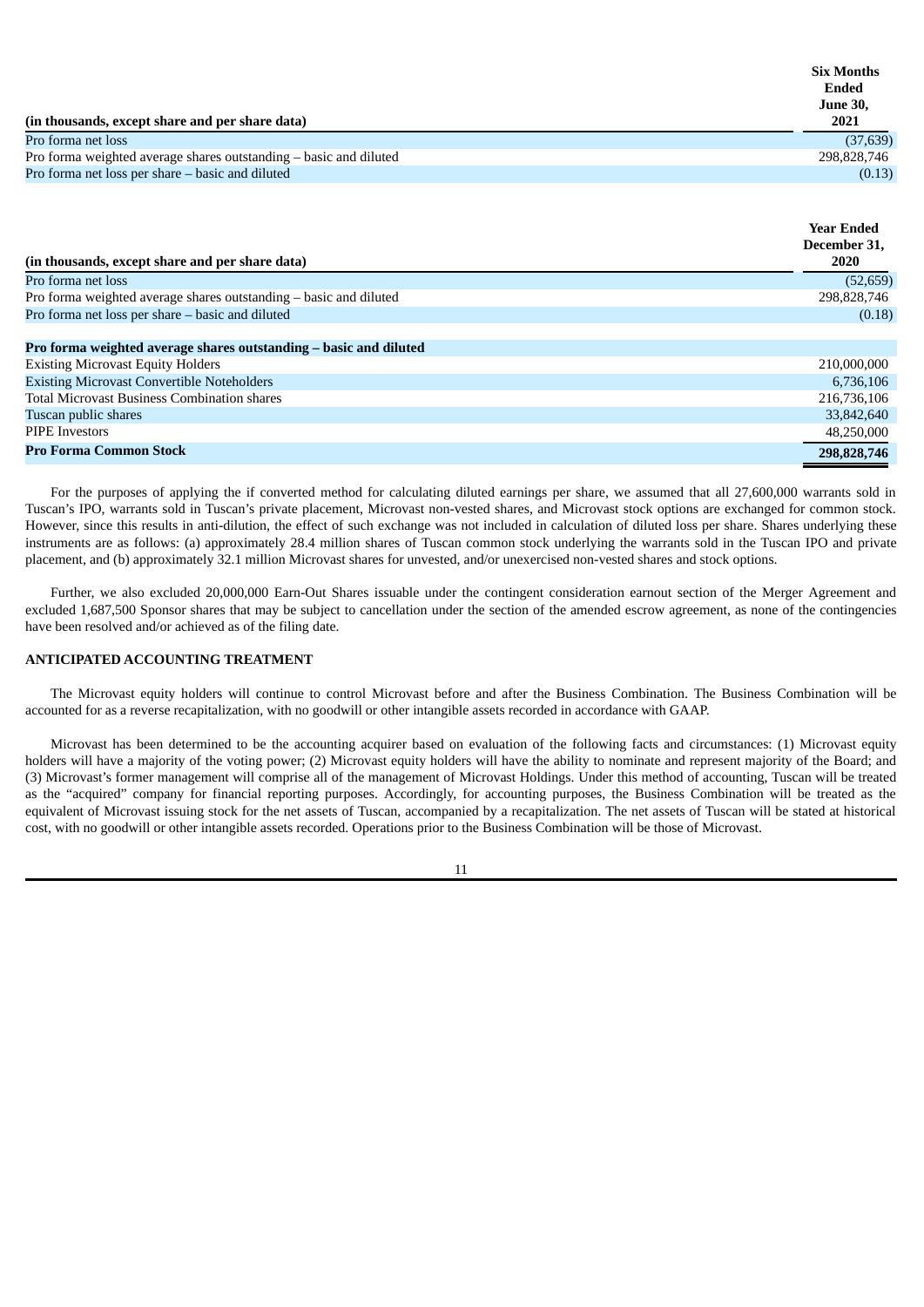| (in thousands, except share and per share data) | Six Months Ended June 30, 2021 |
|---|---|
| Pro forma net loss | (37,639) |
| Pro forma weighted average shares outstanding – basic and diluted | 298,828,746 |
| Pro forma net loss per share – basic and diluted | (0.13) |

| (in thousands, except share and per share data) | Year Ended December 31, 2020 |
|---|---|
| Pro forma net loss | (52,659) |
| Pro forma weighted average shares outstanding – basic and diluted | 298,828,746 |
| Pro forma net loss per share – basic and diluted | (0.18) |
| **Pro forma weighted average shares outstanding – basic and diluted** | |
| Existing Microvast Equity Holders | 210,000,000 |
| Existing Microvast Convertible Noteholders | 6,736,106 |
| Total Microvast Business Combination shares | 216,736,106 |
| Tuscan public shares | 33,842,640 |
| PIPE Investors | 48,250,000 |
| **Pro Forma Common Stock** | **298,828,746** |

For the purposes of applying the if converted method for calculating diluted earnings per share, we assumed that all 27,600,000 warrants sold in Tuscan's IPO, warrants sold in Tuscan's private placement, Microvast non-vested shares, and Microvast stock options are exchanged for common stock. However, since this results in anti-dilution, the effect of such exchange was not included in calculation of diluted loss per share. Shares underlying these instruments are as follows: (a) approximately 28.4 million shares of Tuscan common stock underlying the warrants sold in the Tuscan IPO and private placement, and (b) approximately 32.1 million Microvast shares for unvested, and/or unexercised non-vested shares and stock options.

Further, we also excluded 20,000,000 Earn-Out Shares issuable under the contingent consideration earnout section of the Merger Agreement and excluded 1,687,500 Sponsor shares that may be subject to cancellation under the section of the amended escrow agreement, as none of the contingencies have been resolved and/or achieved as of the filing date.

**ANTICIPATED ACCOUNTING TREATMENT**

The Microvast equity holders will continue to control Microvast before and after the Business Combination. The Business Combination will be accounted for as a reverse recapitalization, with no goodwill or other intangible assets recorded in accordance with GAAP.

Microvast has been determined to be the accounting acquirer based on evaluation of the following facts and circumstances: (1) Microvast equity holders will have a majority of the voting power; (2) Microvast equity holders will have the ability to nominate and represent majority of the Board; and (3) Microvast's former management will comprise all of the management of Microvast Holdings. Under this method of accounting, Tuscan will be treated as the "acquired" company for financial reporting purposes. Accordingly, for accounting purposes, the Business Combination will be treated as the equivalent of Microvast issuing stock for the net assets of Tuscan, accompanied by a recapitalization. The net assets of Tuscan will be stated at historical cost, with no goodwill or other intangible assets recorded. Operations prior to the Business Combination will be those of Microvast.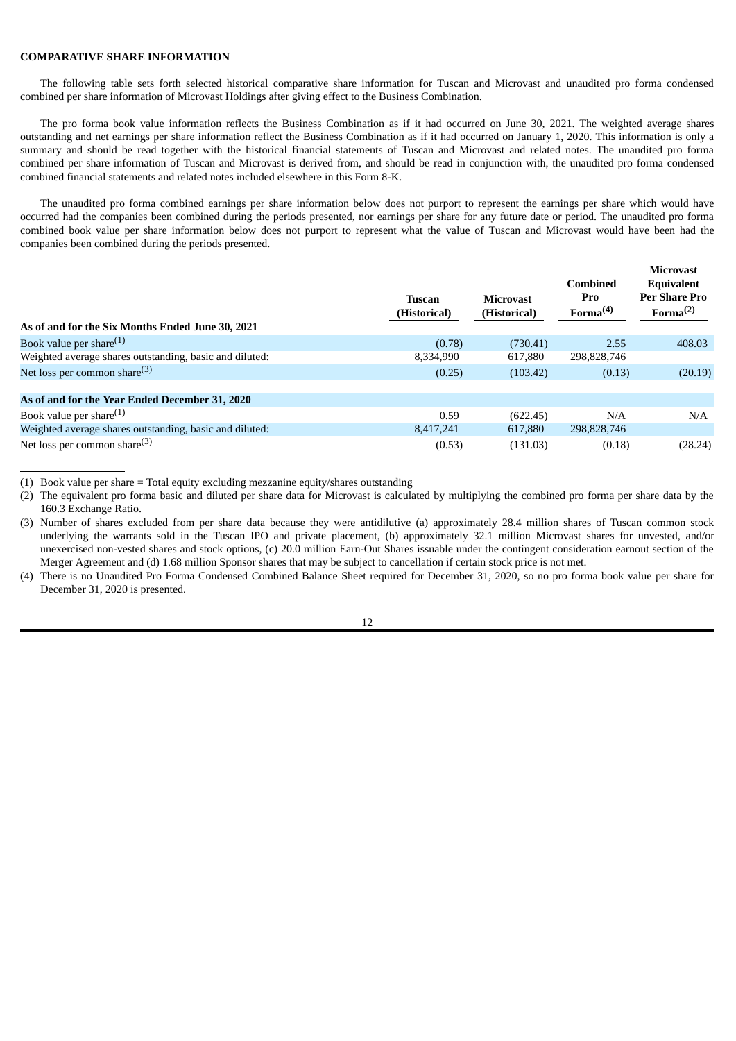**COMPARATIVE SHARE INFORMATION**

The following table sets forth selected historical comparative share information for Tuscan and Microvast and unaudited pro forma condensed combined per share information of Microvast Holdings after giving effect to the Business Combination.

The pro forma book value information reflects the Business Combination as if it had occurred on June 30, 2021. The weighted average shares outstanding and net earnings per share information reflect the Business Combination as if it had occurred on January 1, 2020. This information is only a summary and should be read together with the historical financial statements of Tuscan and Microvast and related notes. The unaudited pro forma combined per share information of Tuscan and Microvast is derived from, and should be read in conjunction with, the unaudited pro forma condensed combined financial statements and related notes included elsewhere in this Form 8-K.

The unaudited pro forma combined earnings per share information below does not purport to represent the earnings per share which would have occurred had the companies been combined during the periods presented, nor earnings per share for any future date or period. The unaudited pro forma combined book value per share information below does not purport to represent what the value of Tuscan and Microvast would have been had the companies been combined during the periods presented.

| | Tuscan (Historical) | Microvast (Historical) | Combined Pro Forma[(4)] | Microvast Equivalent Per Share Pro Forma[(2)] |
|---|---|---|---|---|
| **As of and for the Six Months Ended June 30, 2021** | | | | |
| Book value per share[(1)] | (0.78) | (730.41) | 2.55 | 408.03 |
| Weighted average shares outstanding, basic and diluted: | 8,334,990 | 617,880 | 298,828,746 | |
| Net loss per common share[(3)] | (0.25) | (103.42) | (0.13) | (20.19) |
| **As of and for the Year Ended December 31, 2020** | | | | |
| Book value per share[(1)] | 0.59 | (622.45) | N/A | N/A |
| Weighted average shares outstanding, basic and diluted: | 8,417,241 | 617,880 | 298,828,746 | |
| Net loss per common share[(3)] | (0.53) | (131.03) | (0.18) | (28.24) |

(1) Book value per share = Total equity excluding mezzanine equity/shares outstanding

(2) The equivalent pro forma basic and diluted per share data for Microvast is calculated by multiplying the combined pro forma per share data by the 160.3 Exchange Ratio.

(3) Number of shares excluded from per share data because they were antidilutive (a) approximately 28.4 million shares of Tuscan common stock underlying the warrants sold in the Tuscan IPO and private placement, (b) approximately 32.1 million Microvast shares for unvested, and/or unexercised non-vested shares and stock options, (c) 20.0 million Earn-Out Shares issuable under the contingent consideration earnout section of the Merger Agreement and (d) 1.68 million Sponsor shares that may be subject to cancellation if certain stock price is not met.

(4) There is no Unaudited Pro Forma Condensed Combined Balance Sheet required for December 31, 2020, so no pro forma book value per share for December 31, 2020 is presented.